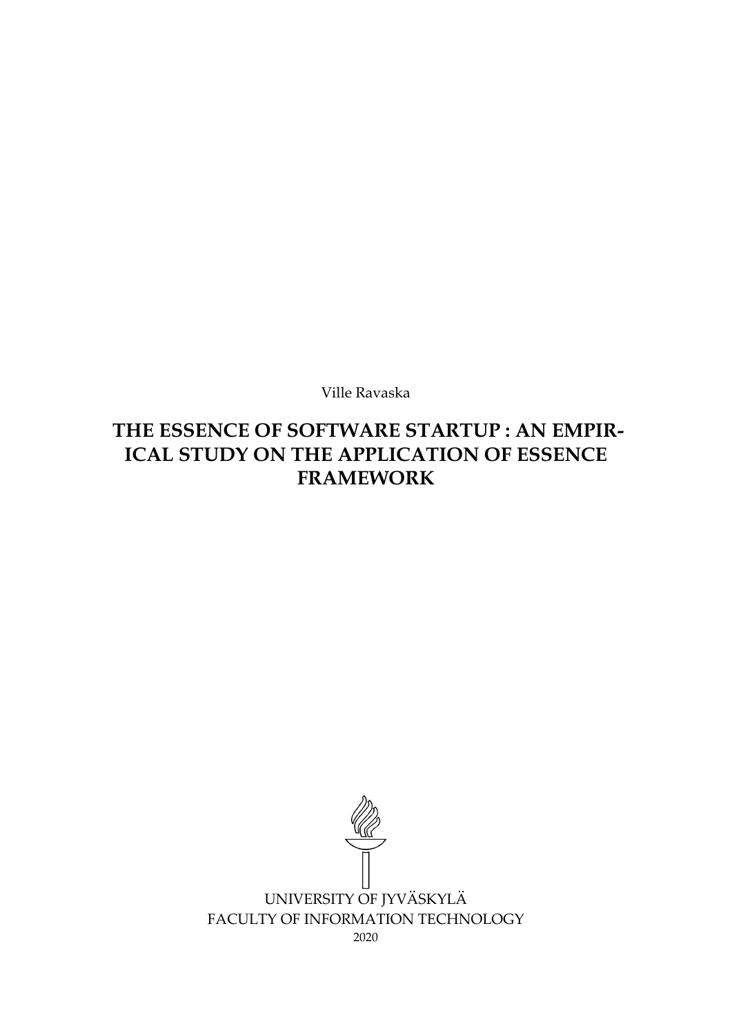Ville Ravaska

# THE ESSENCE OF SOFTWARE STARTUP : AN EMPIRICAL STUDY ON THE APPLICATION OF ESSENCE FRAMEWORK

UNIVERSITY OF JYVÄSKYLÄ
FACULTY OF INFORMATION TECHNOLOGY
2020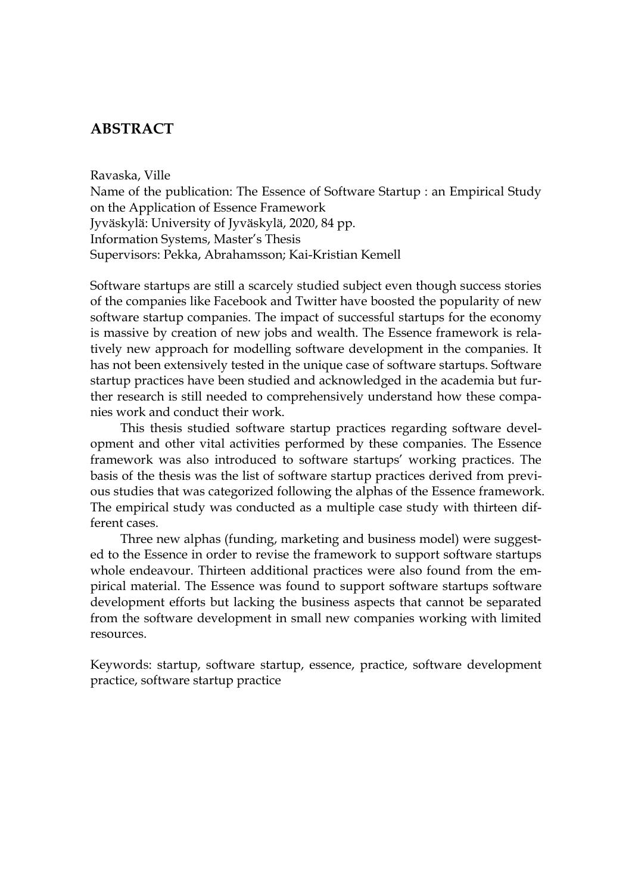## ABSTRACT

Ravaska, Ville
Name of the publication: The Essence of Software Startup : an Empirical Study on the Application of Essence Framework
Jyväskylä: University of Jyväskylä, 2020, 84 pp.
Information Systems, Master's Thesis
Supervisors: Pekka, Abrahamsson; Kai-Kristian Kemell

Software startups are still a scarcely studied subject even though success stories of the companies like Facebook and Twitter have boosted the popularity of new software startup companies. The impact of successful startups for the economy is massive by creation of new jobs and wealth. The Essence framework is relatively new approach for modelling software development in the companies. It has not been extensively tested in the unique case of software startups. Software startup practices have been studied and acknowledged in the academia but further research is still needed to comprehensively understand how these companies work and conduct their work.

This thesis studied software startup practices regarding software development and other vital activities performed by these companies. The Essence framework was also introduced to software startups' working practices. The basis of the thesis was the list of software startup practices derived from previous studies that was categorized following the alphas of the Essence framework. The empirical study was conducted as a multiple case study with thirteen different cases.

Three new alphas (funding, marketing and business model) were suggested to the Essence in order to revise the framework to support software startups whole endeavour. Thirteen additional practices were also found from the empirical material. The Essence was found to support software startups software development efforts but lacking the business aspects that cannot be separated from the software development in small new companies working with limited resources.

Keywords: startup, software startup, essence, practice, software development practice, software startup practice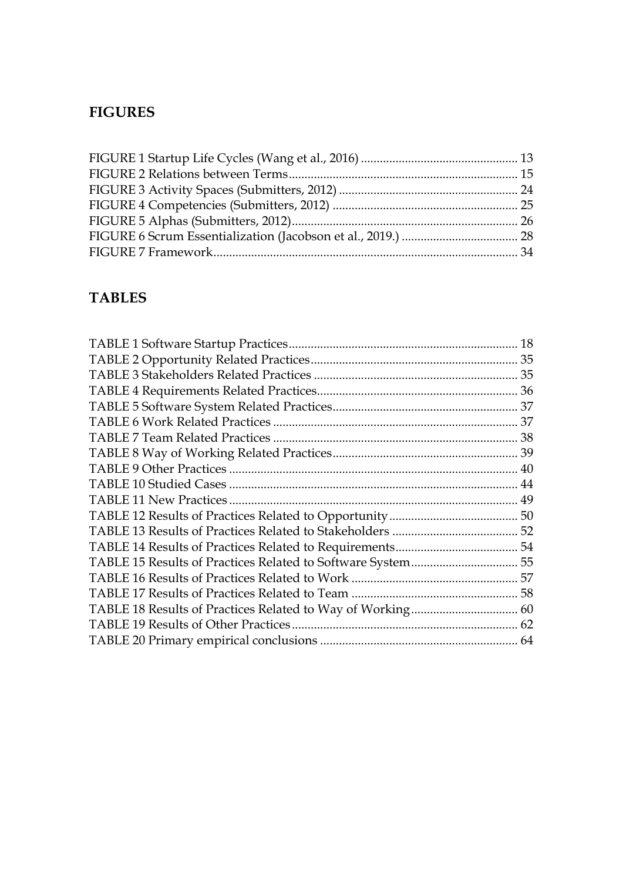# FIGURES

FIGURE 1 Startup Life Cycles (Wang et al., 2016) ................................................. 13
FIGURE 2 Relations between Terms ....................................................................... 15
FIGURE 3 Activity Spaces (Submitters, 2012) ........................................................ 24
FIGURE 4 Competencies (Submitters, 2012) .......................................................... 25
FIGURE 5 Alphas (Submitters, 2012) ...................................................................... 26
FIGURE 6 Scrum Essentialization (Jacobson et al., 2019.) .................................... 28
FIGURE 7 Framework ................................................................................................ 34

# TABLES

TABLE 1 Software Startup Practices ........................................................................ 18
TABLE 2 Opportunity Related Practices ................................................................. 35
TABLE 3 Stakeholders Related Practices ................................................................ 35
TABLE 4 Requirements Related Practices ............................................................... 36
TABLE 5 Software System Related Practices .......................................................... 37
TABLE 6 Work Related Practices ............................................................................. 37
TABLE 7 Team Related Practices ............................................................................. 38
TABLE 8 Way of Working Related Practices .......................................................... 39
TABLE 9 Other Practices .......................................................................................... 40
TABLE 10 Studied Cases .......................................................................................... 44
TABLE 11 New Practices .......................................................................................... 49
TABLE 12 Results of Practices Related to Opportunity ........................................ 50
TABLE 13 Results of Practices Related to Stakeholders ....................................... 52
TABLE 14 Results of Practices Related to Requirements ...................................... 54
TABLE 15 Results of Practices Related to Software System ................................. 55
TABLE 16 Results of Practices Related to Work .................................................... 57
TABLE 17 Results of Practices Related to Team .................................................... 58
TABLE 18 Results of Practices Related to Way of Working ................................. 60
TABLE 19 Results of Other Practices ...................................................................... 62
TABLE 20 Primary empirical conclusions .............................................................. 64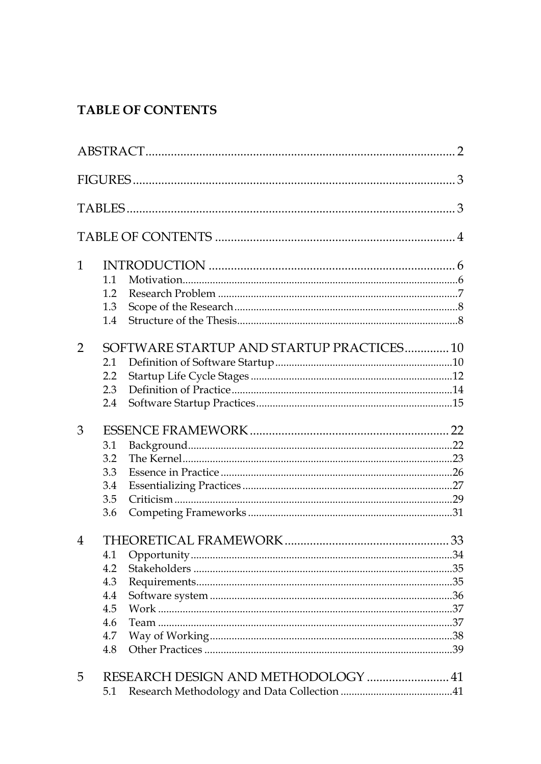# TABLE OF CONTENTS

ABSTRACT ... 2

FIGURES ... 3

TABLES ... 3

TABLE OF CONTENTS ... 4

1 INTRODUCTION ... 6
- 1.1 Motivation ... 6
- 1.2 Research Problem ... 7
- 1.3 Scope of the Research ... 8
- 1.4 Structure of the Thesis ... 8

2 SOFTWARE STARTUP AND STARTUP PRACTICES ... 10
- 2.1 Definition of Software Startup ... 10
- 2.2 Startup Life Cycle Stages ... 12
- 2.3 Definition of Practice ... 14
- 2.4 Software Startup Practices ... 15

3 ESSENCE FRAMEWORK ... 22
- 3.1 Background ... 22
- 3.2 The Kernel ... 23
- 3.3 Essence in Practice ... 26
- 3.4 Essentializing Practices ... 27
- 3.5 Criticism ... 29
- 3.6 Competing Frameworks ... 31

4 THEORETICAL FRAMEWORK ... 33
- 4.1 Opportunity ... 34
- 4.2 Stakeholders ... 35
- 4.3 Requirements ... 35
- 4.4 Software system ... 36
- 4.5 Work ... 37
- 4.6 Team ... 37
- 4.7 Way of Working ... 38
- 4.8 Other Practices ... 39

5 RESEARCH DESIGN AND METHODOLOGY ... 41
- 5.1 Research Methodology and Data Collection ... 41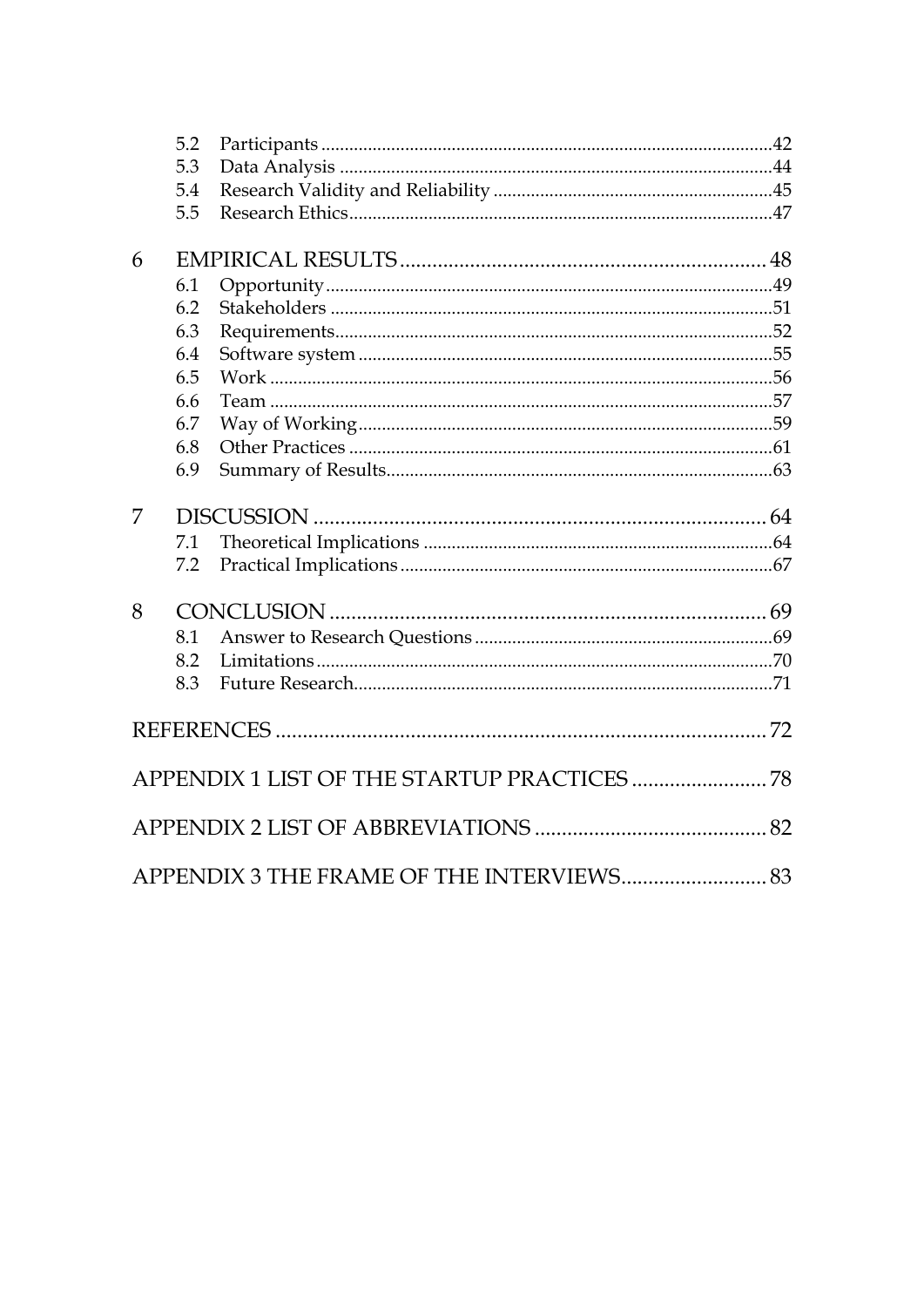5.2 Participants ........................................................................................42
5.3 Data Analysis ......................................................................................44
5.4 Research Validity and Reliability .......................................................45
5.5 Research Ethics...................................................................................47

6 EMPIRICAL RESULTS .............................................................................. 48

6.1 Opportunity ........................................................................................49
6.2 Stakeholders .......................................................................................51
6.3 Requirements......................................................................................52
6.4 Software system ..................................................................................55
6.5 Work ...................................................................................................56
6.6 Team ...................................................................................................57
6.7 Way of Working..................................................................................59
6.8 Other Practices ...................................................................................61
6.9 Summary of Results............................................................................63

7 DISCUSSION ............................................................................................. 64

7.1 Theoretical Implications .....................................................................64
7.2 Practical Implications .........................................................................67

8 CONCLUSION ........................................................................................... 69

8.1 Answer to Research Questions ..........................................................69
8.2 Limitations .........................................................................................70
8.3 Future Research..................................................................................71

REFERENCES ................................................................................................. 72

APPENDIX 1 LIST OF THE STARTUP PRACTICES ..................................... 78

APPENDIX 2 LIST OF ABBREVIATIONS ....................................................... 82

APPENDIX 3 THE FRAME OF THE INTERVIEWS......................................... 83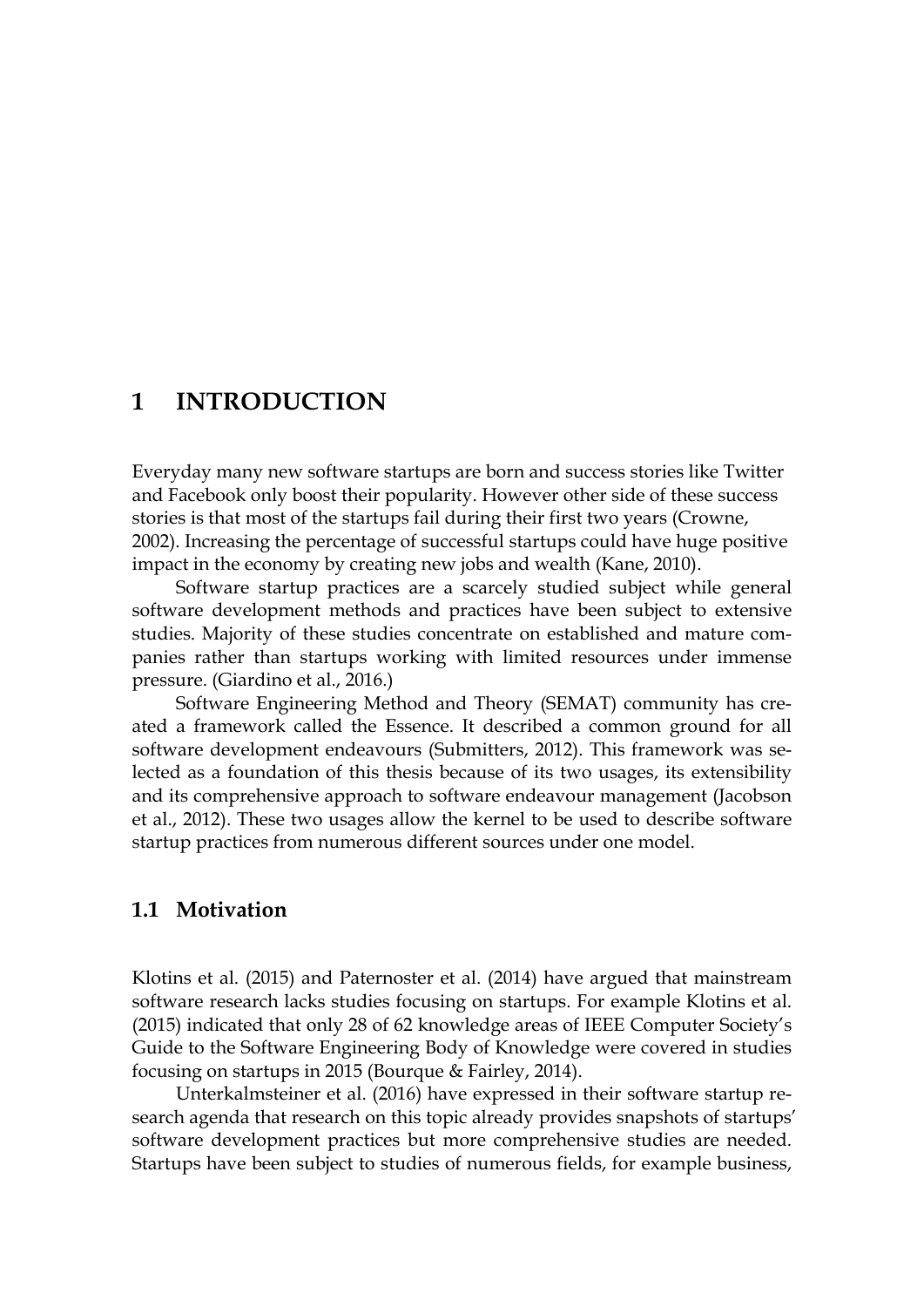# 1 INTRODUCTION

Everyday many new software startups are born and success stories like Twitter and Facebook only boost their popularity. However other side of these success stories is that most of the startups fail during their first two years (Crowne, 2002). Increasing the percentage of successful startups could have huge positive impact in the economy by creating new jobs and wealth (Kane, 2010).

Software startup practices are a scarcely studied subject while general software development methods and practices have been subject to extensive studies. Majority of these studies concentrate on established and mature companies rather than startups working with limited resources under immense pressure. (Giardino et al., 2016.)

Software Engineering Method and Theory (SEMAT) community has created a framework called the Essence. It described a common ground for all software development endeavours (Submitters, 2012). This framework was selected as a foundation of this thesis because of its two usages, its extensibility and its comprehensive approach to software endeavour management (Jacobson et al., 2012). These two usages allow the kernel to be used to describe software startup practices from numerous different sources under one model.

## 1.1 Motivation

Klotins et al. (2015) and Paternoster et al. (2014) have argued that mainstream software research lacks studies focusing on startups. For example Klotins et al. (2015) indicated that only 28 of 62 knowledge areas of IEEE Computer Society's Guide to the Software Engineering Body of Knowledge were covered in studies focusing on startups in 2015 (Bourque & Fairley, 2014).

Unterkalmsteiner et al. (2016) have expressed in their software startup research agenda that research on this topic already provides snapshots of startups' software development practices but more comprehensive studies are needed. Startups have been subject to studies of numerous fields, for example business,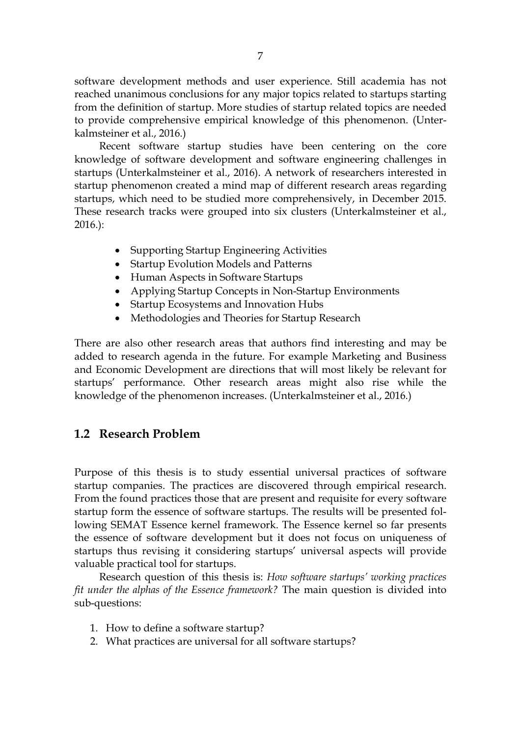software development methods and user experience. Still academia has not reached unanimous conclusions for any major topics related to startups starting from the definition of startup. More studies of startup related topics are needed to provide comprehensive empirical knowledge of this phenomenon. (Unterkalmsteiner et al., 2016.)

Recent software startup studies have been centering on the core knowledge of software development and software engineering challenges in startups (Unterkalmsteiner et al., 2016). A network of researchers interested in startup phenomenon created a mind map of different research areas regarding startups, which need to be studied more comprehensively, in December 2015. These research tracks were grouped into six clusters (Unterkalmsteiner et al., 2016.):

- Supporting Startup Engineering Activities
- Startup Evolution Models and Patterns
- Human Aspects in Software Startups
- Applying Startup Concepts in Non-Startup Environments
- Startup Ecosystems and Innovation Hubs
- Methodologies and Theories for Startup Research

There are also other research areas that authors find interesting and may be added to research agenda in the future. For example Marketing and Business and Economic Development are directions that will most likely be relevant for startups' performance. Other research areas might also rise while the knowledge of the phenomenon increases. (Unterkalmsteiner et al., 2016.)

## 1.2 Research Problem

Purpose of this thesis is to study essential universal practices of software startup companies. The practices are discovered through empirical research. From the found practices those that are present and requisite for every software startup form the essence of software startups. The results will be presented following SEMAT Essence kernel framework. The Essence kernel so far presents the essence of software development but it does not focus on uniqueness of startups thus revising it considering startups' universal aspects will provide valuable practical tool for startups.

Research question of this thesis is: *How software startups' working practices fit under the alphas of the Essence framework?* The main question is divided into sub-questions:

1. How to define a software startup?
2. What practices are universal for all software startups?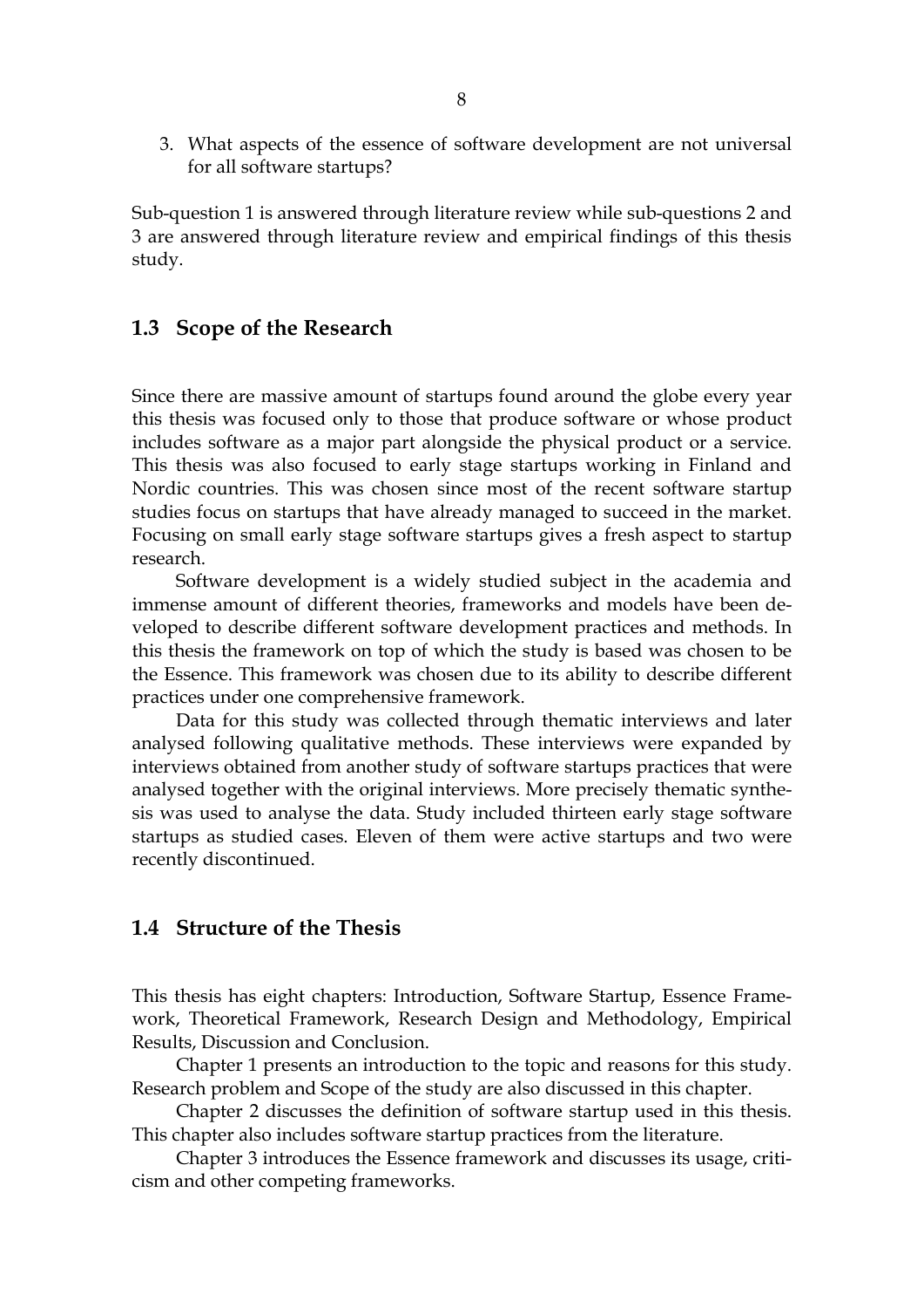3. What aspects of the essence of software development are not universal for all software startups?

Sub-question 1 is answered through literature review while sub-questions 2 and 3 are answered through literature review and empirical findings of this thesis study.

## 1.3 Scope of the Research

Since there are massive amount of startups found around the globe every year this thesis was focused only to those that produce software or whose product includes software as a major part alongside the physical product or a service. This thesis was also focused to early stage startups working in Finland and Nordic countries. This was chosen since most of the recent software startup studies focus on startups that have already managed to succeed in the market. Focusing on small early stage software startups gives a fresh aspect to startup research.

Software development is a widely studied subject in the academia and immense amount of different theories, frameworks and models have been developed to describe different software development practices and methods. In this thesis the framework on top of which the study is based was chosen to be the Essence. This framework was chosen due to its ability to describe different practices under one comprehensive framework.

Data for this study was collected through thematic interviews and later analysed following qualitative methods. These interviews were expanded by interviews obtained from another study of software startups practices that were analysed together with the original interviews. More precisely thematic synthesis was used to analyse the data. Study included thirteen early stage software startups as studied cases. Eleven of them were active startups and two were recently discontinued.

## 1.4 Structure of the Thesis

This thesis has eight chapters: Introduction, Software Startup, Essence Framework, Theoretical Framework, Research Design and Methodology, Empirical Results, Discussion and Conclusion.

Chapter 1 presents an introduction to the topic and reasons for this study. Research problem and Scope of the study are also discussed in this chapter.

Chapter 2 discusses the definition of software startup used in this thesis. This chapter also includes software startup practices from the literature.

Chapter 3 introduces the Essence framework and discusses its usage, criticism and other competing frameworks.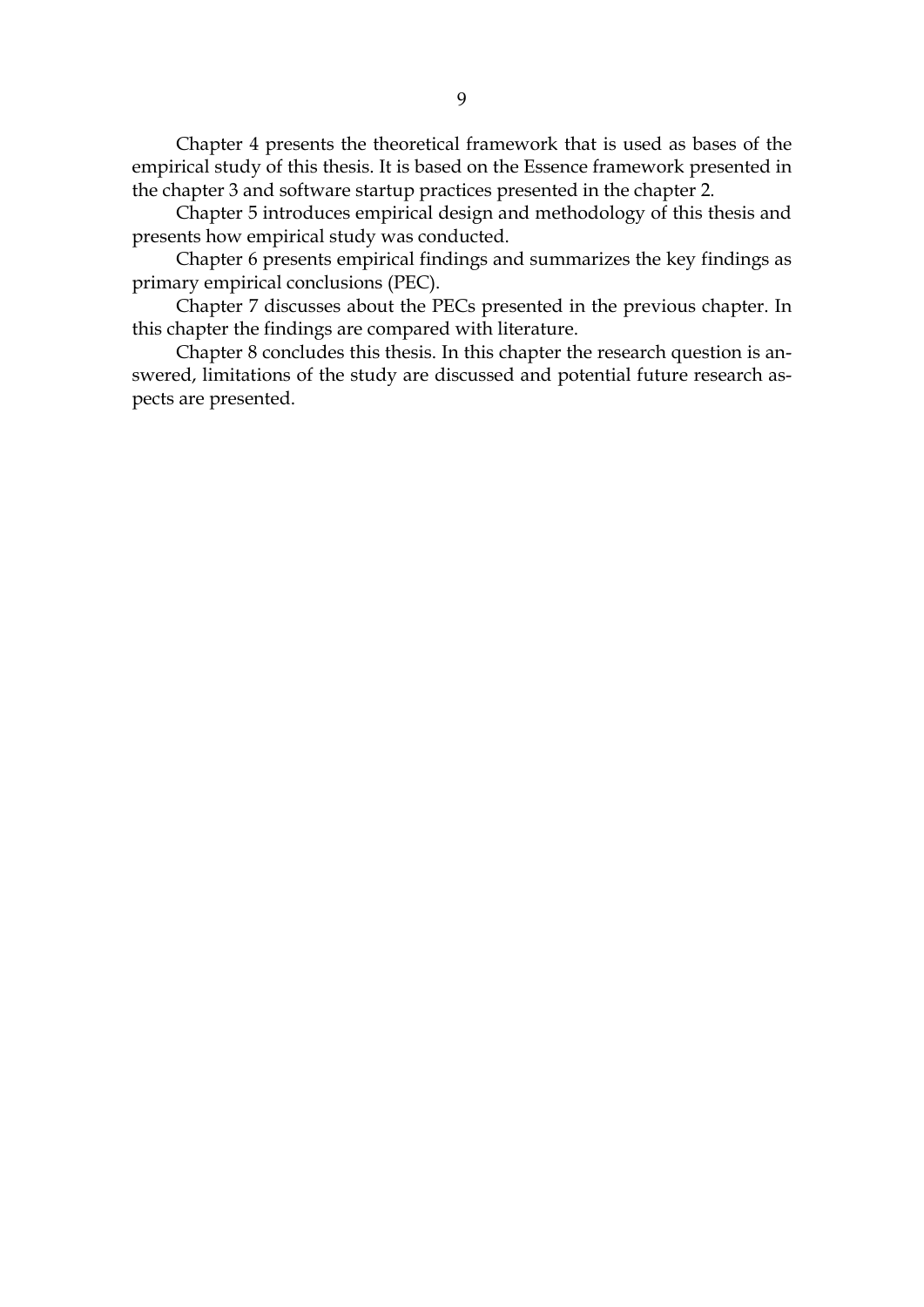Chapter 4 presents the theoretical framework that is used as bases of the empirical study of this thesis. It is based on the Essence framework presented in the chapter 3 and software startup practices presented in the chapter 2.

Chapter 5 introduces empirical design and methodology of this thesis and presents how empirical study was conducted.

Chapter 6 presents empirical findings and summarizes the key findings as primary empirical conclusions (PEC).

Chapter 7 discusses about the PECs presented in the previous chapter. In this chapter the findings are compared with literature.

Chapter 8 concludes this thesis. In this chapter the research question is answered, limitations of the study are discussed and potential future research aspects are presented.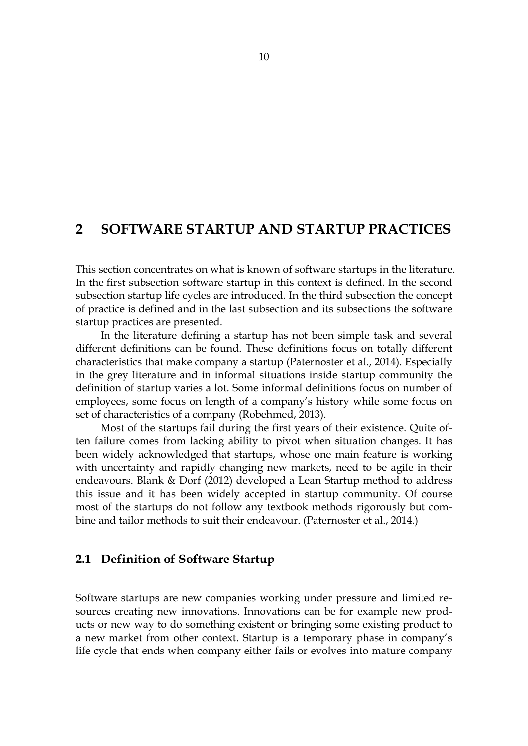# 2 SOFTWARE STARTUP AND STARTUP PRACTICES

This section concentrates on what is known of software startups in the literature. In the first subsection software startup in this context is defined. In the second subsection startup life cycles are introduced. In the third subsection the concept of practice is defined and in the last subsection and its subsections the software startup practices are presented.

In the literature defining a startup has not been simple task and several different definitions can be found. These definitions focus on totally different characteristics that make company a startup (Paternoster et al., 2014). Especially in the grey literature and in informal situations inside startup community the definition of startup varies a lot. Some informal definitions focus on number of employees, some focus on length of a company's history while some focus on set of characteristics of a company (Robehmed, 2013).

Most of the startups fail during the first years of their existence. Quite often failure comes from lacking ability to pivot when situation changes. It has been widely acknowledged that startups, whose one main feature is working with uncertainty and rapidly changing new markets, need to be agile in their endeavours. Blank & Dorf (2012) developed a Lean Startup method to address this issue and it has been widely accepted in startup community. Of course most of the startups do not follow any textbook methods rigorously but combine and tailor methods to suit their endeavour. (Paternoster et al., 2014.)

## 2.1 Definition of Software Startup

Software startups are new companies working under pressure and limited resources creating new innovations. Innovations can be for example new products or new way to do something existent or bringing some existing product to a new market from other context. Startup is a temporary phase in company's life cycle that ends when company either fails or evolves into mature company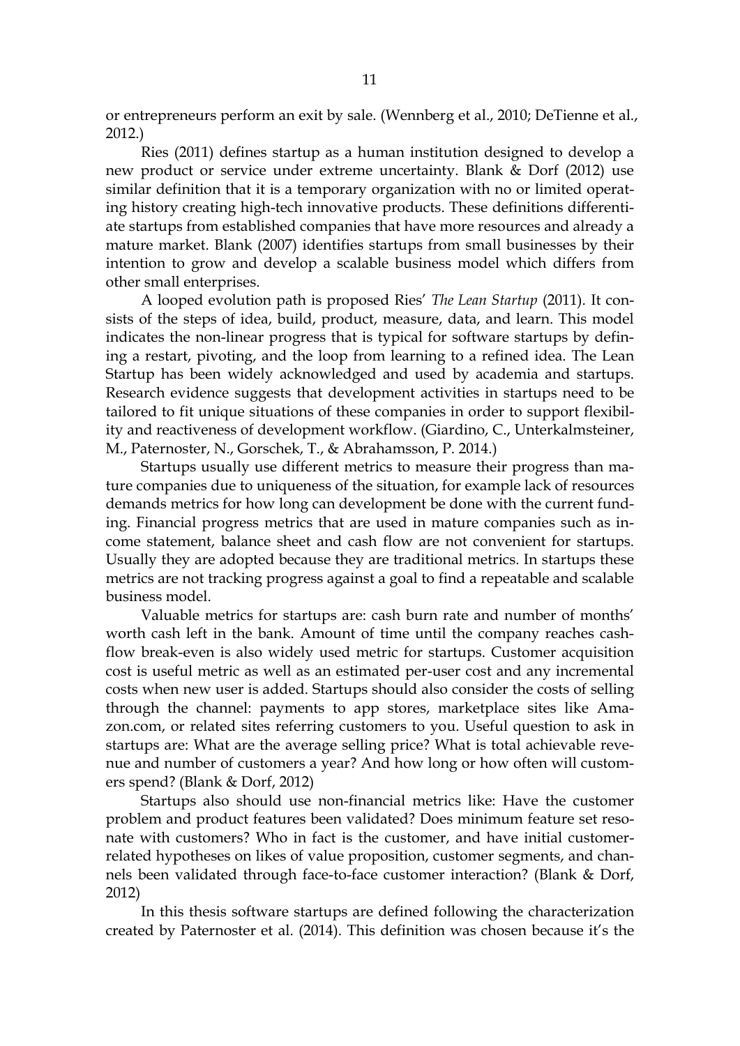or entrepreneurs perform an exit by sale. (Wennberg et al., 2010; DeTienne et al., 2012.)

Ries (2011) defines startup as a human institution designed to develop a new product or service under extreme uncertainty. Blank & Dorf (2012) use similar definition that it is a temporary organization with no or limited operating history creating high-tech innovative products. These definitions differentiate startups from established companies that have more resources and already a mature market. Blank (2007) identifies startups from small businesses by their intention to grow and develop a scalable business model which differs from other small enterprises.

A looped evolution path is proposed Ries' *The Lean Startup* (2011). It consists of the steps of idea, build, product, measure, data, and learn. This model indicates the non-linear progress that is typical for software startups by defining a restart, pivoting, and the loop from learning to a refined idea. The Lean Startup has been widely acknowledged and used by academia and startups. Research evidence suggests that development activities in startups need to be tailored to fit unique situations of these companies in order to support flexibility and reactiveness of development workflow. (Giardino, C., Unterkalmsteiner, M., Paternoster, N., Gorschek, T., & Abrahamsson, P. 2014.)

Startups usually use different metrics to measure their progress than mature companies due to uniqueness of the situation, for example lack of resources demands metrics for how long can development be done with the current funding. Financial progress metrics that are used in mature companies such as income statement, balance sheet and cash flow are not convenient for startups. Usually they are adopted because they are traditional metrics. In startups these metrics are not tracking progress against a goal to find a repeatable and scalable business model.

Valuable metrics for startups are: cash burn rate and number of months' worth cash left in the bank. Amount of time until the company reaches cash-flow break-even is also widely used metric for startups. Customer acquisition cost is useful metric as well as an estimated per-user cost and any incremental costs when new user is added. Startups should also consider the costs of selling through the channel: payments to app stores, marketplace sites like Amazon.com, or related sites referring customers to you. Useful question to ask in startups are: What are the average selling price? What is total achievable revenue and number of customers a year? And how long or how often will customers spend? (Blank & Dorf, 2012)

Startups also should use non-financial metrics like: Have the customer problem and product features been validated? Does minimum feature set resonate with customers? Who in fact is the customer, and have initial customer-related hypotheses on likes of value proposition, customer segments, and channels been validated through face-to-face customer interaction? (Blank & Dorf, 2012)

In this thesis software startups are defined following the characterization created by Paternoster et al. (2014). This definition was chosen because it's the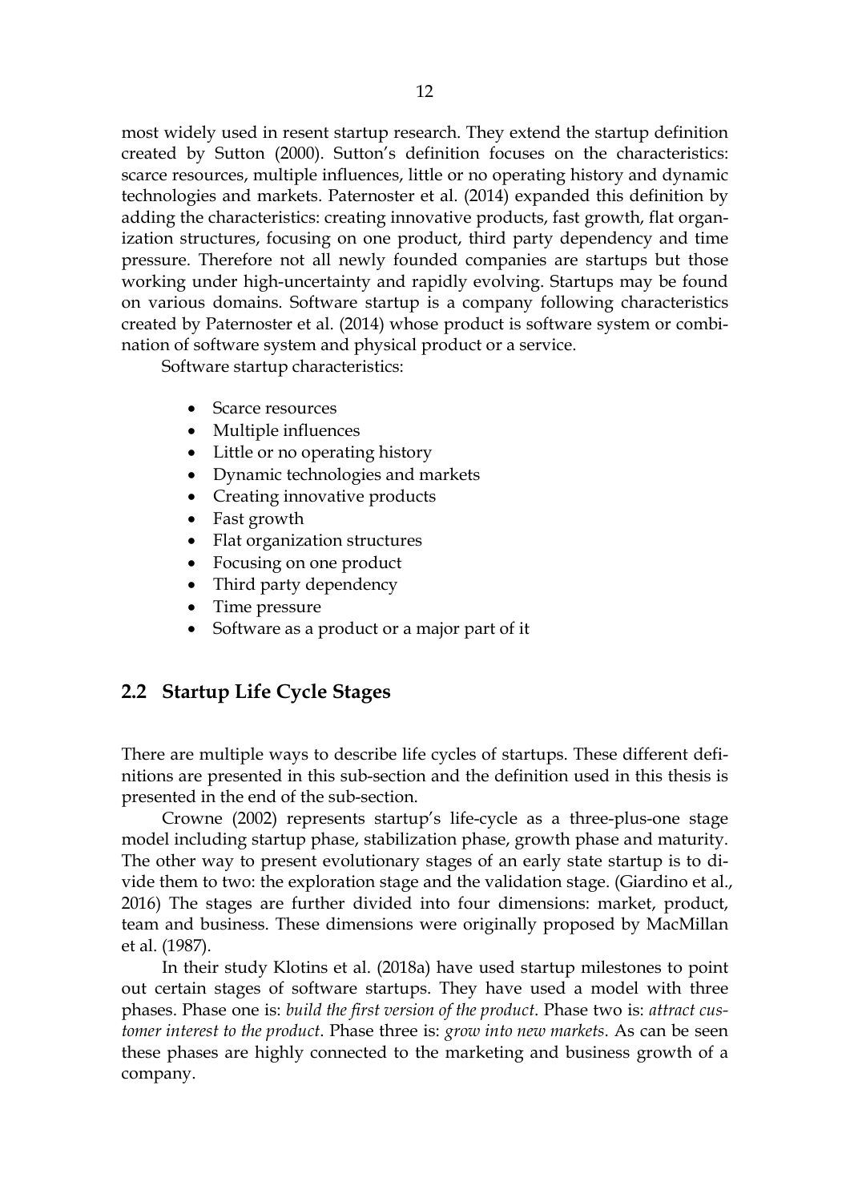most widely used in resent startup research. They extend the startup definition created by Sutton (2000). Sutton's definition focuses on the characteristics: scarce resources, multiple influences, little or no operating history and dynamic technologies and markets. Paternoster et al. (2014) expanded this definition by adding the characteristics: creating innovative products, fast growth, flat organization structures, focusing on one product, third party dependency and time pressure. Therefore not all newly founded companies are startups but those working under high-uncertainty and rapidly evolving. Startups may be found on various domains. Software startup is a company following characteristics created by Paternoster et al. (2014) whose product is software system or combination of software system and physical product or a service.

Software startup characteristics:

- Scarce resources
- Multiple influences
- Little or no operating history
- Dynamic technologies and markets
- Creating innovative products
- Fast growth
- Flat organization structures
- Focusing on one product
- Third party dependency
- Time pressure
- Software as a product or a major part of it

## 2.2 Startup Life Cycle Stages

There are multiple ways to describe life cycles of startups. These different definitions are presented in this sub-section and the definition used in this thesis is presented in the end of the sub-section.

Crowne (2002) represents startup's life-cycle as a three-plus-one stage model including startup phase, stabilization phase, growth phase and maturity. The other way to present evolutionary stages of an early state startup is to divide them to two: the exploration stage and the validation stage. (Giardino et al., 2016) The stages are further divided into four dimensions: market, product, team and business. These dimensions were originally proposed by MacMillan et al. (1987).

In their study Klotins et al. (2018a) have used startup milestones to point out certain stages of software startups. They have used a model with three phases. Phase one is: *build the first version of the product*. Phase two is: *attract customer interest to the product*. Phase three is: *grow into new markets*. As can be seen these phases are highly connected to the marketing and business growth of a company.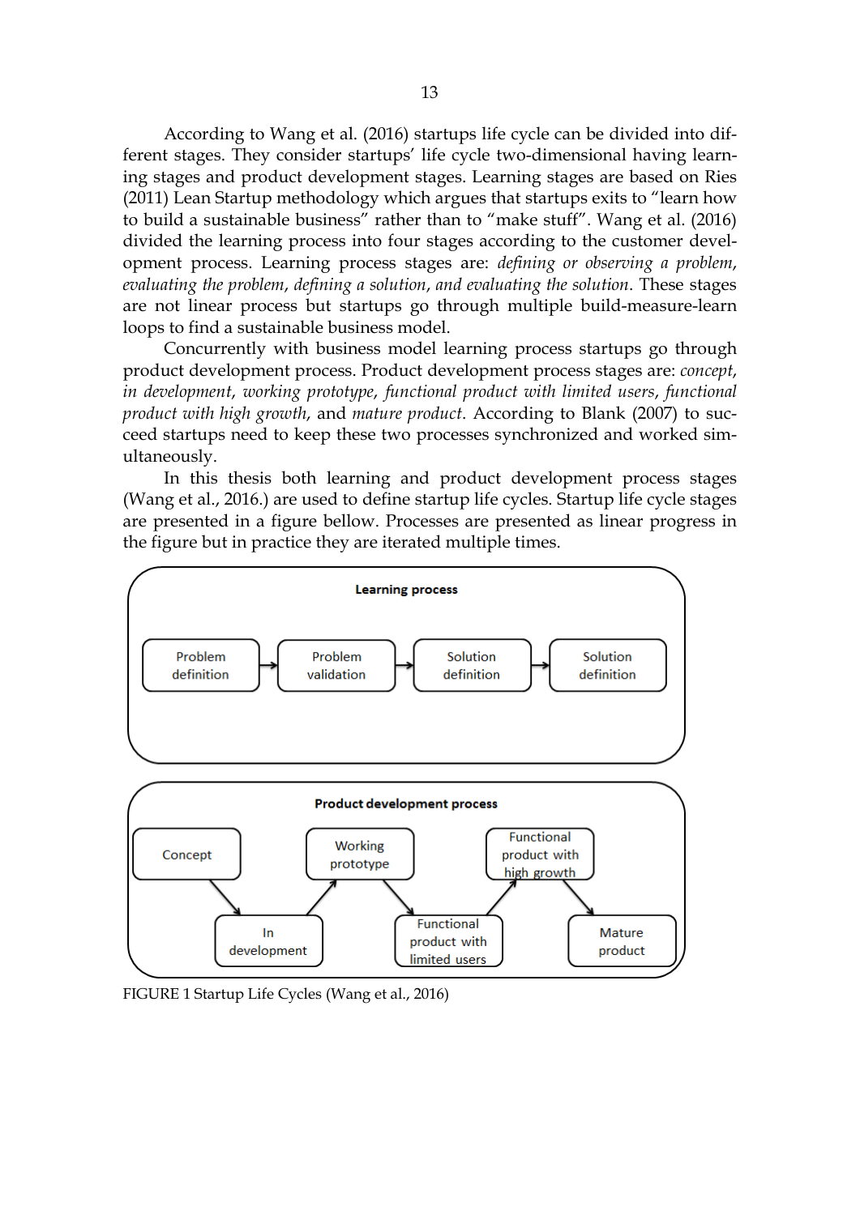According to Wang et al. (2016) startups life cycle can be divided into different stages. They consider startups' life cycle two-dimensional having learning stages and product development stages. Learning stages are based on Ries (2011) Lean Startup methodology which argues that startups exits to "learn how to build a sustainable business" rather than to "make stuff". Wang et al. (2016) divided the learning process into four stages according to the customer development process. Learning process stages are: *defining or observing a problem*, *evaluating the problem*, *defining a solution*, *and evaluating the solution*. These stages are not linear process but startups go through multiple build-measure-learn loops to find a sustainable business model.

Concurrently with business model learning process startups go through product development process. Product development process stages are: *concept*, *in development*, *working prototype*, *functional product with limited users*, *functional product with high growth*, and *mature product*. According to Blank (2007) to succeed startups need to keep these two processes synchronized and worked simultaneously.

In this thesis both learning and product development process stages (Wang et al., 2016.) are used to define startup life cycles. Startup life cycle stages are presented in a figure bellow. Processes are presented as linear progress in the figure but in practice they are iterated multiple times.

**Learning process**

Problem definition → Problem validation → Solution definition → Solution definition

**Product development process**

Concept → In development → Working prototype → Functional product with limited users → Functional product with high growth → Mature product

FIGURE 1 Startup Life Cycles (Wang et al., 2016)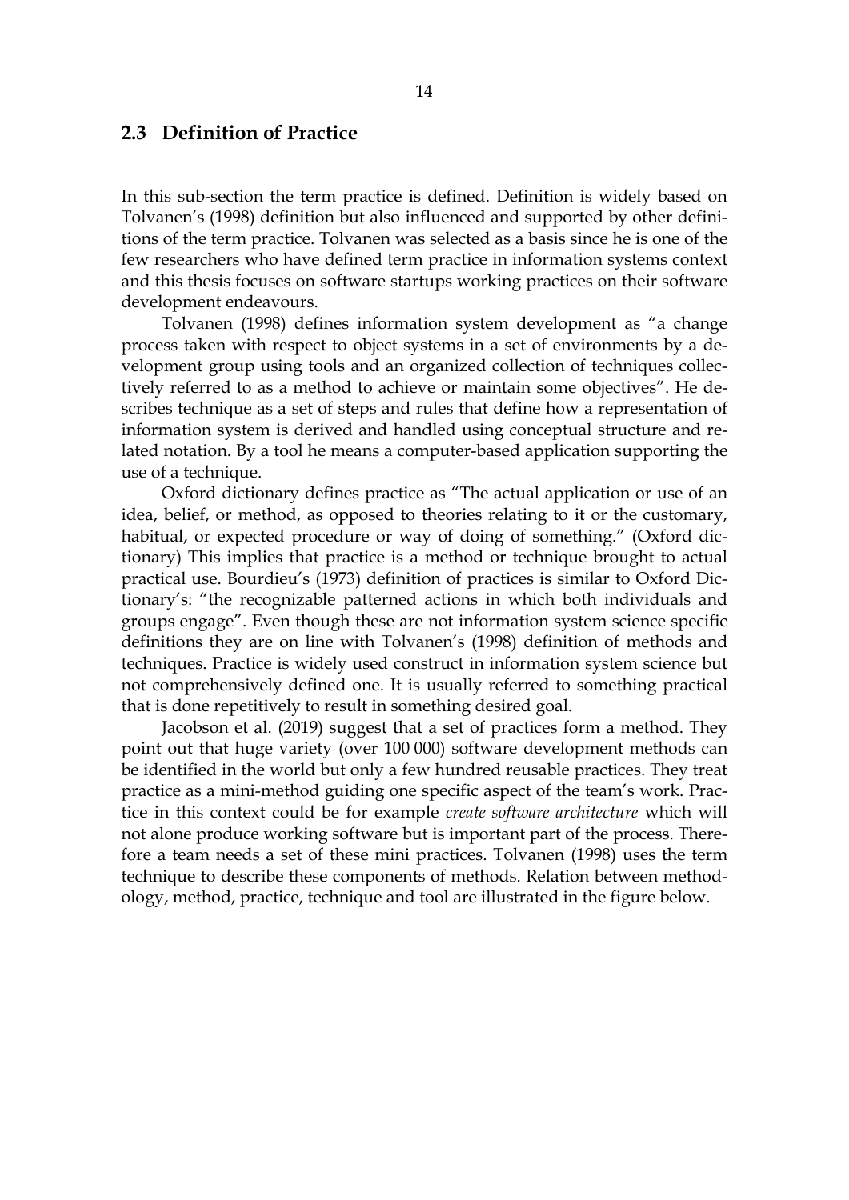## 2.3 Definition of Practice

In this sub-section the term practice is defined. Definition is widely based on Tolvanen's (1998) definition but also influenced and supported by other definitions of the term practice. Tolvanen was selected as a basis since he is one of the few researchers who have defined term practice in information systems context and this thesis focuses on software startups working practices on their software development endeavours.

Tolvanen (1998) defines information system development as "a change process taken with respect to object systems in a set of environments by a development group using tools and an organized collection of techniques collectively referred to as a method to achieve or maintain some objectives". He describes technique as a set of steps and rules that define how a representation of information system is derived and handled using conceptual structure and related notation. By a tool he means a computer-based application supporting the use of a technique.

Oxford dictionary defines practice as "The actual application or use of an idea, belief, or method, as opposed to theories relating to it or the customary, habitual, or expected procedure or way of doing of something." (Oxford dictionary) This implies that practice is a method or technique brought to actual practical use. Bourdieu's (1973) definition of practices is similar to Oxford Dictionary's: "the recognizable patterned actions in which both individuals and groups engage". Even though these are not information system science specific definitions they are on line with Tolvanen's (1998) definition of methods and techniques. Practice is widely used construct in information system science but not comprehensively defined one. It is usually referred to something practical that is done repetitively to result in something desired goal.

Jacobson et al. (2019) suggest that a set of practices form a method. They point out that huge variety (over 100 000) software development methods can be identified in the world but only a few hundred reusable practices. They treat practice as a mini-method guiding one specific aspect of the team's work. Practice in this context could be for example *create software architecture* which will not alone produce working software but is important part of the process. Therefore a team needs a set of these mini practices. Tolvanen (1998) uses the term technique to describe these components of methods. Relation between methodology, method, practice, technique and tool are illustrated in the figure below.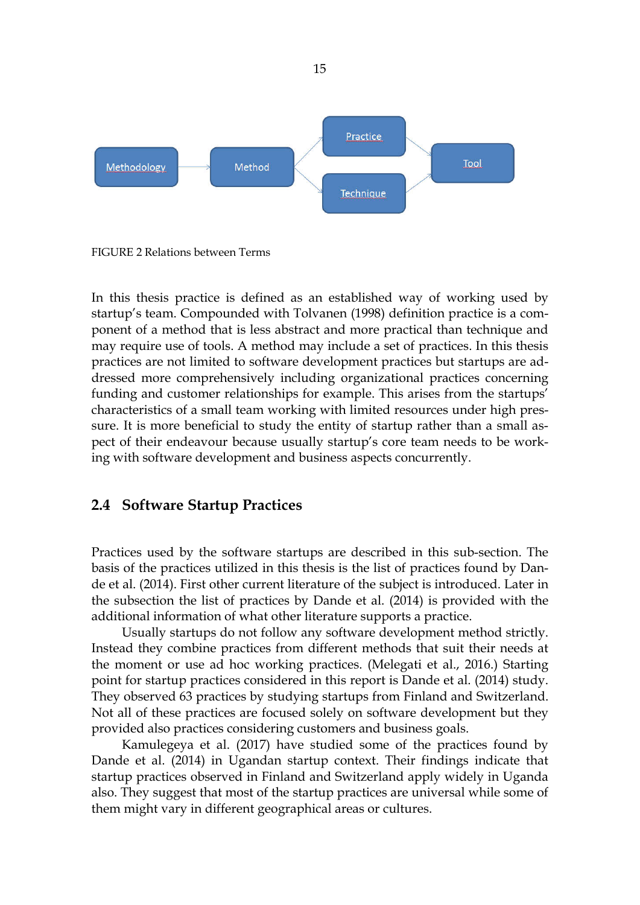FIGURE 2 Relations between Terms

In this thesis practice is defined as an established way of working used by startup's team. Compounded with Tolvanen (1998) definition practice is a component of a method that is less abstract and more practical than technique and may require use of tools. A method may include a set of practices. In this thesis practices are not limited to software development practices but startups are addressed more comprehensively including organizational practices concerning funding and customer relationships for example. This arises from the startups' characteristics of a small team working with limited resources under high pressure. It is more beneficial to study the entity of startup rather than a small aspect of their endeavour because usually startup's core team needs to be working with software development and business aspects concurrently.

## 2.4 Software Startup Practices

Practices used by the software startups are described in this sub-section. The basis of the practices utilized in this thesis is the list of practices found by Dande et al. (2014). First other current literature of the subject is introduced. Later in the subsection the list of practices by Dande et al. (2014) is provided with the additional information of what other literature supports a practice.

Usually startups do not follow any software development method strictly. Instead they combine practices from different methods that suit their needs at the moment or use ad hoc working practices. (Melegati et al., 2016.) Starting point for startup practices considered in this report is Dande et al. (2014) study. They observed 63 practices by studying startups from Finland and Switzerland. Not all of these practices are focused solely on software development but they provided also practices considering customers and business goals.

Kamulegeya et al. (2017) have studied some of the practices found by Dande et al. (2014) in Ugandan startup context. Their findings indicate that startup practices observed in Finland and Switzerland apply widely in Uganda also. They suggest that most of the startup practices are universal while some of them might vary in different geographical areas or cultures.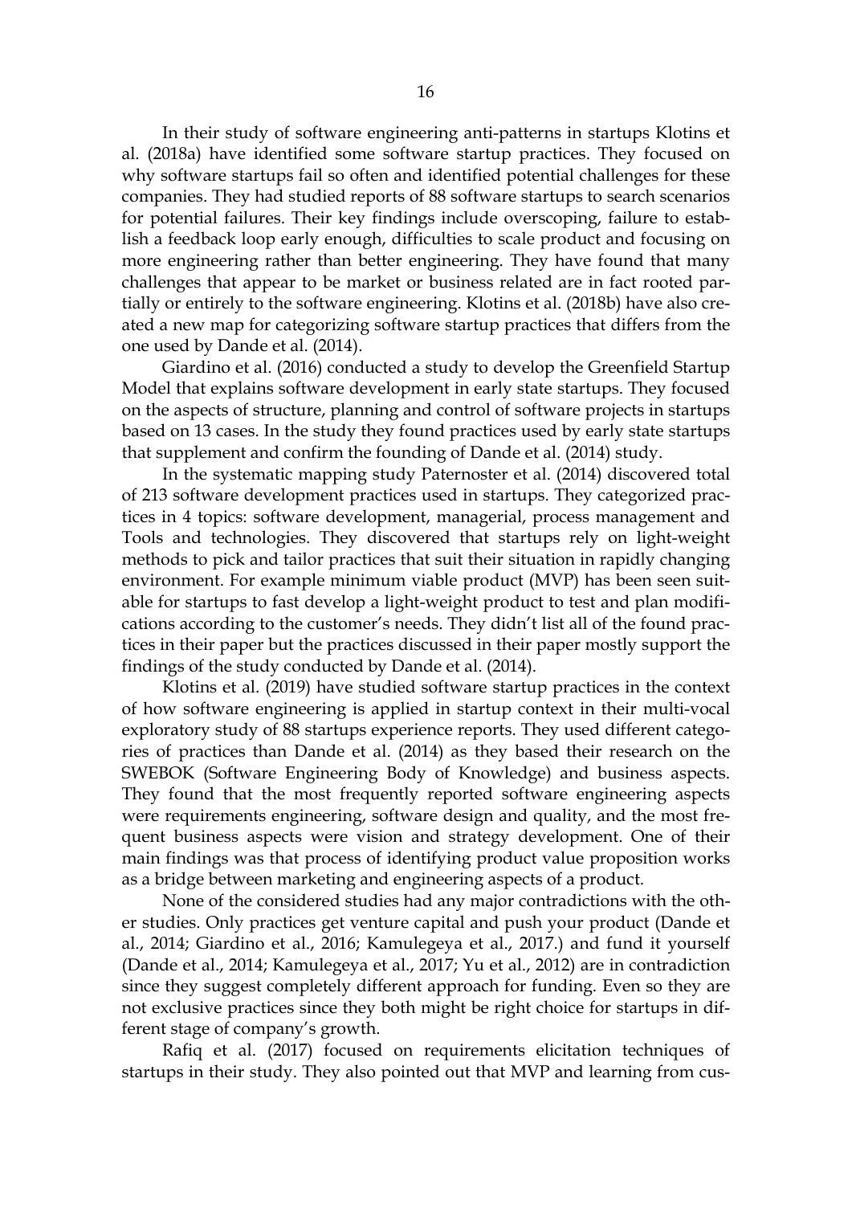In their study of software engineering anti-patterns in startups Klotins et al. (2018a) have identified some software startup practices. They focused on why software startups fail so often and identified potential challenges for these companies. They had studied reports of 88 software startups to search scenarios for potential failures. Their key findings include overscoping, failure to establish a feedback loop early enough, difficulties to scale product and focusing on more engineering rather than better engineering. They have found that many challenges that appear to be market or business related are in fact rooted partially or entirely to the software engineering. Klotins et al. (2018b) have also created a new map for categorizing software startup practices that differs from the one used by Dande et al. (2014).

Giardino et al. (2016) conducted a study to develop the Greenfield Startup Model that explains software development in early state startups. They focused on the aspects of structure, planning and control of software projects in startups based on 13 cases. In the study they found practices used by early state startups that supplement and confirm the founding of Dande et al. (2014) study.

In the systematic mapping study Paternoster et al. (2014) discovered total of 213 software development practices used in startups. They categorized practices in 4 topics: software development, managerial, process management and Tools and technologies. They discovered that startups rely on light-weight methods to pick and tailor practices that suit their situation in rapidly changing environment. For example minimum viable product (MVP) has been seen suitable for startups to fast develop a light-weight product to test and plan modifications according to the customer's needs. They didn't list all of the found practices in their paper but the practices discussed in their paper mostly support the findings of the study conducted by Dande et al. (2014).

Klotins et al. (2019) have studied software startup practices in the context of how software engineering is applied in startup context in their multi-vocal exploratory study of 88 startups experience reports. They used different categories of practices than Dande et al. (2014) as they based their research on the SWEBOK (Software Engineering Body of Knowledge) and business aspects. They found that the most frequently reported software engineering aspects were requirements engineering, software design and quality, and the most frequent business aspects were vision and strategy development. One of their main findings was that process of identifying product value proposition works as a bridge between marketing and engineering aspects of a product.

None of the considered studies had any major contradictions with the other studies. Only practices get venture capital and push your product (Dande et al., 2014; Giardino et al., 2016; Kamulegeya et al., 2017.) and fund it yourself (Dande et al., 2014; Kamulegeya et al., 2017; Yu et al., 2012) are in contradiction since they suggest completely different approach for funding. Even so they are not exclusive practices since they both might be right choice for startups in different stage of company's growth.

Rafiq et al. (2017) focused on requirements elicitation techniques of startups in their study. They also pointed out that MVP and learning from cus-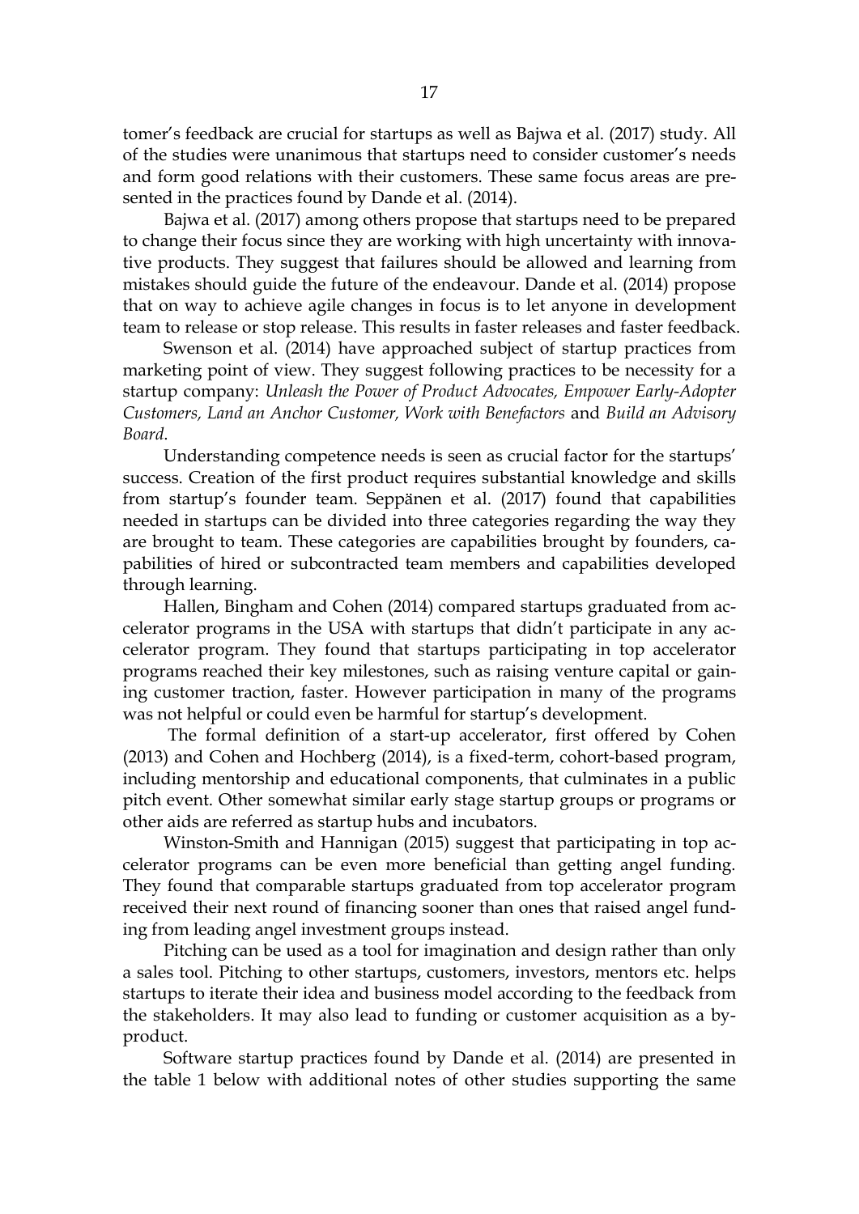tomer's feedback are crucial for startups as well as Bajwa et al. (2017) study. All of the studies were unanimous that startups need to consider customer's needs and form good relations with their customers. These same focus areas are presented in the practices found by Dande et al. (2014).

Bajwa et al. (2017) among others propose that startups need to be prepared to change their focus since they are working with high uncertainty with innovative products. They suggest that failures should be allowed and learning from mistakes should guide the future of the endeavour. Dande et al. (2014) propose that on way to achieve agile changes in focus is to let anyone in development team to release or stop release. This results in faster releases and faster feedback.

Swenson et al. (2014) have approached subject of startup practices from marketing point of view. They suggest following practices to be necessity for a startup company: *Unleash the Power of Product Advocates, Empower Early-Adopter Customers, Land an Anchor Customer, Work with Benefactors* and *Build an Advisory Board*.

Understanding competence needs is seen as crucial factor for the startups' success. Creation of the first product requires substantial knowledge and skills from startup's founder team. Seppänen et al. (2017) found that capabilities needed in startups can be divided into three categories regarding the way they are brought to team. These categories are capabilities brought by founders, capabilities of hired or subcontracted team members and capabilities developed through learning.

Hallen, Bingham and Cohen (2014) compared startups graduated from accelerator programs in the USA with startups that didn't participate in any accelerator program. They found that startups participating in top accelerator programs reached their key milestones, such as raising venture capital or gaining customer traction, faster. However participation in many of the programs was not helpful or could even be harmful for startup's development.

The formal definition of a start-up accelerator, first offered by Cohen (2013) and Cohen and Hochberg (2014), is a fixed-term, cohort-based program, including mentorship and educational components, that culminates in a public pitch event. Other somewhat similar early stage startup groups or programs or other aids are referred as startup hubs and incubators.

Winston-Smith and Hannigan (2015) suggest that participating in top accelerator programs can be even more beneficial than getting angel funding. They found that comparable startups graduated from top accelerator program received their next round of financing sooner than ones that raised angel funding from leading angel investment groups instead.

Pitching can be used as a tool for imagination and design rather than only a sales tool. Pitching to other startups, customers, investors, mentors etc. helps startups to iterate their idea and business model according to the feedback from the stakeholders. It may also lead to funding or customer acquisition as a by-product.

Software startup practices found by Dande et al. (2014) are presented in the table 1 below with additional notes of other studies supporting the same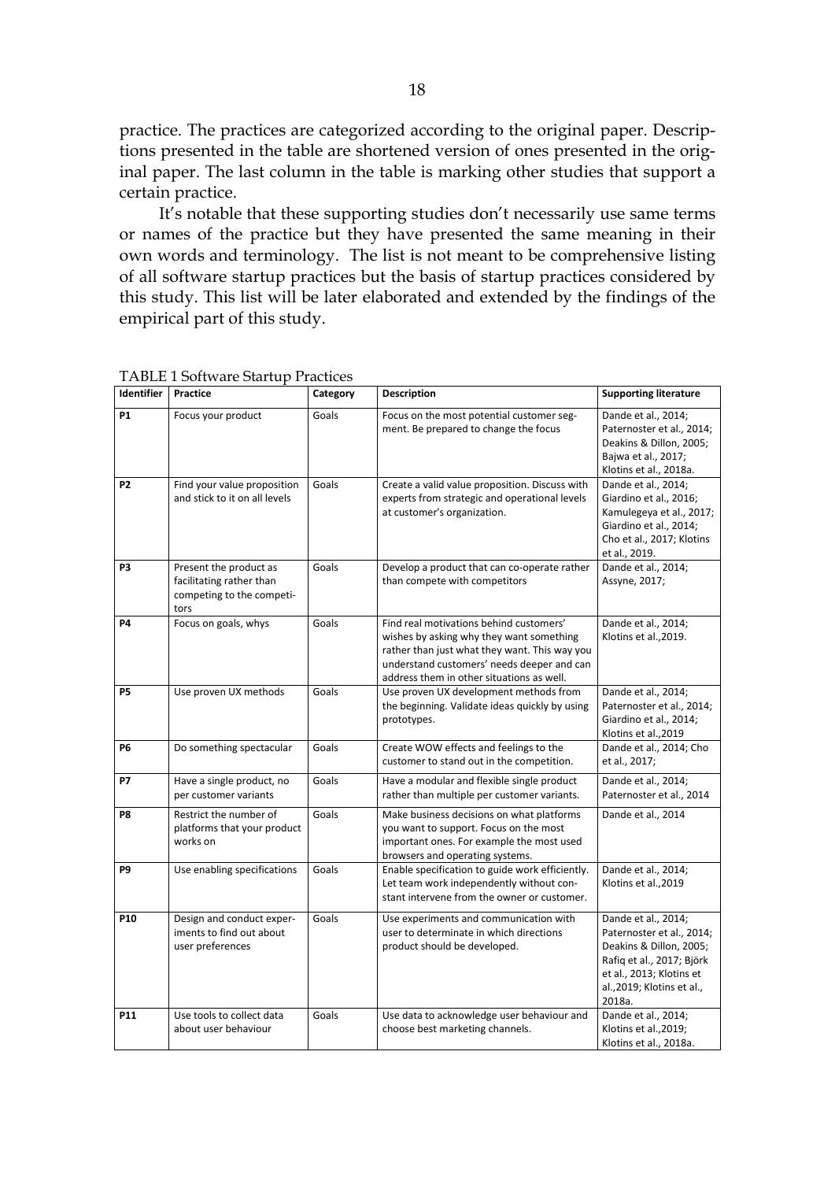practice. The practices are categorized according to the original paper. Descriptions presented in the table are shortened version of ones presented in the original paper. The last column in the table is marking other studies that support a certain practice.

It's notable that these supporting studies don't necessarily use same terms or names of the practice but they have presented the same meaning in their own words and terminology. The list is not meant to be comprehensive listing of all software startup practices but the basis of startup practices considered by this study. This list will be later elaborated and extended by the findings of the empirical part of this study.

TABLE 1 Software Startup Practices

| Identifier | Practice | Category | Description | Supporting literature |
|---|---|---|---|---|
| P1 | Focus your product | Goals | Focus on the most potential customer segment. Be prepared to change the focus | Dande et al., 2014; Paternoster et al., 2014; Deakins & Dillon, 2005; Bajwa et al., 2017; Klotins et al., 2018a. |
| P2 | Find your value proposition and stick to it on all levels | Goals | Create a valid value proposition. Discuss with experts from strategic and operational levels at customer's organization. | Dande et al., 2014; Giardino et al., 2016; Kamulegeya et al., 2017; Giardino et al., 2014; Cho et al., 2017; Klotins et al., 2019. |
| P3 | Present the product as facilitating rather than competing to the competitors | Goals | Develop a product that can co-operate rather than compete with competitors | Dande et al., 2014; Assyne, 2017; |
| P4 | Focus on goals, whys | Goals | Find real motivations behind customers' wishes by asking why they want something rather than just what they want. This way you understand customers' needs deeper and can address them in other situations as well. | Dande et al., 2014; Klotins et al.,2019. |
| P5 | Use proven UX methods | Goals | Use proven UX development methods from the beginning. Validate ideas quickly by using prototypes. | Dande et al., 2014; Paternoster et al., 2014; Giardino et al., 2014; Klotins et al.,2019 |
| P6 | Do something spectacular | Goals | Create WOW effects and feelings to the customer to stand out in the competition. | Dande et al., 2014; Cho et al., 2017; |
| P7 | Have a single product, no per customer variants | Goals | Have a modular and flexible single product rather than multiple per customer variants. | Dande et al., 2014; Paternoster et al., 2014 |
| P8 | Restrict the number of platforms that your product works on | Goals | Make business decisions on what platforms you want to support. Focus on the most important ones. For example the most used browsers and operating systems. | Dande et al., 2014 |
| P9 | Use enabling specifications | Goals | Enable specification to guide work efficiently. Let team work independently without constant intervene from the owner or customer. | Dande et al., 2014; Klotins et al.,2019 |
| P10 | Design and conduct experiments to find out about user preferences | Goals | Use experiments and communication with user to determinate in which directions product should be developed. | Dande et al., 2014; Paternoster et al., 2014; Deakins & Dillon, 2005; Rafiq et al., 2017; Björk et al., 2013; Klotins et al.,2019; Klotins et al., 2018a. |
| P11 | Use tools to collect data about user behaviour | Goals | Use data to acknowledge user behaviour and choose best marketing channels. | Dande et al., 2014; Klotins et al.,2019; Klotins et al., 2018a. |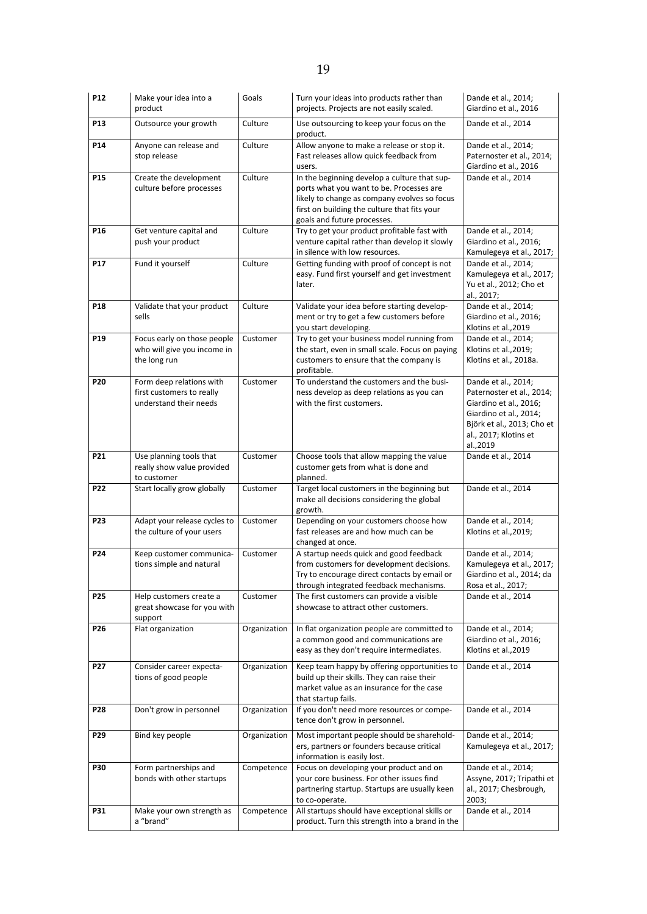| P12 | Make your idea into a product | Goals | Turn your ideas into products rather than projects. Projects are not easily scaled. | Dande et al., 2014; Giardino et al., 2016 |
|---|---|---|---|---|
| P13 | Outsource your growth | Culture | Use outsourcing to keep your focus on the product. | Dande et al., 2014 |
| P14 | Anyone can release and stop release | Culture | Allow anyone to make a release or stop it. Fast releases allow quick feedback from users. | Dande et al., 2014; Paternoster et al., 2014; Giardino et al., 2016 |
| P15 | Create the development culture before processes | Culture | In the beginning develop a culture that supports what you want to be. Processes are likely to change as company evolves so focus first on building the culture that fits your goals and future processes. | Dande et al., 2014 |
| P16 | Get venture capital and push your product | Culture | Try to get your product profitable fast with venture capital rather than develop it slowly in silence with low resources. | Dande et al., 2014; Giardino et al., 2016; Kamulegeya et al., 2017; |
| P17 | Fund it yourself | Culture | Getting funding with proof of concept is not easy. Fund first yourself and get investment later. | Dande et al., 2014; Kamulegeya et al., 2017; Yu et al., 2012; Cho et al., 2017; |
| P18 | Validate that your product sells | Culture | Validate your idea before starting development or try to get a few customers before you start developing. | Dande et al., 2014; Giardino et al., 2016; Klotins et al.,2019 |
| P19 | Focus early on those people who will give you income in the long run | Customer | Try to get your business model running from the start, even in small scale. Focus on paying customers to ensure that the company is profitable. | Dande et al., 2014; Klotins et al.,2019; Klotins et al., 2018a. |
| P20 | Form deep relations with first customers to really understand their needs | Customer | To understand the customers and the business develop as deep relations as you can with the first customers. | Dande et al., 2014; Paternoster et al., 2014; Giardino et al., 2016; Giardino et al., 2014; Björk et al., 2013; Cho et al., 2017; Klotins et al.,2019 |
| P21 | Use planning tools that really show value provided to customer | Customer | Choose tools that allow mapping the value customer gets from what is done and planned. | Dande et al., 2014 |
| P22 | Start locally grow globally | Customer | Target local customers in the beginning but make all decisions considering the global growth. | Dande et al., 2014 |
| P23 | Adapt your release cycles to the culture of your users | Customer | Depending on your customers choose how fast releases are and how much can be changed at once. | Dande et al., 2014; Klotins et al.,2019; |
| P24 | Keep customer communications simple and natural | Customer | A startup needs quick and good feedback from customers for development decisions. Try to encourage direct contacts by email or through integrated feedback mechanisms. | Dande et al., 2014; Kamulegeya et al., 2017; Giardino et al., 2014; da Rosa et al., 2017; |
| P25 | Help customers create a great showcase for you with support | Customer | The first customers can provide a visible showcase to attract other customers. | Dande et al., 2014 |
| P26 | Flat organization | Organization | In flat organization people are committed to a common good and communications are easy as they don't require intermediates. | Dande et al., 2014; Giardino et al., 2016; Klotins et al.,2019 |
| P27 | Consider career expectations of good people | Organization | Keep team happy by offering opportunities to build up their skills. They can raise their market value as an insurance for the case that startup fails. | Dande et al., 2014 |
| P28 | Don't grow in personnel | Organization | If you don't need more resources or competence don't grow in personnel. | Dande et al., 2014 |
| P29 | Bind key people | Organization | Most important people should be shareholders, partners or founders because critical information is easily lost. | Dande et al., 2014; Kamulegeya et al., 2017; |
| P30 | Form partnerships and bonds with other startups | Competence | Focus on developing your product and on your core business. For other issues find partnering startup. Startups are usually keen to co-operate. | Dande et al., 2014; Assyne, 2017; Tripathi et al., 2017; Chesbrough, 2003; |
| P31 | Make your own strength as a "brand" | Competence | All startups should have exceptional skills or product. Turn this strength into a brand in the | Dande et al., 2014 |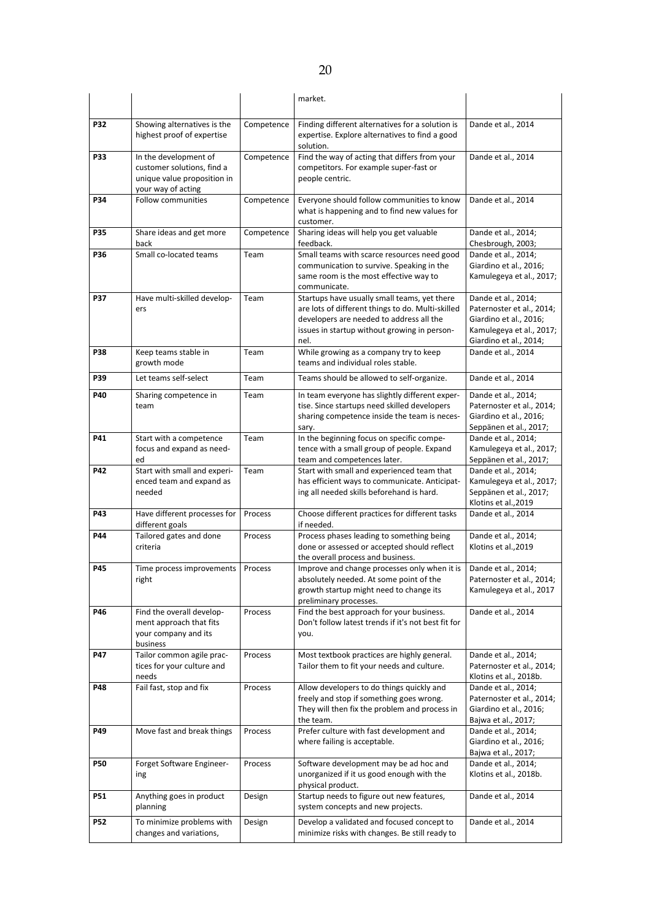| | | | market. | |
|---|---|---|---|---|
| P32 | Showing alternatives is the highest proof of expertise | Competence | Finding different alternatives for a solution is expertise. Explore alternatives to find a good solution. | Dande et al., 2014 |
| P33 | In the development of customer solutions, find a unique value proposition in your way of acting | Competence | Find the way of acting that differs from your competitors. For example super-fast or people centric. | Dande et al., 2014 |
| P34 | Follow communities | Competence | Everyone should follow communities to know what is happening and to find new values for customer. | Dande et al., 2014 |
| P35 | Share ideas and get more back | Competence | Sharing ideas will help you get valuable feedback. | Dande et al., 2014; Chesbrough, 2003; |
| P36 | Small co-located teams | Team | Small teams with scarce resources need good communication to survive. Speaking in the same room is the most effective way to communicate. | Dande et al., 2014; Giardino et al., 2016; Kamulegeya et al., 2017; |
| P37 | Have multi-skilled developers | Team | Startups have usually small teams, yet there are lots of different things to do. Multi-skilled developers are needed to address all the issues in startup without growing in personnel. | Dande et al., 2014; Paternoster et al., 2014; Giardino et al., 2016; Kamulegeya et al., 2017; Giardino et al., 2014; |
| P38 | Keep teams stable in growth mode | Team | While growing as a company try to keep teams and individual roles stable. | Dande et al., 2014 |
| P39 | Let teams self-select | Team | Teams should be allowed to self-organize. | Dande et al., 2014 |
| P40 | Sharing competence in team | Team | In team everyone has slightly different expertise. Since startups need skilled developers sharing competence inside the team is necessary. | Dande et al., 2014; Paternoster et al., 2014; Giardino et al., 2016; Seppänen et al., 2017; |
| P41 | Start with a competence focus and expand as needed | Team | In the beginning focus on specific competence with a small group of people. Expand team and competences later. | Dande et al., 2014; Kamulegeya et al., 2017; Seppänen et al., 2017; |
| P42 | Start with small and experienced team and expand as needed | Team | Start with small and experienced team that has efficient ways to communicate. Anticipating all needed skills beforehand is hard. | Dande et al., 2014; Kamulegeya et al., 2017; Seppänen et al., 2017; Klotins et al.,2019 |
| P43 | Have different processes for different goals | Process | Choose different practices for different tasks if needed. | Dande et al., 2014 |
| P44 | Tailored gates and done criteria | Process | Process phases leading to something being done or assessed or accepted should reflect the overall process and business. | Dande et al., 2014; Klotins et al.,2019 |
| P45 | Time process improvements right | Process | Improve and change processes only when it is absolutely needed. At some point of the growth startup might need to change its preliminary processes. | Dande et al., 2014; Paternoster et al., 2014; Kamulegeya et al., 2017 |
| P46 | Find the overall development approach that fits your company and its business | Process | Find the best approach for your business. Don't follow latest trends if it's not best fit for you. | Dande et al., 2014 |
| P47 | Tailor common agile practices for your culture and needs | Process | Most textbook practices are highly general. Tailor them to fit your needs and culture. | Dande et al., 2014; Paternoster et al., 2014; Klotins et al., 2018b. |
| P48 | Fail fast, stop and fix | Process | Allow developers to do things quickly and freely and stop if something goes wrong. They will then fix the problem and process in the team. | Dande et al., 2014; Paternoster et al., 2014; Giardino et al., 2016; Bajwa et al., 2017; |
| P49 | Move fast and break things | Process | Prefer culture with fast development and where failing is acceptable. | Dande et al., 2014; Giardino et al., 2016; Bajwa et al., 2017; |
| P50 | Forget Software Engineering | Process | Software development may be ad hoc and unorganized if it us good enough with the physical product. | Dande et al., 2014; Klotins et al., 2018b. |
| P51 | Anything goes in product planning | Design | Startup needs to figure out new features, system concepts and new projects. | Dande et al., 2014 |
| P52 | To minimize problems with changes and variations, | Design | Develop a validated and focused concept to minimize risks with changes. Be still ready to | Dande et al., 2014 |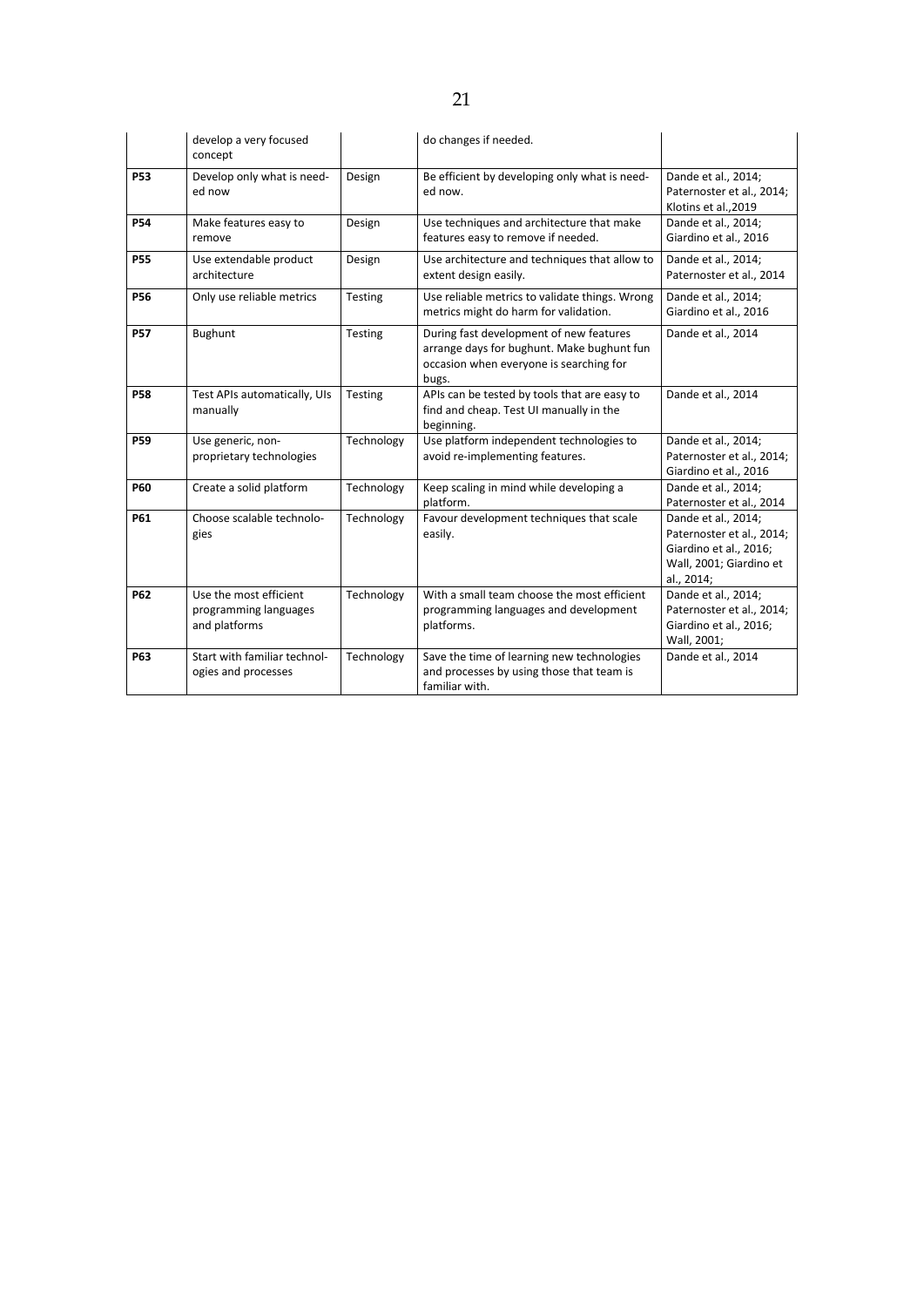|  | develop a very focused concept |  | do changes if needed. |  |
|---|---|---|---|---|
| **P53** | Develop only what is needed now | Design | Be efficient by developing only what is needed now. | Dande et al., 2014; Paternoster et al., 2014; Klotins et al.,2019 |
| **P54** | Make features easy to remove | Design | Use techniques and architecture that make features easy to remove if needed. | Dande et al., 2014; Giardino et al., 2016 |
| **P55** | Use extendable product architecture | Design | Use architecture and techniques that allow to extent design easily. | Dande et al., 2014; Paternoster et al., 2014 |
| **P56** | Only use reliable metrics | Testing | Use reliable metrics to validate things. Wrong metrics might do harm for validation. | Dande et al., 2014; Giardino et al., 2016 |
| **P57** | Bughunt | Testing | During fast development of new features arrange days for bughunt. Make bughunt fun occasion when everyone is searching for bugs. | Dande et al., 2014 |
| **P58** | Test APIs automatically, UIs manually | Testing | APIs can be tested by tools that are easy to find and cheap. Test UI manually in the beginning. | Dande et al., 2014 |
| **P59** | Use generic, non-proprietary technologies | Technology | Use platform independent technologies to avoid re-implementing features. | Dande et al., 2014; Paternoster et al., 2014; Giardino et al., 2016 |
| **P60** | Create a solid platform | Technology | Keep scaling in mind while developing a platform. | Dande et al., 2014; Paternoster et al., 2014 |
| **P61** | Choose scalable technologies | Technology | Favour development techniques that scale easily. | Dande et al., 2014; Paternoster et al., 2014; Giardino et al., 2016; Wall, 2001; Giardino et al., 2014; |
| **P62** | Use the most efficient programming languages and platforms | Technology | With a small team choose the most efficient programming languages and development platforms. | Dande et al., 2014; Paternoster et al., 2014; Giardino et al., 2016; Wall, 2001; |
| **P63** | Start with familiar technologies and processes | Technology | Save the time of learning new technologies and processes by using those that team is familiar with. | Dande et al., 2014 |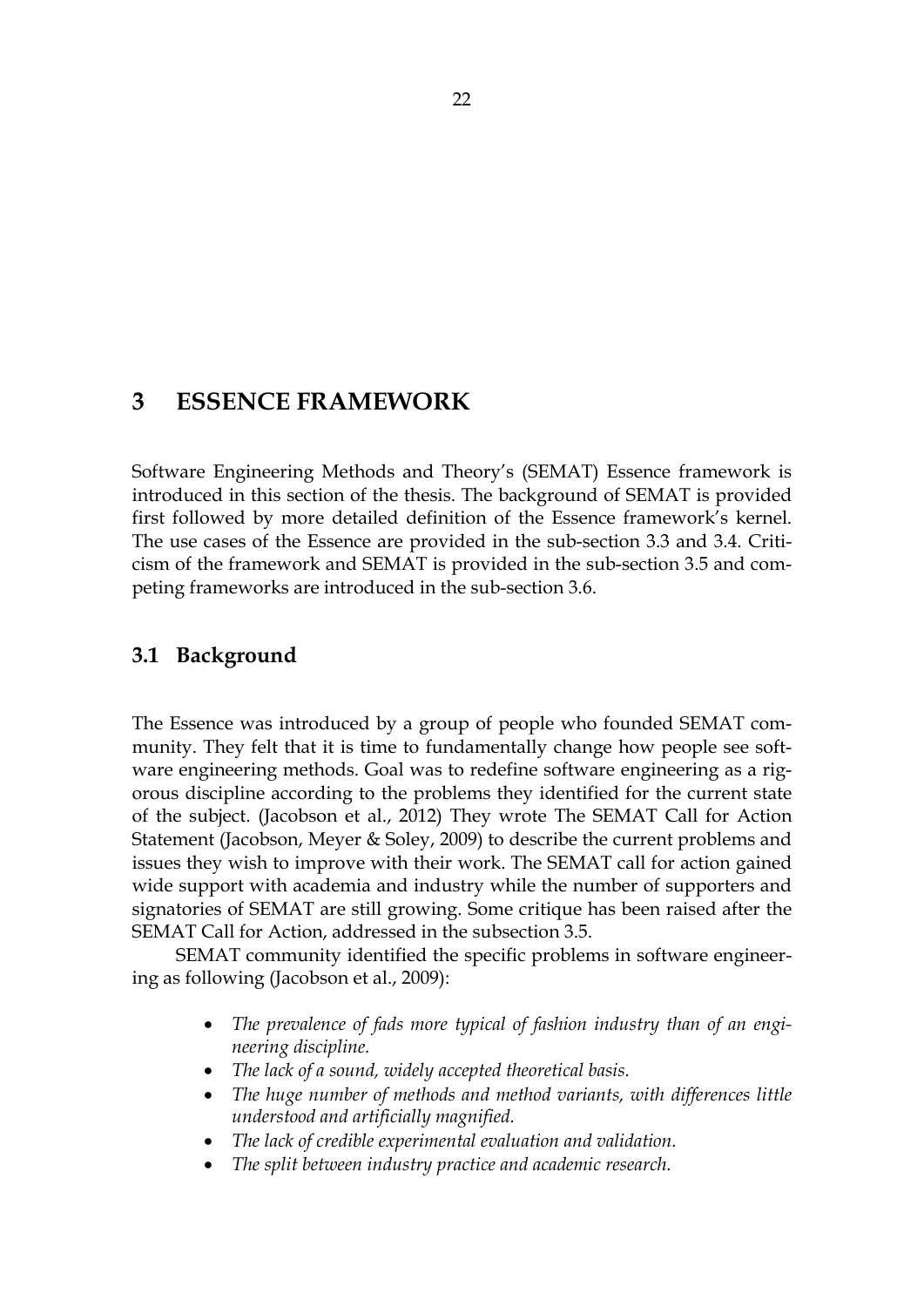# 3 ESSENCE FRAMEWORK

Software Engineering Methods and Theory's (SEMAT) Essence framework is introduced in this section of the thesis. The background of SEMAT is provided first followed by more detailed definition of the Essence framework's kernel. The use cases of the Essence are provided in the sub-section 3.3 and 3.4. Criticism of the framework and SEMAT is provided in the sub-section 3.5 and competing frameworks are introduced in the sub-section 3.6.

## 3.1 Background

The Essence was introduced by a group of people who founded SEMAT community. They felt that it is time to fundamentally change how people see software engineering methods. Goal was to redefine software engineering as a rigorous discipline according to the problems they identified for the current state of the subject. (Jacobson et al., 2012) They wrote The SEMAT Call for Action Statement (Jacobson, Meyer & Soley, 2009) to describe the current problems and issues they wish to improve with their work. The SEMAT call for action gained wide support with academia and industry while the number of supporters and signatories of SEMAT are still growing. Some critique has been raised after the SEMAT Call for Action, addressed in the subsection 3.5.

SEMAT community identified the specific problems in software engineering as following (Jacobson et al., 2009):

- *The prevalence of fads more typical of fashion industry than of an engineering discipline.*
- *The lack of a sound, widely accepted theoretical basis.*
- *The huge number of methods and method variants, with differences little understood and artificially magnified.*
- *The lack of credible experimental evaluation and validation.*
- *The split between industry practice and academic research.*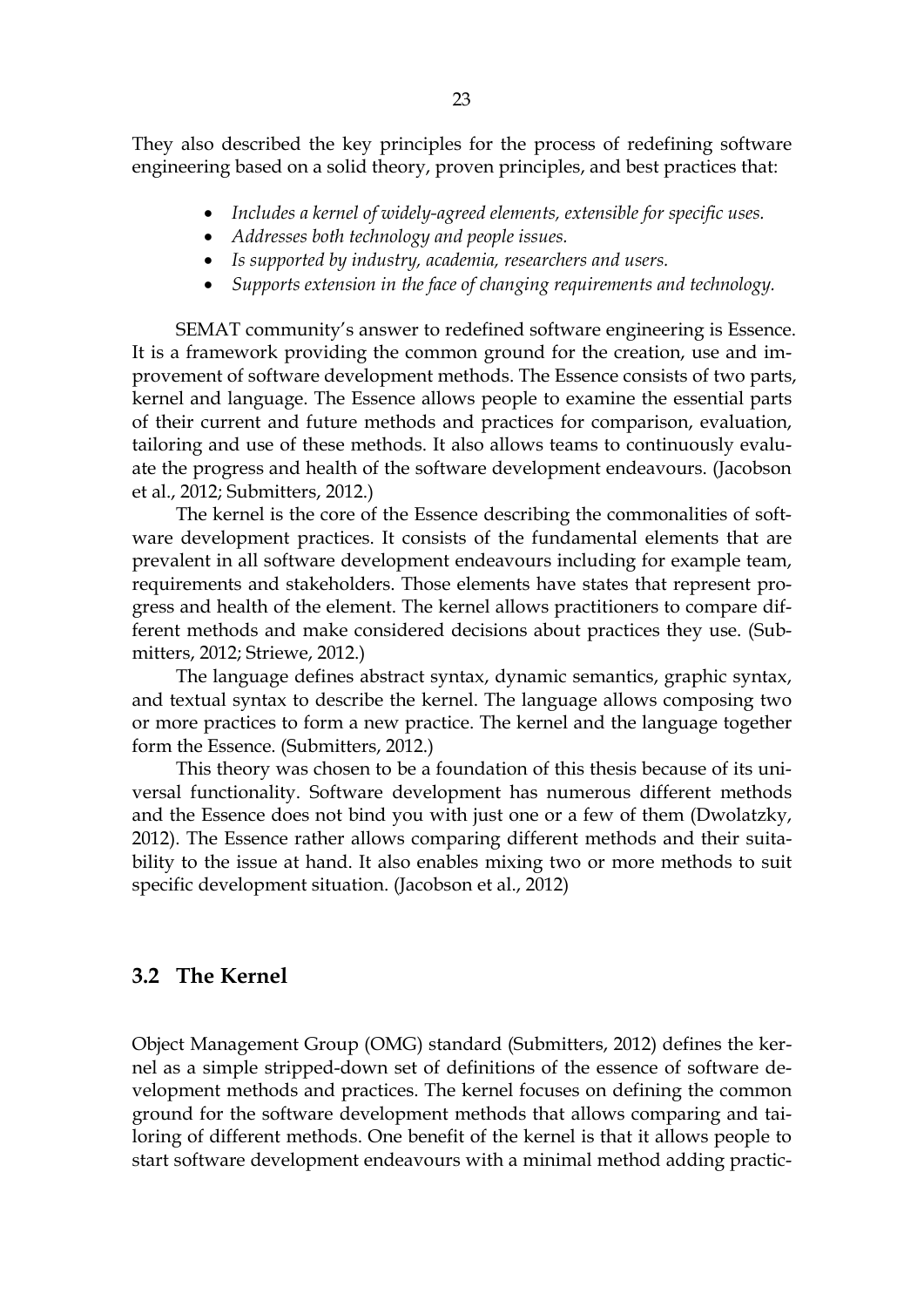They also described the key principles for the process of redefining software engineering based on a solid theory, proven principles, and best practices that:

- *Includes a kernel of widely-agreed elements, extensible for specific uses.*
- *Addresses both technology and people issues.*
- *Is supported by industry, academia, researchers and users.*
- *Supports extension in the face of changing requirements and technology.*

SEMAT community's answer to redefined software engineering is Essence. It is a framework providing the common ground for the creation, use and improvement of software development methods. The Essence consists of two parts, kernel and language. The Essence allows people to examine the essential parts of their current and future methods and practices for comparison, evaluation, tailoring and use of these methods. It also allows teams to continuously evaluate the progress and health of the software development endeavours. (Jacobson et al., 2012; Submitters, 2012.)

The kernel is the core of the Essence describing the commonalities of software development practices. It consists of the fundamental elements that are prevalent in all software development endeavours including for example team, requirements and stakeholders. Those elements have states that represent progress and health of the element. The kernel allows practitioners to compare different methods and make considered decisions about practices they use. (Submitters, 2012; Striewe, 2012.)

The language defines abstract syntax, dynamic semantics, graphic syntax, and textual syntax to describe the kernel. The language allows composing two or more practices to form a new practice. The kernel and the language together form the Essence. (Submitters, 2012.)

This theory was chosen to be a foundation of this thesis because of its universal functionality. Software development has numerous different methods and the Essence does not bind you with just one or a few of them (Dwolatzky, 2012). The Essence rather allows comparing different methods and their suitability to the issue at hand. It also enables mixing two or more methods to suit specific development situation. (Jacobson et al., 2012)

## 3.2 The Kernel

Object Management Group (OMG) standard (Submitters, 2012) defines the kernel as a simple stripped-down set of definitions of the essence of software development methods and practices. The kernel focuses on defining the common ground for the software development methods that allows comparing and tailoring of different methods. One benefit of the kernel is that it allows people to start software development endeavours with a minimal method adding practic-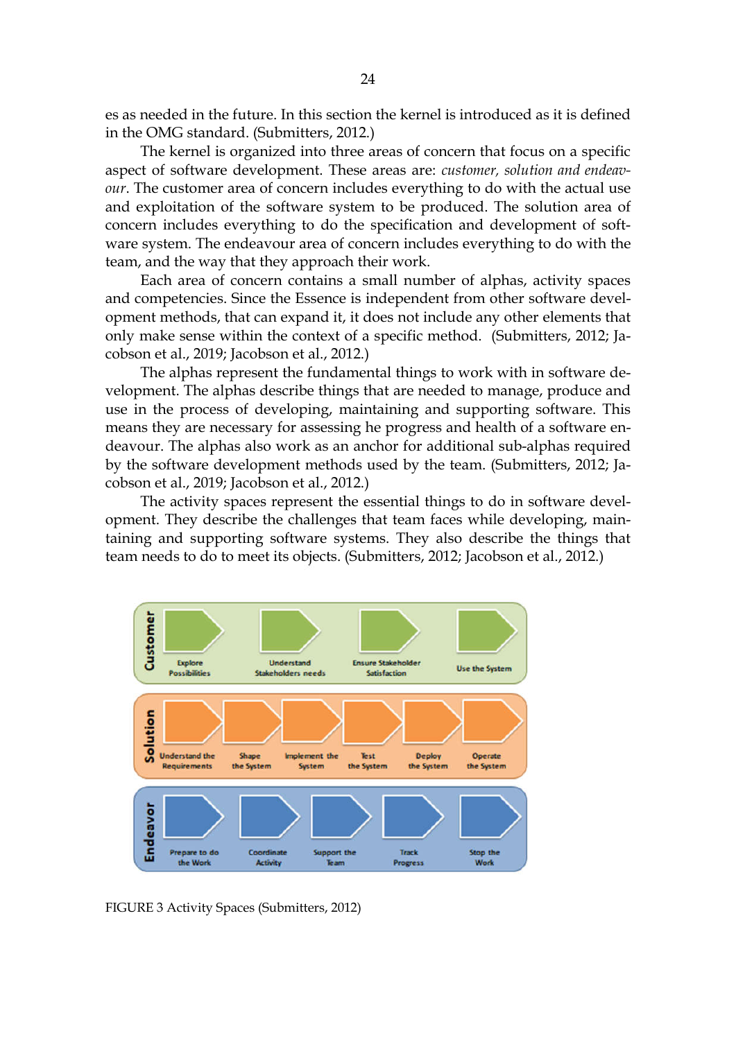es as needed in the future. In this section the kernel is introduced as it is defined in the OMG standard. (Submitters, 2012.)

The kernel is organized into three areas of concern that focus on a specific aspect of software development. These areas are: *customer, solution and endeavour*. The customer area of concern includes everything to do with the actual use and exploitation of the software system to be produced. The solution area of concern includes everything to do the specification and development of software system. The endeavour area of concern includes everything to do with the team, and the way that they approach their work.

Each area of concern contains a small number of alphas, activity spaces and competencies. Since the Essence is independent from other software development methods, that can expand it, it does not include any other elements that only make sense within the context of a specific method. (Submitters, 2012; Jacobson et al., 2019; Jacobson et al., 2012.)

The alphas represent the fundamental things to work with in software development. The alphas describe things that are needed to manage, produce and use in the process of developing, maintaining and supporting software. This means they are necessary for assessing he progress and health of a software endeavour. The alphas also work as an anchor for additional sub-alphas required by the software development methods used by the team. (Submitters, 2012; Jacobson et al., 2019; Jacobson et al., 2012.)

The activity spaces represent the essential things to do in software development. They describe the challenges that team faces while developing, maintaining and supporting software systems. They also describe the things that team needs to do to meet its objects. (Submitters, 2012; Jacobson et al., 2012.)

FIGURE 3 Activity Spaces (Submitters, 2012)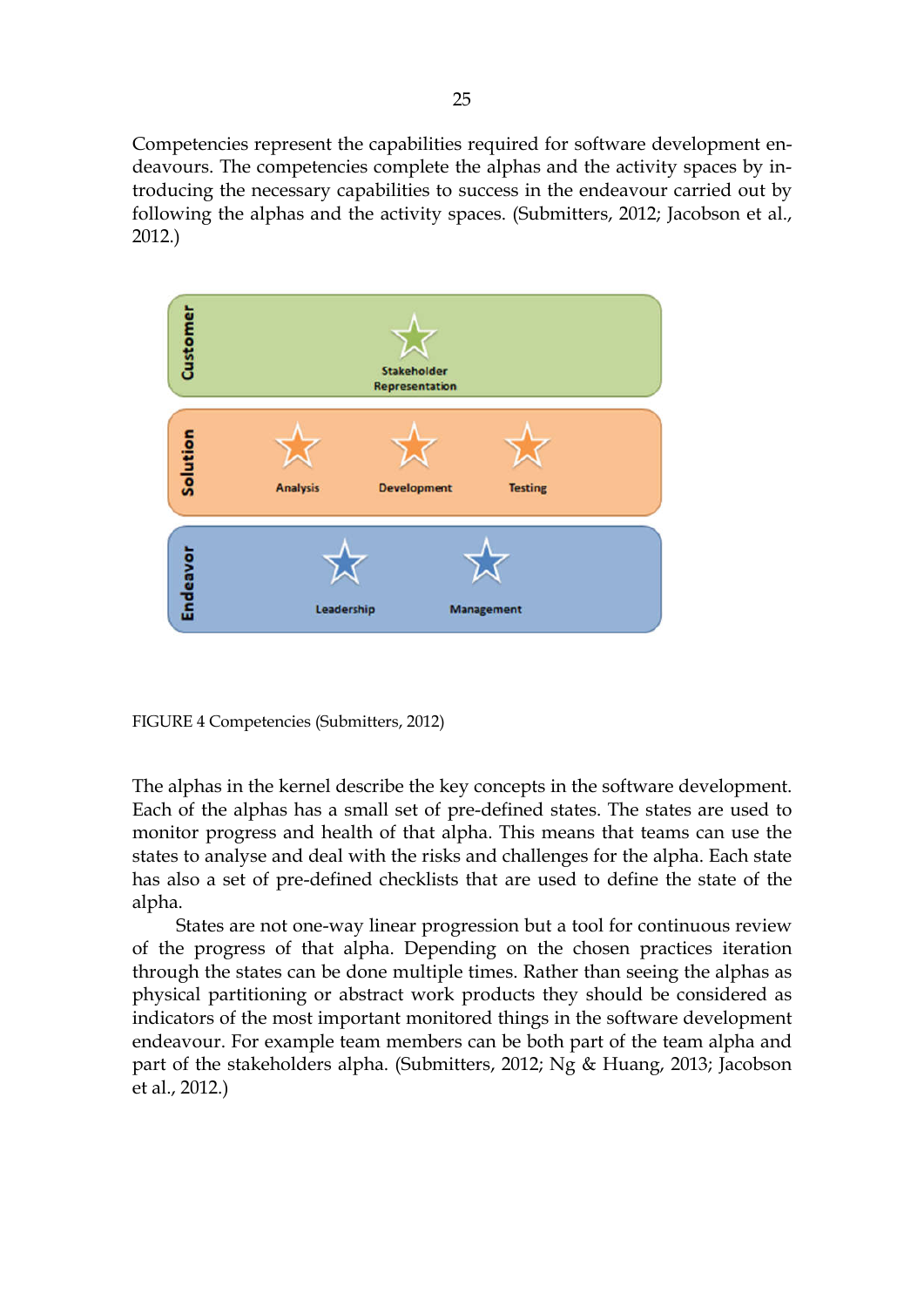Competencies represent the capabilities required for software development endeavours. The competencies complete the alphas and the activity spaces by introducing the necessary capabilities to success in the endeavour carried out by following the alphas and the activity spaces. (Submitters, 2012; Jacobson et al., 2012.)

FIGURE 4 Competencies (Submitters, 2012)

The alphas in the kernel describe the key concepts in the software development. Each of the alphas has a small set of pre-defined states. The states are used to monitor progress and health of that alpha. This means that teams can use the states to analyse and deal with the risks and challenges for the alpha. Each state has also a set of pre-defined checklists that are used to define the state of the alpha.

States are not one-way linear progression but a tool for continuous review of the progress of that alpha. Depending on the chosen practices iteration through the states can be done multiple times. Rather than seeing the alphas as physical partitioning or abstract work products they should be considered as indicators of the most important monitored things in the software development endeavour. For example team members can be both part of the team alpha and part of the stakeholders alpha. (Submitters, 2012; Ng & Huang, 2013; Jacobson et al., 2012.)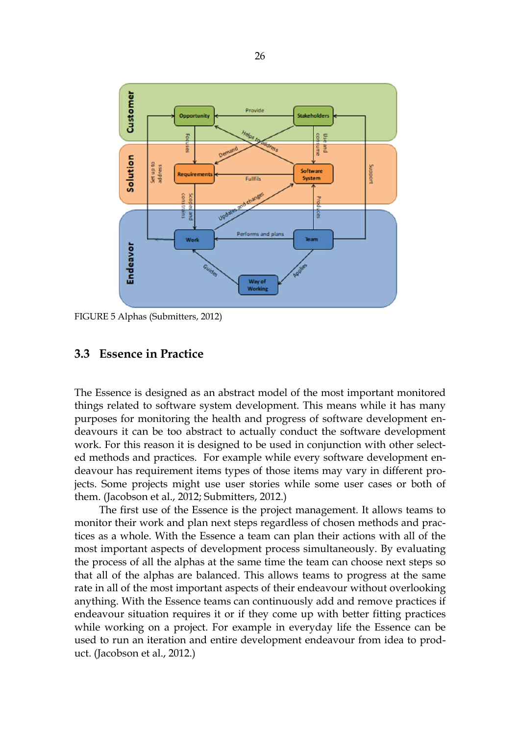FIGURE 5 Alphas (Submitters, 2012)

### 3.3 Essence in Practice

The Essence is designed as an abstract model of the most important monitored things related to software system development. This means while it has many purposes for monitoring the health and progress of software development endeavours it can be too abstract to actually conduct the software development work. For this reason it is designed to be used in conjunction with other selected methods and practices. For example while every software development endeavour has requirement items types of those items may vary in different projects. Some projects might use user stories while some user cases or both of them. (Jacobson et al., 2012; Submitters, 2012.)

The first use of the Essence is the project management. It allows teams to monitor their work and plan next steps regardless of chosen methods and practices as a whole. With the Essence a team can plan their actions with all of the most important aspects of development process simultaneously. By evaluating the process of all the alphas at the same time the team can choose next steps so that all of the alphas are balanced. This allows teams to progress at the same rate in all of the most important aspects of their endeavour without overlooking anything. With the Essence teams can continuously add and remove practices if endeavour situation requires it or if they come up with better fitting practices while working on a project. For example in everyday life the Essence can be used to run an iteration and entire development endeavour from idea to product. (Jacobson et al., 2012.)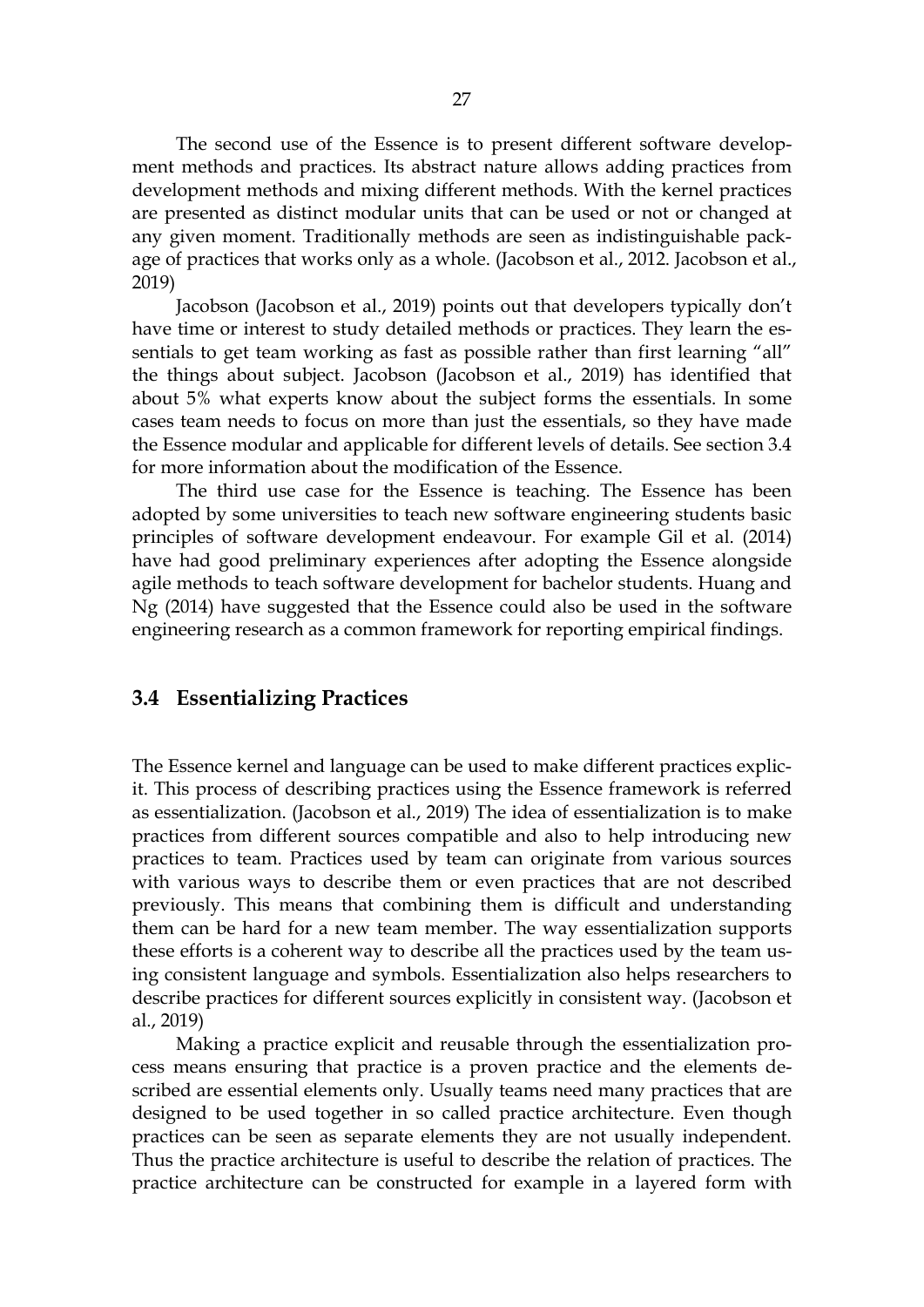The second use of the Essence is to present different software development methods and practices. Its abstract nature allows adding practices from development methods and mixing different methods. With the kernel practices are presented as distinct modular units that can be used or not or changed at any given moment. Traditionally methods are seen as indistinguishable package of practices that works only as a whole. (Jacobson et al., 2012. Jacobson et al., 2019)

Jacobson (Jacobson et al., 2019) points out that developers typically don't have time or interest to study detailed methods or practices. They learn the essentials to get team working as fast as possible rather than first learning "all" the things about subject. Jacobson (Jacobson et al., 2019) has identified that about 5% what experts know about the subject forms the essentials. In some cases team needs to focus on more than just the essentials, so they have made the Essence modular and applicable for different levels of details. See section 3.4 for more information about the modification of the Essence.

The third use case for the Essence is teaching. The Essence has been adopted by some universities to teach new software engineering students basic principles of software development endeavour. For example Gil et al. (2014) have had good preliminary experiences after adopting the Essence alongside agile methods to teach software development for bachelor students. Huang and Ng (2014) have suggested that the Essence could also be used in the software engineering research as a common framework for reporting empirical findings.

## 3.4 Essentializing Practices

The Essence kernel and language can be used to make different practices explicit. This process of describing practices using the Essence framework is referred as essentialization. (Jacobson et al., 2019) The idea of essentialization is to make practices from different sources compatible and also to help introducing new practices to team. Practices used by team can originate from various sources with various ways to describe them or even practices that are not described previously. This means that combining them is difficult and understanding them can be hard for a new team member. The way essentialization supports these efforts is a coherent way to describe all the practices used by the team using consistent language and symbols. Essentialization also helps researchers to describe practices for different sources explicitly in consistent way. (Jacobson et al., 2019)

Making a practice explicit and reusable through the essentialization process means ensuring that practice is a proven practice and the elements described are essential elements only. Usually teams need many practices that are designed to be used together in so called practice architecture. Even though practices can be seen as separate elements they are not usually independent. Thus the practice architecture is useful to describe the relation of practices. The practice architecture can be constructed for example in a layered form with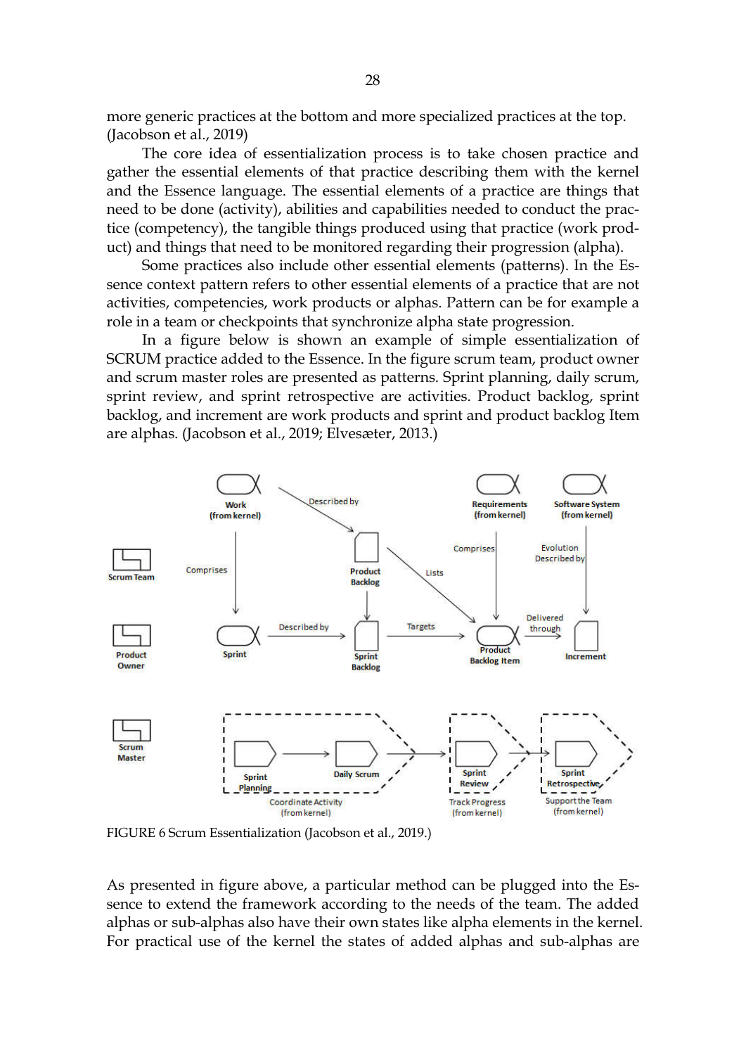more generic practices at the bottom and more specialized practices at the top. (Jacobson et al., 2019)

The core idea of essentialization process is to take chosen practice and gather the essential elements of that practice describing them with the kernel and the Essence language. The essential elements of a practice are things that need to be done (activity), abilities and capabilities needed to conduct the practice (competency), the tangible things produced using that practice (work product) and things that need to be monitored regarding their progression (alpha).

Some practices also include other essential elements (patterns). In the Essence context pattern refers to other essential elements of a practice that are not activities, competencies, work products or alphas. Pattern can be for example a role in a team or checkpoints that synchronize alpha state progression.

In a figure below is shown an example of simple essentialization of SCRUM practice added to the Essence. In the figure scrum team, product owner and scrum master roles are presented as patterns. Sprint planning, daily scrum, sprint review, and sprint retrospective are activities. Product backlog, sprint backlog, and increment are work products and sprint and product backlog Item are alphas. (Jacobson et al., 2019; Elvesæter, 2013.)

FIGURE 6 Scrum Essentialization (Jacobson et al., 2019.)

As presented in figure above, a particular method can be plugged into the Essence to extend the framework according to the needs of the team. The added alphas or sub-alphas also have their own states like alpha elements in the kernel. For practical use of the kernel the states of added alphas and sub-alphas are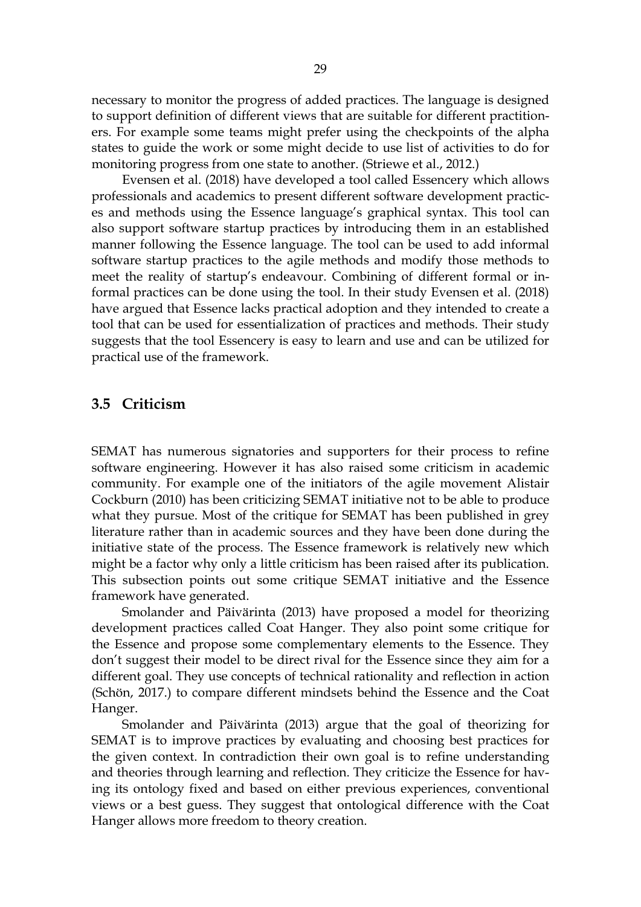necessary to monitor the progress of added practices. The language is designed to support definition of different views that are suitable for different practitioners. For example some teams might prefer using the checkpoints of the alpha states to guide the work or some might decide to use list of activities to do for monitoring progress from one state to another. (Striewe et al., 2012.)

Evensen et al. (2018) have developed a tool called Essencery which allows professionals and academics to present different software development practices and methods using the Essence language's graphical syntax. This tool can also support software startup practices by introducing them in an established manner following the Essence language. The tool can be used to add informal software startup practices to the agile methods and modify those methods to meet the reality of startup's endeavour. Combining of different formal or informal practices can be done using the tool. In their study Evensen et al. (2018) have argued that Essence lacks practical adoption and they intended to create a tool that can be used for essentialization of practices and methods. Their study suggests that the tool Essencery is easy to learn and use and can be utilized for practical use of the framework.

## 3.5 Criticism

SEMAT has numerous signatories and supporters for their process to refine software engineering. However it has also raised some criticism in academic community. For example one of the initiators of the agile movement Alistair Cockburn (2010) has been criticizing SEMAT initiative not to be able to produce what they pursue. Most of the critique for SEMAT has been published in grey literature rather than in academic sources and they have been done during the initiative state of the process. The Essence framework is relatively new which might be a factor why only a little criticism has been raised after its publication. This subsection points out some critique SEMAT initiative and the Essence framework have generated.

Smolander and Päivärinta (2013) have proposed a model for theorizing development practices called Coat Hanger. They also point some critique for the Essence and propose some complementary elements to the Essence. They don't suggest their model to be direct rival for the Essence since they aim for a different goal. They use concepts of technical rationality and reflection in action (Schön, 2017.) to compare different mindsets behind the Essence and the Coat Hanger.

Smolander and Päivärinta (2013) argue that the goal of theorizing for SEMAT is to improve practices by evaluating and choosing best practices for the given context. In contradiction their own goal is to refine understanding and theories through learning and reflection. They criticize the Essence for having its ontology fixed and based on either previous experiences, conventional views or a best guess. They suggest that ontological difference with the Coat Hanger allows more freedom to theory creation.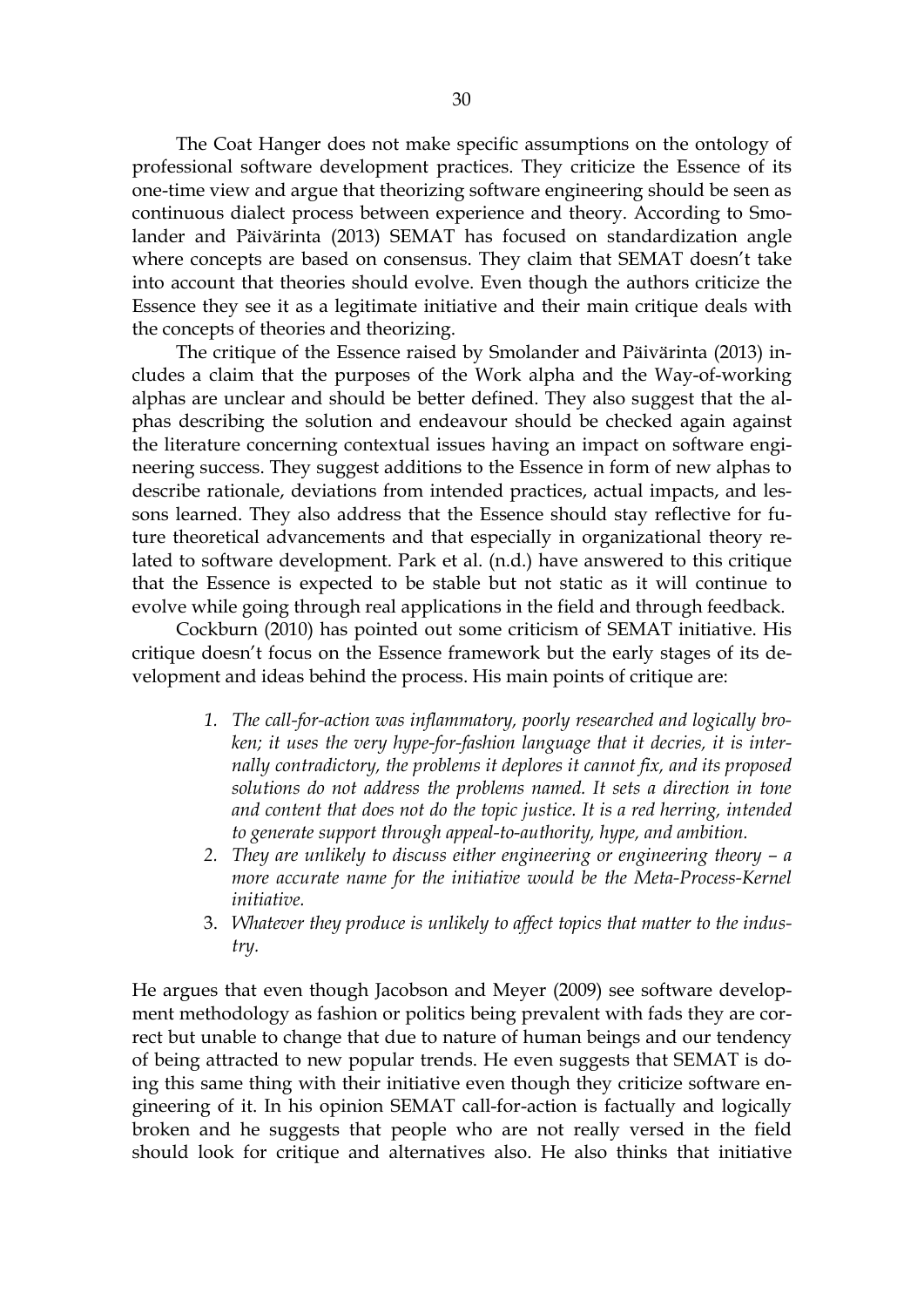The Coat Hanger does not make specific assumptions on the ontology of professional software development practices. They criticize the Essence of its one-time view and argue that theorizing software engineering should be seen as continuous dialect process between experience and theory. According to Smolander and Päivärinta (2013) SEMAT has focused on standardization angle where concepts are based on consensus. They claim that SEMAT doesn't take into account that theories should evolve. Even though the authors criticize the Essence they see it as a legitimate initiative and their main critique deals with the concepts of theories and theorizing.

The critique of the Essence raised by Smolander and Päivärinta (2013) includes a claim that the purposes of the Work alpha and the Way-of-working alphas are unclear and should be better defined. They also suggest that the alphas describing the solution and endeavour should be checked again against the literature concerning contextual issues having an impact on software engineering success. They suggest additions to the Essence in form of new alphas to describe rationale, deviations from intended practices, actual impacts, and lessons learned. They also address that the Essence should stay reflective for future theoretical advancements and that especially in organizational theory related to software development. Park et al. (n.d.) have answered to this critique that the Essence is expected to be stable but not static as it will continue to evolve while going through real applications in the field and through feedback.

Cockburn (2010) has pointed out some criticism of SEMAT initiative. His critique doesn't focus on the Essence framework but the early stages of its development and ideas behind the process. His main points of critique are:

1. *The call-for-action was inflammatory, poorly researched and logically broken; it uses the very hype-for-fashion language that it decries, it is internally contradictory, the problems it deplores it cannot fix, and its proposed solutions do not address the problems named. It sets a direction in tone and content that does not do the topic justice. It is a red herring, intended to generate support through appeal-to-authority, hype, and ambition.*
2. *They are unlikely to discuss either engineering or engineering theory – a more accurate name for the initiative would be the Meta-Process-Kernel initiative.*
3. *Whatever they produce is unlikely to affect topics that matter to the industry.*

He argues that even though Jacobson and Meyer (2009) see software development methodology as fashion or politics being prevalent with fads they are correct but unable to change that due to nature of human beings and our tendency of being attracted to new popular trends. He even suggests that SEMAT is doing this same thing with their initiative even though they criticize software engineering of it. In his opinion SEMAT call-for-action is factually and logically broken and he suggests that people who are not really versed in the field should look for critique and alternatives also. He also thinks that initiative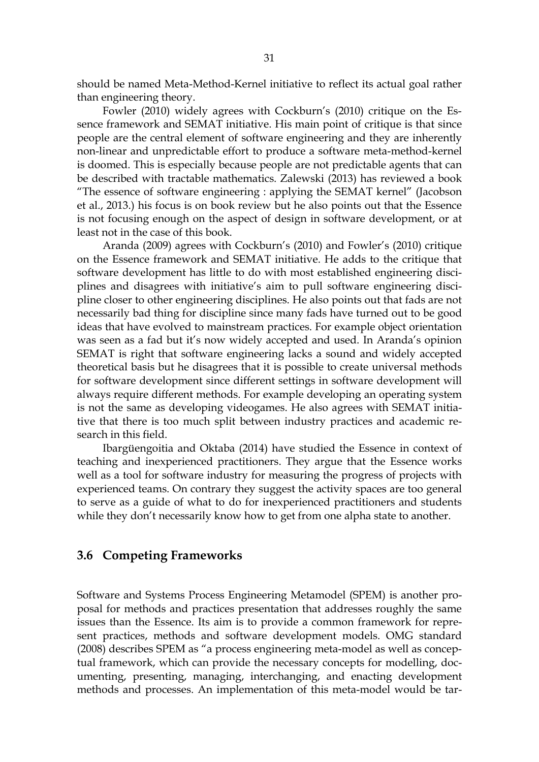should be named Meta-Method-Kernel initiative to reflect its actual goal rather than engineering theory.

Fowler (2010) widely agrees with Cockburn's (2010) critique on the Essence framework and SEMAT initiative. His main point of critique is that since people are the central element of software engineering and they are inherently non-linear and unpredictable effort to produce a software meta-method-kernel is doomed. This is especially because people are not predictable agents that can be described with tractable mathematics. Zalewski (2013) has reviewed a book "The essence of software engineering : applying the SEMAT kernel" (Jacobson et al., 2013.) his focus is on book review but he also points out that the Essence is not focusing enough on the aspect of design in software development, or at least not in the case of this book.

Aranda (2009) agrees with Cockburn's (2010) and Fowler's (2010) critique on the Essence framework and SEMAT initiative. He adds to the critique that software development has little to do with most established engineering disciplines and disagrees with initiative's aim to pull software engineering discipline closer to other engineering disciplines. He also points out that fads are not necessarily bad thing for discipline since many fads have turned out to be good ideas that have evolved to mainstream practices. For example object orientation was seen as a fad but it's now widely accepted and used. In Aranda's opinion SEMAT is right that software engineering lacks a sound and widely accepted theoretical basis but he disagrees that it is possible to create universal methods for software development since different settings in software development will always require different methods. For example developing an operating system is not the same as developing videogames. He also agrees with SEMAT initiative that there is too much split between industry practices and academic research in this field.

Ibargüengoitia and Oktaba (2014) have studied the Essence in context of teaching and inexperienced practitioners. They argue that the Essence works well as a tool for software industry for measuring the progress of projects with experienced teams. On contrary they suggest the activity spaces are too general to serve as a guide of what to do for inexperienced practitioners and students while they don't necessarily know how to get from one alpha state to another.

## 3.6 Competing Frameworks

Software and Systems Process Engineering Metamodel (SPEM) is another proposal for methods and practices presentation that addresses roughly the same issues than the Essence. Its aim is to provide a common framework for represent practices, methods and software development models. OMG standard (2008) describes SPEM as "a process engineering meta-model as well as conceptual framework, which can provide the necessary concepts for modelling, documenting, presenting, managing, interchanging, and enacting development methods and processes. An implementation of this meta-model would be tar-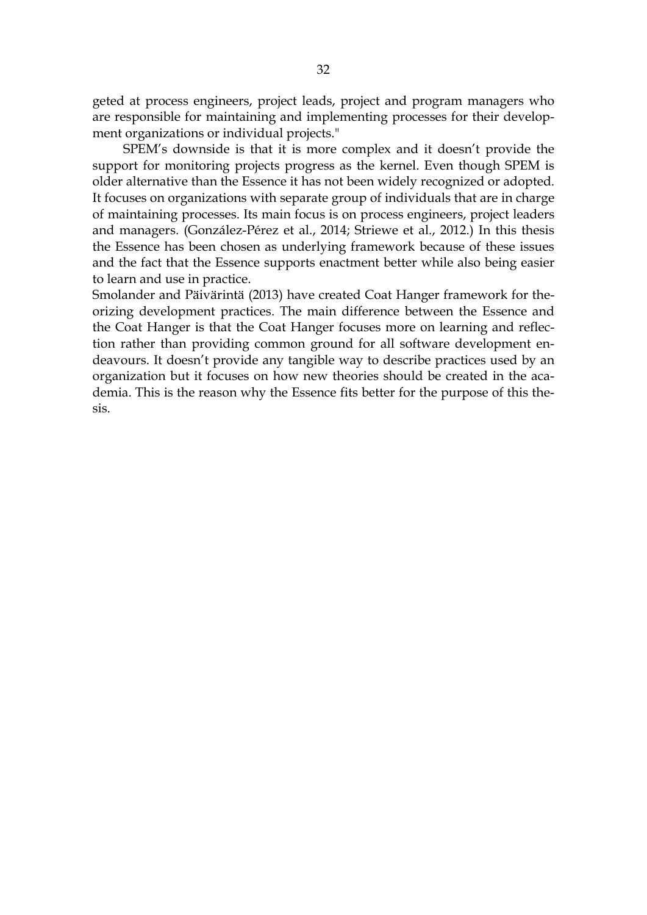geted at process engineers, project leads, project and program managers who are responsible for maintaining and implementing processes for their development organizations or individual projects."

SPEM's downside is that it is more complex and it doesn't provide the support for monitoring projects progress as the kernel. Even though SPEM is older alternative than the Essence it has not been widely recognized or adopted. It focuses on organizations with separate group of individuals that are in charge of maintaining processes. Its main focus is on process engineers, project leaders and managers. (González-Pérez et al., 2014; Striewe et al., 2012.) In this thesis the Essence has been chosen as underlying framework because of these issues and the fact that the Essence supports enactment better while also being easier to learn and use in practice.

Smolander and Päivärintä (2013) have created Coat Hanger framework for theorizing development practices. The main difference between the Essence and the Coat Hanger is that the Coat Hanger focuses more on learning and reflection rather than providing common ground for all software development endeavours. It doesn't provide any tangible way to describe practices used by an organization but it focuses on how new theories should be created in the academia. This is the reason why the Essence fits better for the purpose of this thesis.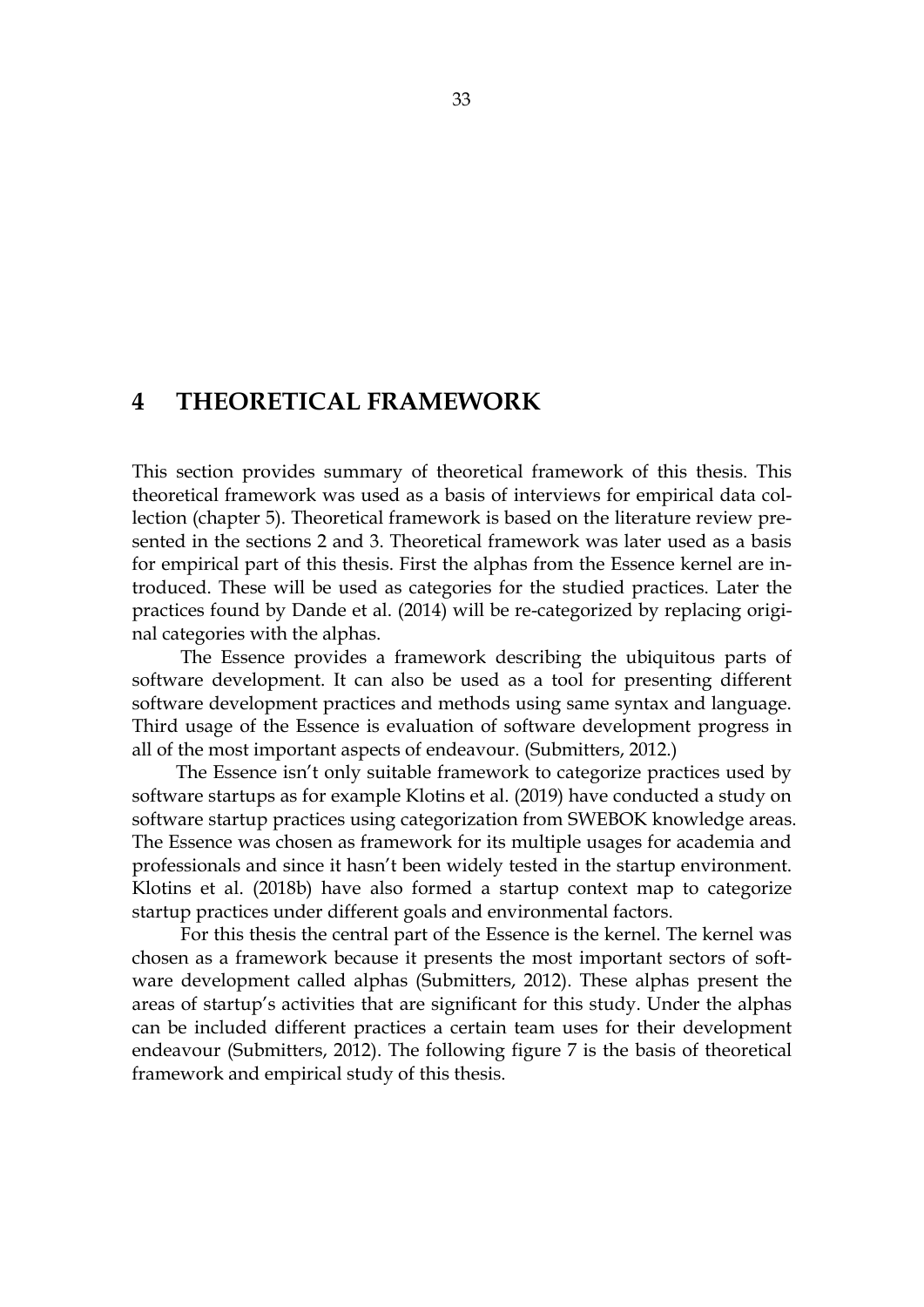# 4 THEORETICAL FRAMEWORK

This section provides summary of theoretical framework of this thesis. This theoretical framework was used as a basis of interviews for empirical data collection (chapter 5). Theoretical framework is based on the literature review presented in the sections 2 and 3. Theoretical framework was later used as a basis for empirical part of this thesis. First the alphas from the Essence kernel are introduced. These will be used as categories for the studied practices. Later the practices found by Dande et al. (2014) will be re-categorized by replacing original categories with the alphas.

The Essence provides a framework describing the ubiquitous parts of software development. It can also be used as a tool for presenting different software development practices and methods using same syntax and language. Third usage of the Essence is evaluation of software development progress in all of the most important aspects of endeavour. (Submitters, 2012.)

The Essence isn't only suitable framework to categorize practices used by software startups as for example Klotins et al. (2019) have conducted a study on software startup practices using categorization from SWEBOK knowledge areas. The Essence was chosen as framework for its multiple usages for academia and professionals and since it hasn't been widely tested in the startup environment. Klotins et al. (2018b) have also formed a startup context map to categorize startup practices under different goals and environmental factors.

For this thesis the central part of the Essence is the kernel. The kernel was chosen as a framework because it presents the most important sectors of software development called alphas (Submitters, 2012). These alphas present the areas of startup's activities that are significant for this study. Under the alphas can be included different practices a certain team uses for their development endeavour (Submitters, 2012). The following figure 7 is the basis of theoretical framework and empirical study of this thesis.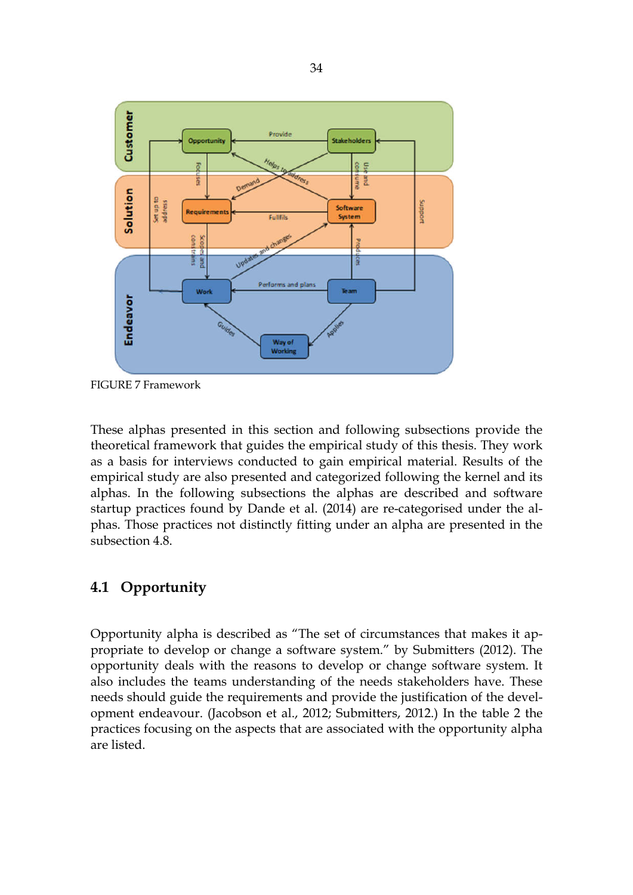FIGURE 7 Framework

These alphas presented in this section and following subsections provide the theoretical framework that guides the empirical study of this thesis. They work as a basis for interviews conducted to gain empirical material. Results of the empirical study are also presented and categorized following the kernel and its alphas. In the following subsections the alphas are described and software startup practices found by Dande et al. (2014) are re-categorised under the alphas. Those practices not distinctly fitting under an alpha are presented in the subsection 4.8.

## 4.1 Opportunity

Opportunity alpha is described as "The set of circumstances that makes it appropriate to develop or change a software system." by Submitters (2012). The opportunity deals with the reasons to develop or change software system. It also includes the teams understanding of the needs stakeholders have. These needs should guide the requirements and provide the justification of the development endeavour. (Jacobson et al., 2012; Submitters, 2012.) In the table 2 the practices focusing on the aspects that are associated with the opportunity alpha are listed.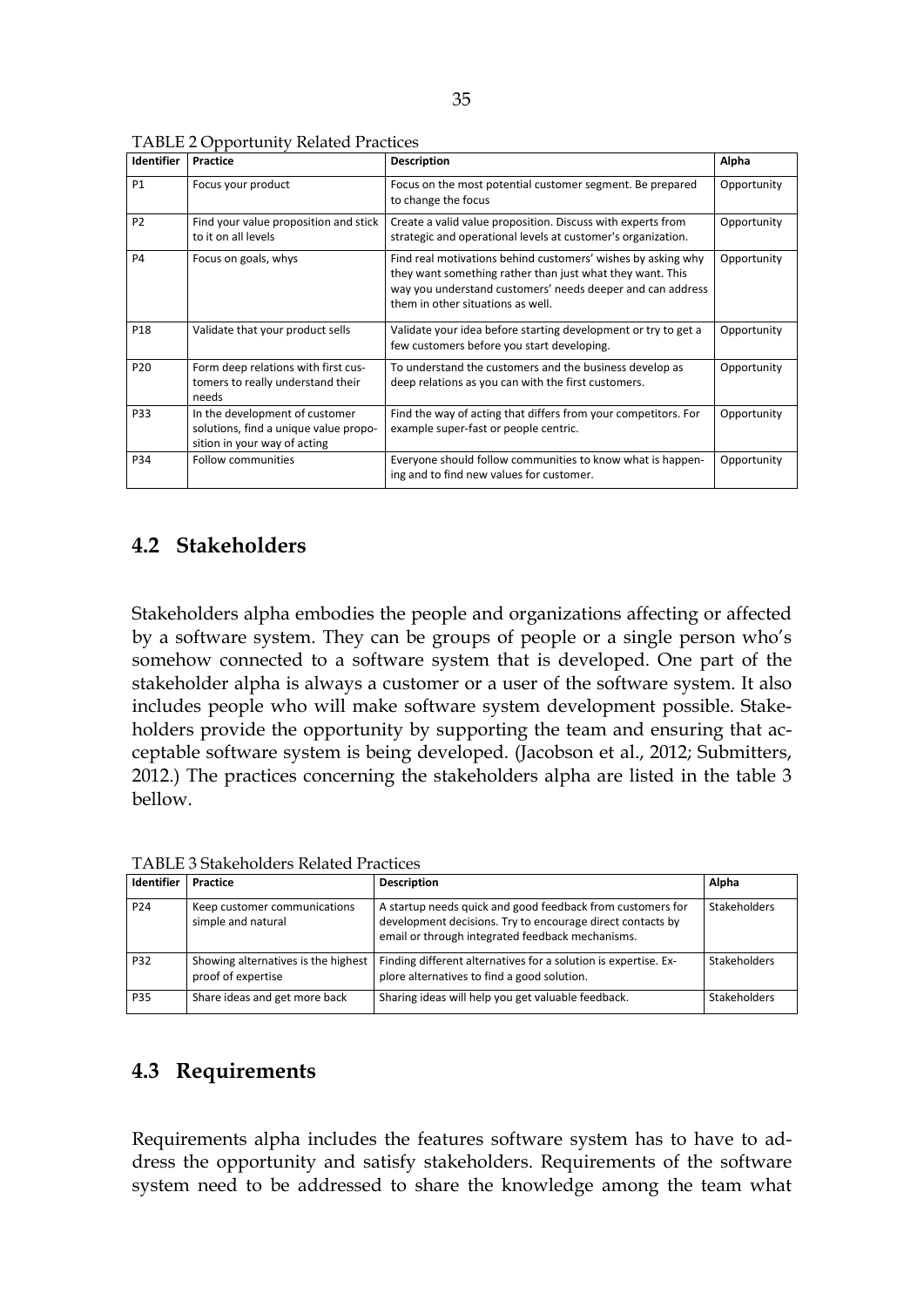TABLE 2 Opportunity Related Practices

| Identifier | Practice | Description | Alpha |
|---|---|---|---|
| P1 | Focus your product | Focus on the most potential customer segment. Be prepared to change the focus | Opportunity |
| P2 | Find your value proposition and stick to it on all levels | Create a valid value proposition. Discuss with experts from strategic and operational levels at customer's organization. | Opportunity |
| P4 | Focus on goals, whys | Find real motivations behind customers' wishes by asking why they want something rather than just what they want. This way you understand customers' needs deeper and can address them in other situations as well. | Opportunity |
| P18 | Validate that your product sells | Validate your idea before starting development or try to get a few customers before you start developing. | Opportunity |
| P20 | Form deep relations with first customers to really understand their needs | To understand the customers and the business develop as deep relations as you can with the first customers. | Opportunity |
| P33 | In the development of customer solutions, find a unique value proposition in your way of acting | Find the way of acting that differs from your competitors. For example super-fast or people centric. | Opportunity |
| P34 | Follow communities | Everyone should follow communities to know what is happening and to find new values for customer. | Opportunity |

## 4.2 Stakeholders

Stakeholders alpha embodies the people and organizations affecting or affected by a software system. They can be groups of people or a single person who's somehow connected to a software system that is developed. One part of the stakeholder alpha is always a customer or a user of the software system. It also includes people who will make software system development possible. Stakeholders provide the opportunity by supporting the team and ensuring that acceptable software system is being developed. (Jacobson et al., 2012; Submitters, 2012.) The practices concerning the stakeholders alpha are listed in the table 3 bellow.

TABLE 3 Stakeholders Related Practices

| Identifier | Practice | Description | Alpha |
|---|---|---|---|
| P24 | Keep customer communications simple and natural | A startup needs quick and good feedback from customers for development decisions. Try to encourage direct contacts by email or through integrated feedback mechanisms. | Stakeholders |
| P32 | Showing alternatives is the highest proof of expertise | Finding different alternatives for a solution is expertise. Explore alternatives to find a good solution. | Stakeholders |
| P35 | Share ideas and get more back | Sharing ideas will help you get valuable feedback. | Stakeholders |

## 4.3 Requirements

Requirements alpha includes the features software system has to have to address the opportunity and satisfy stakeholders. Requirements of the software system need to be addressed to share the knowledge among the team what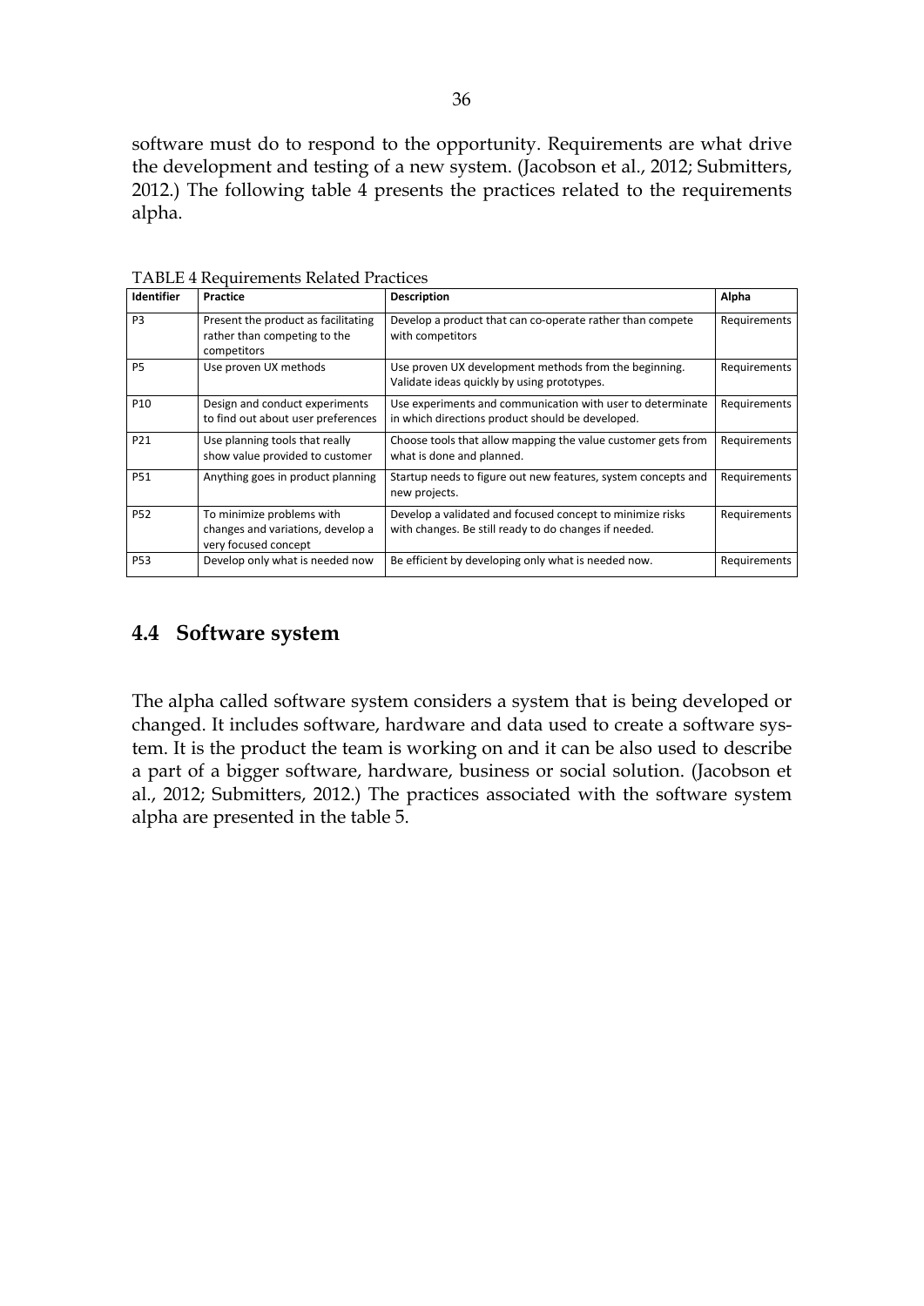software must do to respond to the opportunity. Requirements are what drive the development and testing of a new system. (Jacobson et al., 2012; Submitters, 2012.) The following table 4 presents the practices related to the requirements alpha.

TABLE 4 Requirements Related Practices

| Identifier | Practice | Description | Alpha |
|---|---|---|---|
| P3 | Present the product as facilitating rather than competing to the competitors | Develop a product that can co-operate rather than compete with competitors | Requirements |
| P5 | Use proven UX methods | Use proven UX development methods from the beginning. Validate ideas quickly by using prototypes. | Requirements |
| P10 | Design and conduct experiments to find out about user preferences | Use experiments and communication with user to determinate in which directions product should be developed. | Requirements |
| P21 | Use planning tools that really show value provided to customer | Choose tools that allow mapping the value customer gets from what is done and planned. | Requirements |
| P51 | Anything goes in product planning | Startup needs to figure out new features, system concepts and new projects. | Requirements |
| P52 | To minimize problems with changes and variations, develop a very focused concept | Develop a validated and focused concept to minimize risks with changes. Be still ready to do changes if needed. | Requirements |
| P53 | Develop only what is needed now | Be efficient by developing only what is needed now. | Requirements |

## 4.4 Software system

The alpha called software system considers a system that is being developed or changed. It includes software, hardware and data used to create a software system. It is the product the team is working on and it can be also used to describe a part of a bigger software, hardware, business or social solution. (Jacobson et al., 2012; Submitters, 2012.) The practices associated with the software system alpha are presented in the table 5.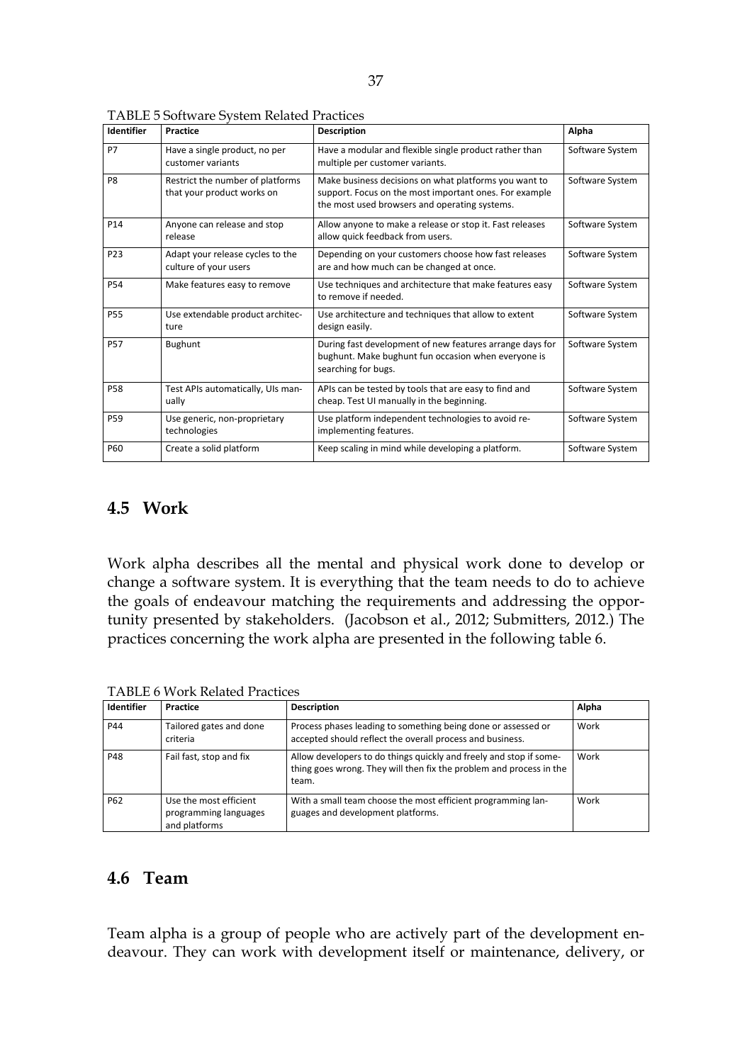TABLE 5 Software System Related Practices

| Identifier | Practice | Description | Alpha |
|---|---|---|---|
| P7 | Have a single product, no per customer variants | Have a modular and flexible single product rather than multiple per customer variants. | Software System |
| P8 | Restrict the number of platforms that your product works on | Make business decisions on what platforms you want to support. Focus on the most important ones. For example the most used browsers and operating systems. | Software System |
| P14 | Anyone can release and stop release | Allow anyone to make a release or stop it. Fast releases allow quick feedback from users. | Software System |
| P23 | Adapt your release cycles to the culture of your users | Depending on your customers choose how fast releases are and how much can be changed at once. | Software System |
| P54 | Make features easy to remove | Use techniques and architecture that make features easy to remove if needed. | Software System |
| P55 | Use extendable product architecture | Use architecture and techniques that allow to extent design easily. | Software System |
| P57 | Bughunt | During fast development of new features arrange days for bughunt. Make bughunt fun occasion when everyone is searching for bugs. | Software System |
| P58 | Test APIs automatically, UIs manually | APIs can be tested by tools that are easy to find and cheap. Test UI manually in the beginning. | Software System |
| P59 | Use generic, non-proprietary technologies | Use platform independent technologies to avoid re-implementing features. | Software System |
| P60 | Create a solid platform | Keep scaling in mind while developing a platform. | Software System |

## 4.5 Work

Work alpha describes all the mental and physical work done to develop or change a software system. It is everything that the team needs to do to achieve the goals of endeavour matching the requirements and addressing the opportunity presented by stakeholders. (Jacobson et al., 2012; Submitters, 2012.) The practices concerning the work alpha are presented in the following table 6.

TABLE 6 Work Related Practices

| Identifier | Practice | Description | Alpha |
|---|---|---|---|
| P44 | Tailored gates and done criteria | Process phases leading to something being done or assessed or accepted should reflect the overall process and business. | Work |
| P48 | Fail fast, stop and fix | Allow developers to do things quickly and freely and stop if something goes wrong. They will then fix the problem and process in the team. | Work |
| P62 | Use the most efficient programming languages and platforms | With a small team choose the most efficient programming languages and development platforms. | Work |

## 4.6 Team

Team alpha is a group of people who are actively part of the development endeavour. They can work with development itself or maintenance, delivery, or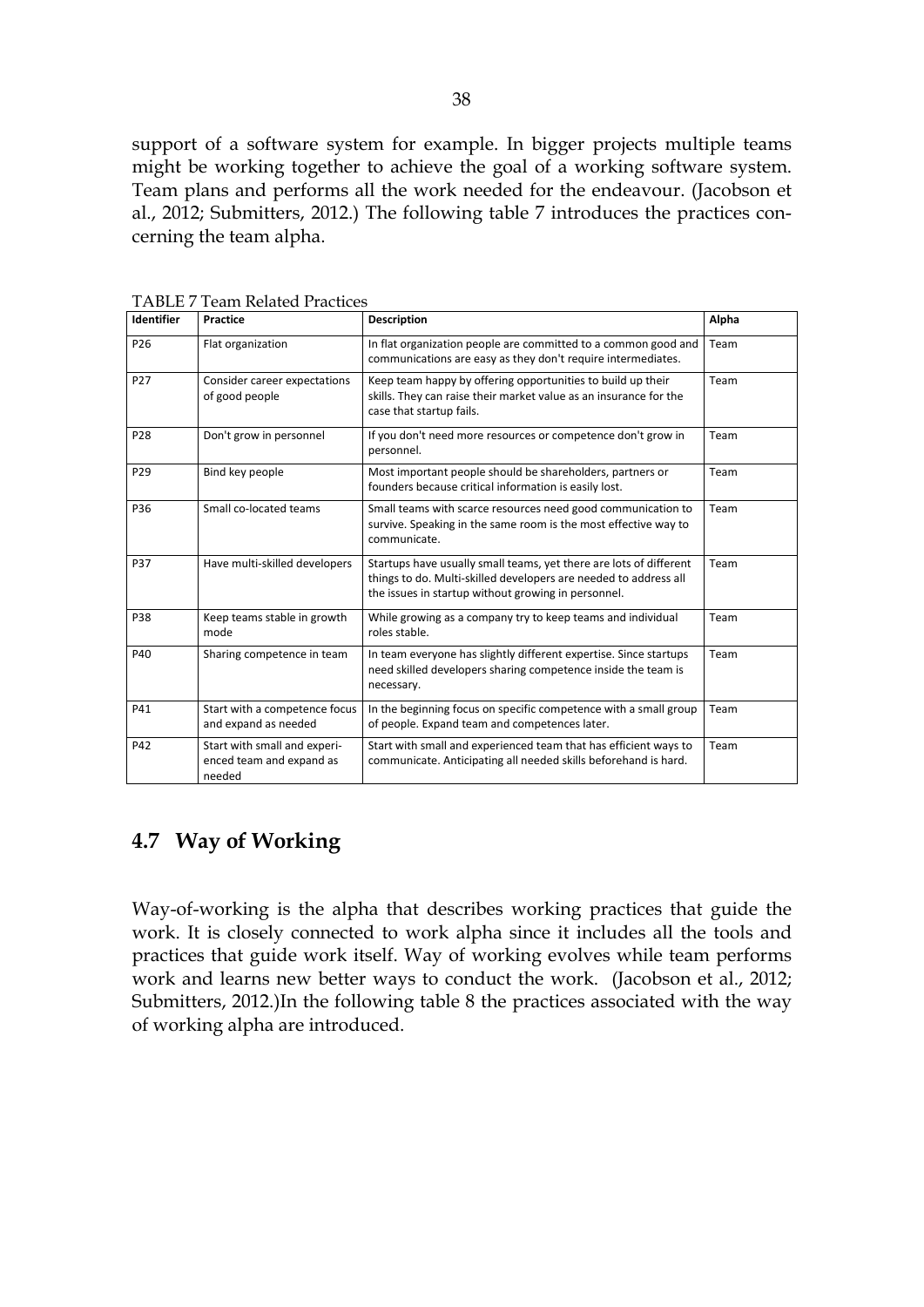support of a software system for example. In bigger projects multiple teams might be working together to achieve the goal of a working software system. Team plans and performs all the work needed for the endeavour. (Jacobson et al., 2012; Submitters, 2012.) The following table 7 introduces the practices concerning the team alpha.

TABLE 7 Team Related Practices

| Identifier | Practice | Description | Alpha |
|---|---|---|---|
| P26 | Flat organization | In flat organization people are committed to a common good and communications are easy as they don't require intermediates. | Team |
| P27 | Consider career expectations of good people | Keep team happy by offering opportunities to build up their skills. They can raise their market value as an insurance for the case that startup fails. | Team |
| P28 | Don't grow in personnel | If you don't need more resources or competence don't grow in personnel. | Team |
| P29 | Bind key people | Most important people should be shareholders, partners or founders because critical information is easily lost. | Team |
| P36 | Small co-located teams | Small teams with scarce resources need good communication to survive. Speaking in the same room is the most effective way to communicate. | Team |
| P37 | Have multi-skilled developers | Startups have usually small teams, yet there are lots of different things to do. Multi-skilled developers are needed to address all the issues in startup without growing in personnel. | Team |
| P38 | Keep teams stable in growth mode | While growing as a company try to keep teams and individual roles stable. | Team |
| P40 | Sharing competence in team | In team everyone has slightly different expertise. Since startups need skilled developers sharing competence inside the team is necessary. | Team |
| P41 | Start with a competence focus and expand as needed | In the beginning focus on specific competence with a small group of people. Expand team and competences later. | Team |
| P42 | Start with small and experienced team and expand as needed | Start with small and experienced team that has efficient ways to communicate. Anticipating all needed skills beforehand is hard. | Team |

## 4.7 Way of Working

Way-of-working is the alpha that describes working practices that guide the work. It is closely connected to work alpha since it includes all the tools and practices that guide work itself. Way of working evolves while team performs work and learns new better ways to conduct the work. (Jacobson et al., 2012; Submitters, 2012.)In the following table 8 the practices associated with the way of working alpha are introduced.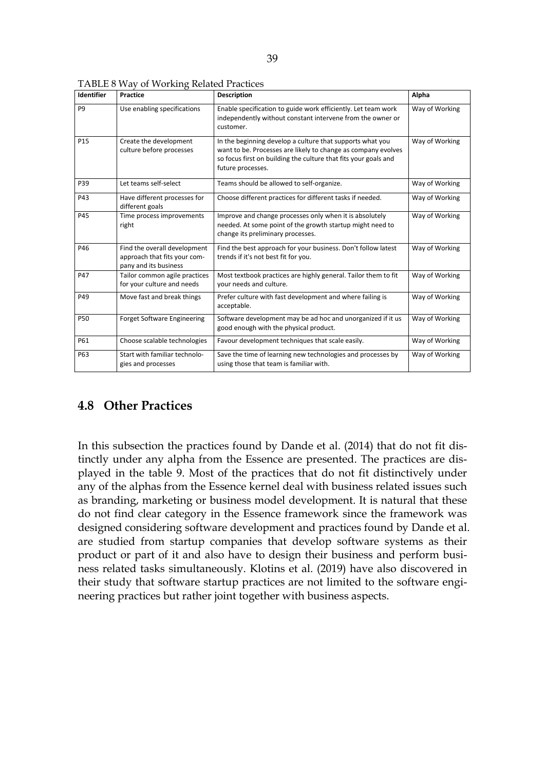TABLE 8 Way of Working Related Practices

| Identifier | Practice | Description | Alpha |
|---|---|---|---|
| P9 | Use enabling specifications | Enable specification to guide work efficiently. Let team work independently without constant intervene from the owner or customer. | Way of Working |
| P15 | Create the development culture before processes | In the beginning develop a culture that supports what you want to be. Processes are likely to change as company evolves so focus first on building the culture that fits your goals and future processes. | Way of Working |
| P39 | Let teams self-select | Teams should be allowed to self-organize. | Way of Working |
| P43 | Have different processes for different goals | Choose different practices for different tasks if needed. | Way of Working |
| P45 | Time process improvements right | Improve and change processes only when it is absolutely needed. At some point of the growth startup might need to change its preliminary processes. | Way of Working |
| P46 | Find the overall development approach that fits your company and its business | Find the best approach for your business. Don't follow latest trends if it's not best fit for you. | Way of Working |
| P47 | Tailor common agile practices for your culture and needs | Most textbook practices are highly general. Tailor them to fit your needs and culture. | Way of Working |
| P49 | Move fast and break things | Prefer culture with fast development and where failing is acceptable. | Way of Working |
| P50 | Forget Software Engineering | Software development may be ad hoc and unorganized if it us good enough with the physical product. | Way of Working |
| P61 | Choose scalable technologies | Favour development techniques that scale easily. | Way of Working |
| P63 | Start with familiar technologies and processes | Save the time of learning new technologies and processes by using those that team is familiar with. | Way of Working |

## 4.8 Other Practices

In this subsection the practices found by Dande et al. (2014) that do not fit distinctly under any alpha from the Essence are presented. The practices are displayed in the table 9. Most of the practices that do not fit distinctively under any of the alphas from the Essence kernel deal with business related issues such as branding, marketing or business model development. It is natural that these do not find clear category in the Essence framework since the framework was designed considering software development and practices found by Dande et al. are studied from startup companies that develop software systems as their product or part of it and also have to design their business and perform business related tasks simultaneously. Klotins et al. (2019) have also discovered in their study that software startup practices are not limited to the software engineering practices but rather joint together with business aspects.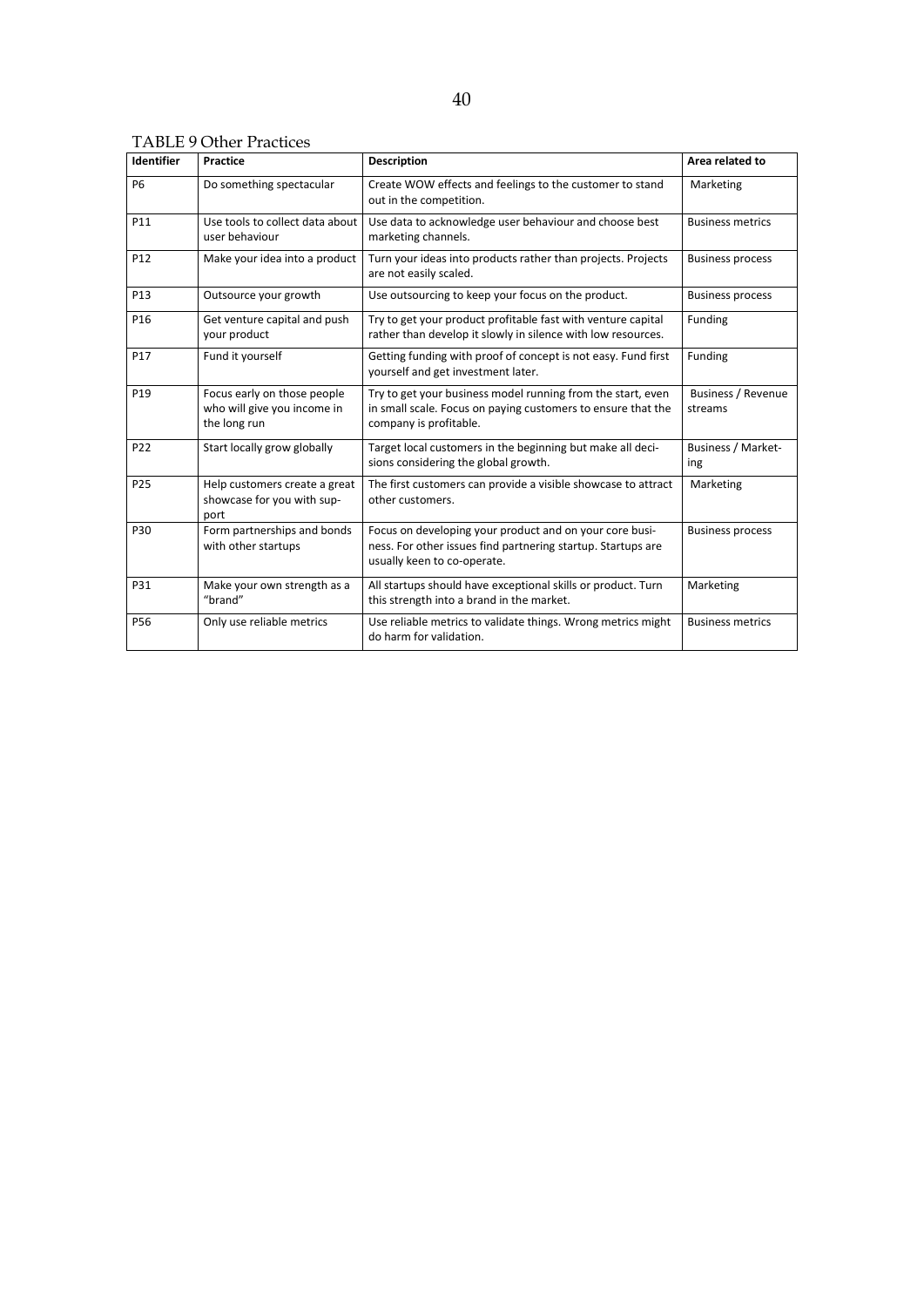TABLE 9 Other Practices

| Identifier | Practice | Description | Area related to |
| --- | --- | --- | --- |
| P6 | Do something spectacular | Create WOW effects and feelings to the customer to stand out in the competition. | Marketing |
| P11 | Use tools to collect data about user behaviour | Use data to acknowledge user behaviour and choose best marketing channels. | Business metrics |
| P12 | Make your idea into a product | Turn your ideas into products rather than projects. Projects are not easily scaled. | Business process |
| P13 | Outsource your growth | Use outsourcing to keep your focus on the product. | Business process |
| P16 | Get venture capital and push your product | Try to get your product profitable fast with venture capital rather than develop it slowly in silence with low resources. | Funding |
| P17 | Fund it yourself | Getting funding with proof of concept is not easy. Fund first yourself and get investment later. | Funding |
| P19 | Focus early on those people who will give you income in the long run | Try to get your business model running from the start, even in small scale. Focus on paying customers to ensure that the company is profitable. | Business / Revenue streams |
| P22 | Start locally grow globally | Target local customers in the beginning but make all decisions considering the global growth. | Business / Marketing |
| P25 | Help customers create a great showcase for you with support | The first customers can provide a visible showcase to attract other customers. | Marketing |
| P30 | Form partnerships and bonds with other startups | Focus on developing your product and on your core business. For other issues find partnering startup. Startups are usually keen to co-operate. | Business process |
| P31 | Make your own strength as a "brand" | All startups should have exceptional skills or product. Turn this strength into a brand in the market. | Marketing |
| P56 | Only use reliable metrics | Use reliable metrics to validate things. Wrong metrics might do harm for validation. | Business metrics |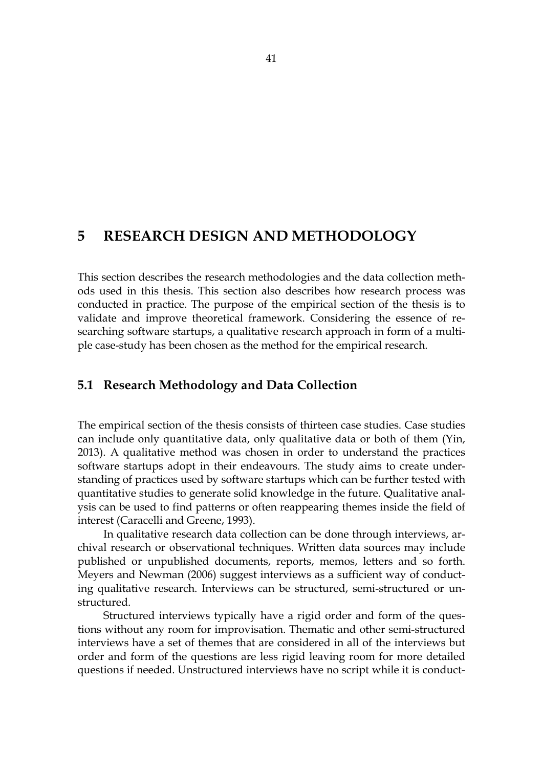# 5 RESEARCH DESIGN AND METHODOLOGY

This section describes the research methodologies and the data collection methods used in this thesis. This section also describes how research process was conducted in practice. The purpose of the empirical section of the thesis is to validate and improve theoretical framework. Considering the essence of researching software startups, a qualitative research approach in form of a multiple case-study has been chosen as the method for the empirical research.

## 5.1 Research Methodology and Data Collection

The empirical section of the thesis consists of thirteen case studies. Case studies can include only quantitative data, only qualitative data or both of them (Yin, 2013). A qualitative method was chosen in order to understand the practices software startups adopt in their endeavours. The study aims to create understanding of practices used by software startups which can be further tested with quantitative studies to generate solid knowledge in the future. Qualitative analysis can be used to find patterns or often reappearing themes inside the field of interest (Caracelli and Greene, 1993).

In qualitative research data collection can be done through interviews, archival research or observational techniques. Written data sources may include published or unpublished documents, reports, memos, letters and so forth. Meyers and Newman (2006) suggest interviews as a sufficient way of conducting qualitative research. Interviews can be structured, semi-structured or unstructured.

Structured interviews typically have a rigid order and form of the questions without any room for improvisation. Thematic and other semi-structured interviews have a set of themes that are considered in all of the interviews but order and form of the questions are less rigid leaving room for more detailed questions if needed. Unstructured interviews have no script while it is conduct-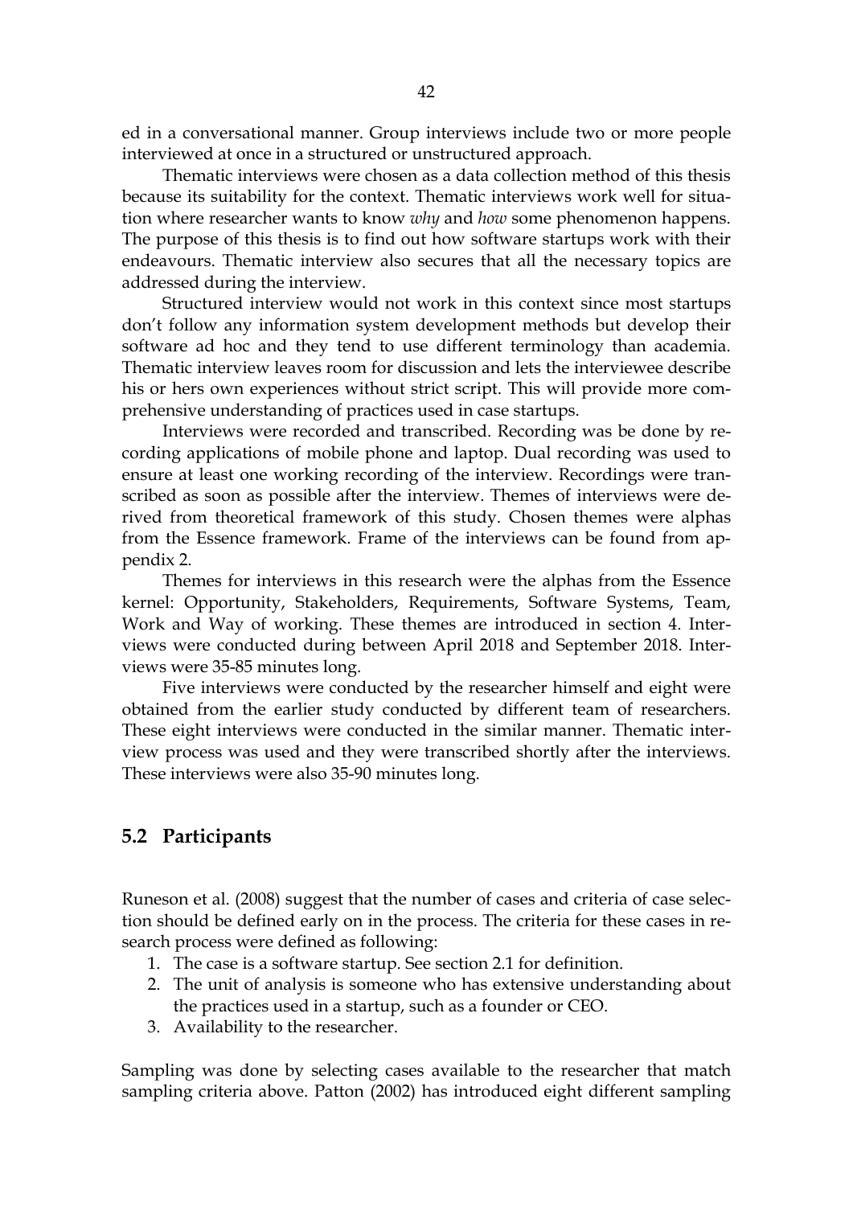ed in a conversational manner. Group interviews include two or more people interviewed at once in a structured or unstructured approach.

Thematic interviews were chosen as a data collection method of this thesis because its suitability for the context. Thematic interviews work well for situation where researcher wants to know *why* and *how* some phenomenon happens. The purpose of this thesis is to find out how software startups work with their endeavours. Thematic interview also secures that all the necessary topics are addressed during the interview.

Structured interview would not work in this context since most startups don't follow any information system development methods but develop their software ad hoc and they tend to use different terminology than academia. Thematic interview leaves room for discussion and lets the interviewee describe his or hers own experiences without strict script. This will provide more comprehensive understanding of practices used in case startups.

Interviews were recorded and transcribed. Recording was be done by recording applications of mobile phone and laptop. Dual recording was used to ensure at least one working recording of the interview. Recordings were transcribed as soon as possible after the interview. Themes of interviews were derived from theoretical framework of this study. Chosen themes were alphas from the Essence framework. Frame of the interviews can be found from appendix 2.

Themes for interviews in this research were the alphas from the Essence kernel: Opportunity, Stakeholders, Requirements, Software Systems, Team, Work and Way of working. These themes are introduced in section 4. Interviews were conducted during between April 2018 and September 2018. Interviews were 35-85 minutes long.

Five interviews were conducted by the researcher himself and eight were obtained from the earlier study conducted by different team of researchers. These eight interviews were conducted in the similar manner. Thematic interview process was used and they were transcribed shortly after the interviews. These interviews were also 35-90 minutes long.

## 5.2 Participants

Runeson et al. (2008) suggest that the number of cases and criteria of case selection should be defined early on in the process. The criteria for these cases in research process were defined as following:

1. The case is a software startup. See section 2.1 for definition.
2. The unit of analysis is someone who has extensive understanding about the practices used in a startup, such as a founder or CEO.
3. Availability to the researcher.

Sampling was done by selecting cases available to the researcher that match sampling criteria above. Patton (2002) has introduced eight different sampling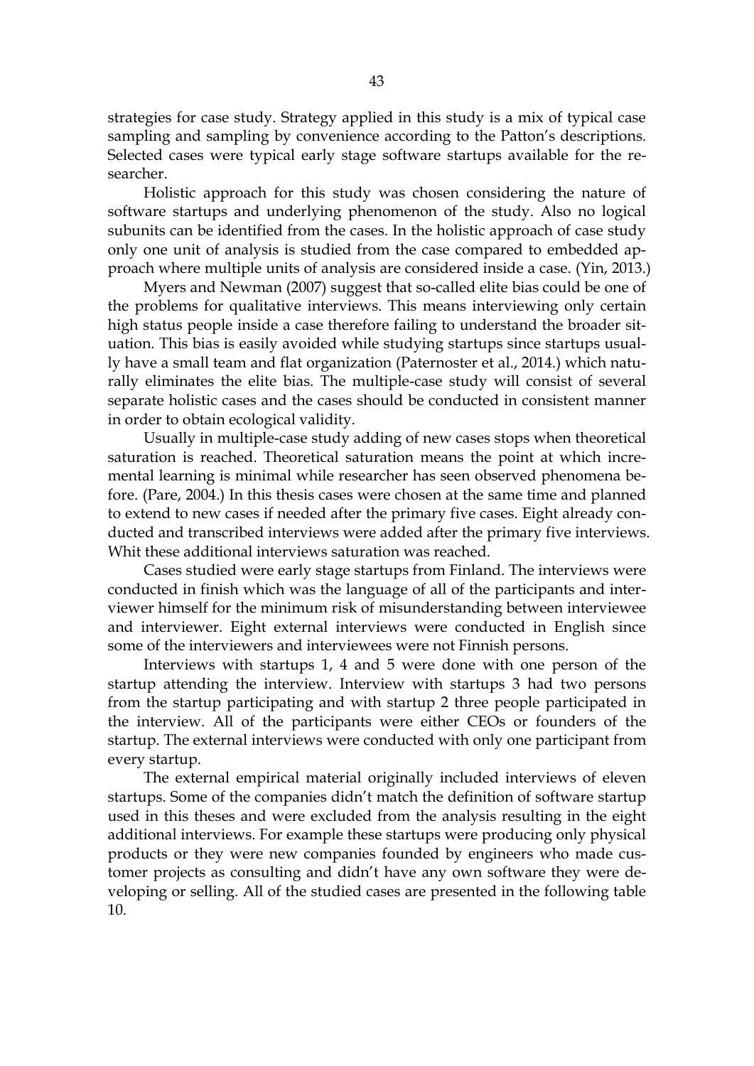strategies for case study. Strategy applied in this study is a mix of typical case sampling and sampling by convenience according to the Patton's descriptions. Selected cases were typical early stage software startups available for the researcher.

Holistic approach for this study was chosen considering the nature of software startups and underlying phenomenon of the study. Also no logical subunits can be identified from the cases. In the holistic approach of case study only one unit of analysis is studied from the case compared to embedded approach where multiple units of analysis are considered inside a case. (Yin, 2013.)

Myers and Newman (2007) suggest that so-called elite bias could be one of the problems for qualitative interviews. This means interviewing only certain high status people inside a case therefore failing to understand the broader situation. This bias is easily avoided while studying startups since startups usually have a small team and flat organization (Paternoster et al., 2014.) which naturally eliminates the elite bias. The multiple-case study will consist of several separate holistic cases and the cases should be conducted in consistent manner in order to obtain ecological validity.

Usually in multiple-case study adding of new cases stops when theoretical saturation is reached. Theoretical saturation means the point at which incremental learning is minimal while researcher has seen observed phenomena before. (Pare, 2004.) In this thesis cases were chosen at the same time and planned to extend to new cases if needed after the primary five cases. Eight already conducted and transcribed interviews were added after the primary five interviews. Whit these additional interviews saturation was reached.

Cases studied were early stage startups from Finland. The interviews were conducted in finish which was the language of all of the participants and interviewer himself for the minimum risk of misunderstanding between interviewee and interviewer. Eight external interviews were conducted in English since some of the interviewers and interviewees were not Finnish persons.

Interviews with startups 1, 4 and 5 were done with one person of the startup attending the interview. Interview with startups 3 had two persons from the startup participating and with startup 2 three people participated in the interview. All of the participants were either CEOs or founders of the startup. The external interviews were conducted with only one participant from every startup.

The external empirical material originally included interviews of eleven startups. Some of the companies didn't match the definition of software startup used in this theses and were excluded from the analysis resulting in the eight additional interviews. For example these startups were producing only physical products or they were new companies founded by engineers who made customer projects as consulting and didn't have any own software they were developing or selling. All of the studied cases are presented in the following table 10.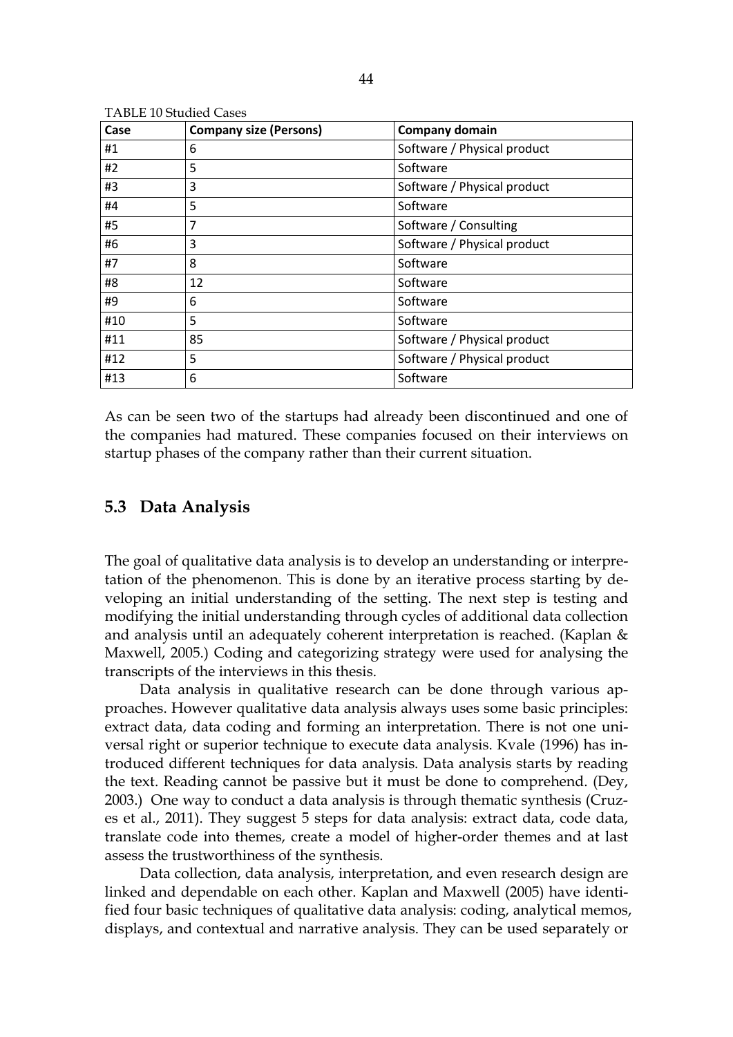TABLE 10 Studied Cases

| Case | Company size (Persons) | Company domain |
|---|---|---|
| #1 | 6 | Software / Physical product |
| #2 | 5 | Software |
| #3 | 3 | Software / Physical product |
| #4 | 5 | Software |
| #5 | 7 | Software / Consulting |
| #6 | 3 | Software / Physical product |
| #7 | 8 | Software |
| #8 | 12 | Software |
| #9 | 6 | Software |
| #10 | 5 | Software |
| #11 | 85 | Software / Physical product |
| #12 | 5 | Software / Physical product |
| #13 | 6 | Software |

As can be seen two of the startups had already been discontinued and one of the companies had matured. These companies focused on their interviews on startup phases of the company rather than their current situation.

## 5.3 Data Analysis

The goal of qualitative data analysis is to develop an understanding or interpretation of the phenomenon. This is done by an iterative process starting by developing an initial understanding of the setting. The next step is testing and modifying the initial understanding through cycles of additional data collection and analysis until an adequately coherent interpretation is reached. (Kaplan & Maxwell, 2005.) Coding and categorizing strategy were used for analysing the transcripts of the interviews in this thesis.

Data analysis in qualitative research can be done through various approaches. However qualitative data analysis always uses some basic principles: extract data, data coding and forming an interpretation. There is not one universal right or superior technique to execute data analysis. Kvale (1996) has introduced different techniques for data analysis. Data analysis starts by reading the text. Reading cannot be passive but it must be done to comprehend. (Dey, 2003.) One way to conduct a data analysis is through thematic synthesis (Cruzes et al., 2011). They suggest 5 steps for data analysis: extract data, code data, translate code into themes, create a model of higher-order themes and at last assess the trustworthiness of the synthesis.

Data collection, data analysis, interpretation, and even research design are linked and dependable on each other. Kaplan and Maxwell (2005) have identified four basic techniques of qualitative data analysis: coding, analytical memos, displays, and contextual and narrative analysis. They can be used separately or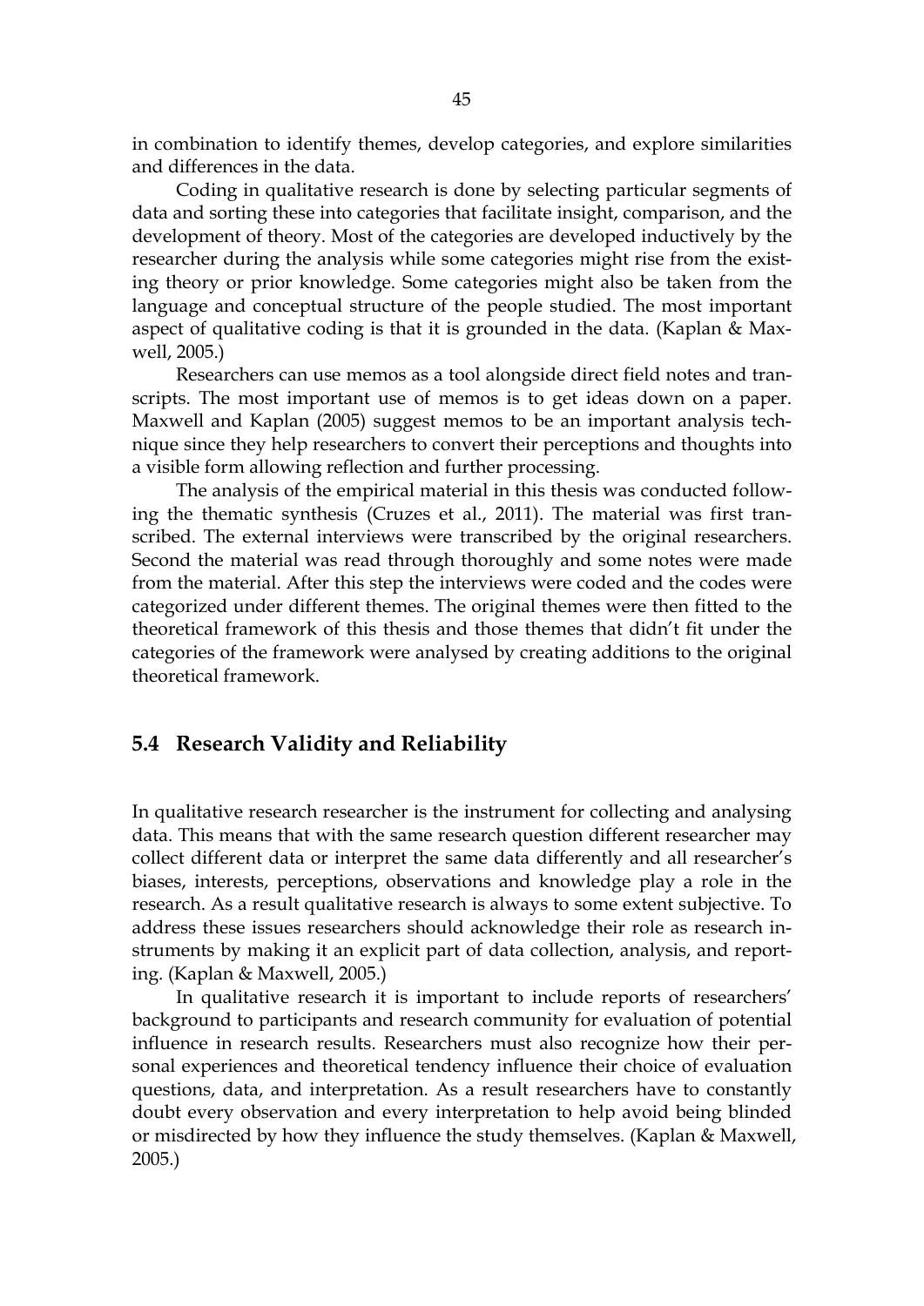in combination to identify themes, develop categories, and explore similarities and differences in the data.

Coding in qualitative research is done by selecting particular segments of data and sorting these into categories that facilitate insight, comparison, and the development of theory. Most of the categories are developed inductively by the researcher during the analysis while some categories might rise from the existing theory or prior knowledge. Some categories might also be taken from the language and conceptual structure of the people studied. The most important aspect of qualitative coding is that it is grounded in the data. (Kaplan & Maxwell, 2005.)

Researchers can use memos as a tool alongside direct field notes and transcripts. The most important use of memos is to get ideas down on a paper. Maxwell and Kaplan (2005) suggest memos to be an important analysis technique since they help researchers to convert their perceptions and thoughts into a visible form allowing reflection and further processing.

The analysis of the empirical material in this thesis was conducted following the thematic synthesis (Cruzes et al., 2011). The material was first transcribed. The external interviews were transcribed by the original researchers. Second the material was read through thoroughly and some notes were made from the material. After this step the interviews were coded and the codes were categorized under different themes. The original themes were then fitted to the theoretical framework of this thesis and those themes that didn't fit under the categories of the framework were analysed by creating additions to the original theoretical framework.

## 5.4 Research Validity and Reliability

In qualitative research researcher is the instrument for collecting and analysing data. This means that with the same research question different researcher may collect different data or interpret the same data differently and all researcher's biases, interests, perceptions, observations and knowledge play a role in the research. As a result qualitative research is always to some extent subjective. To address these issues researchers should acknowledge their role as research instruments by making it an explicit part of data collection, analysis, and reporting. (Kaplan & Maxwell, 2005.)

In qualitative research it is important to include reports of researchers' background to participants and research community for evaluation of potential influence in research results. Researchers must also recognize how their personal experiences and theoretical tendency influence their choice of evaluation questions, data, and interpretation. As a result researchers have to constantly doubt every observation and every interpretation to help avoid being blinded or misdirected by how they influence the study themselves. (Kaplan & Maxwell, 2005.)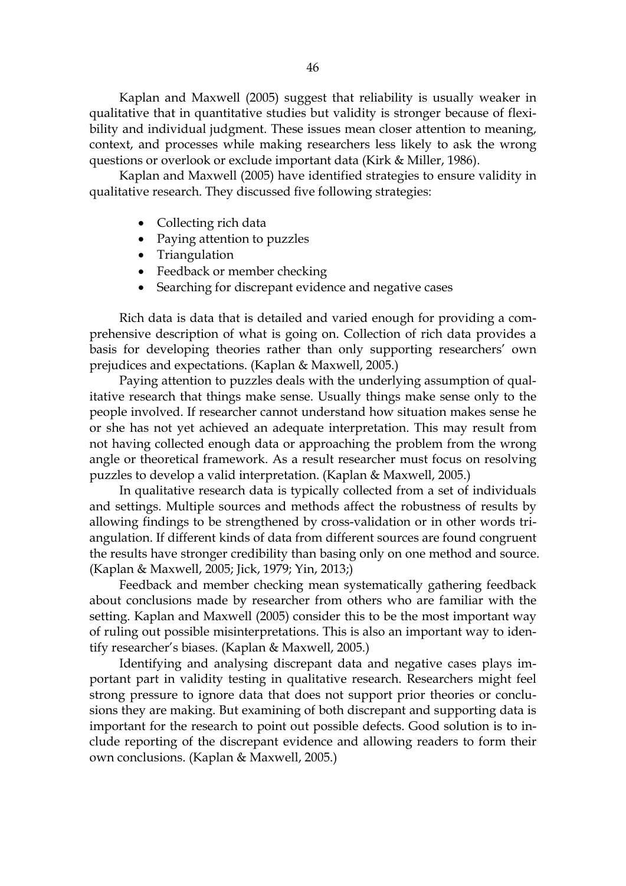Kaplan and Maxwell (2005) suggest that reliability is usually weaker in qualitative that in quantitative studies but validity is stronger because of flexibility and individual judgment. These issues mean closer attention to meaning, context, and processes while making researchers less likely to ask the wrong questions or overlook or exclude important data (Kirk & Miller, 1986).

Kaplan and Maxwell (2005) have identified strategies to ensure validity in qualitative research. They discussed five following strategies:

- Collecting rich data
- Paying attention to puzzles
- Triangulation
- Feedback or member checking
- Searching for discrepant evidence and negative cases

Rich data is data that is detailed and varied enough for providing a comprehensive description of what is going on. Collection of rich data provides a basis for developing theories rather than only supporting researchers' own prejudices and expectations. (Kaplan & Maxwell, 2005.)

Paying attention to puzzles deals with the underlying assumption of qualitative research that things make sense. Usually things make sense only to the people involved. If researcher cannot understand how situation makes sense he or she has not yet achieved an adequate interpretation. This may result from not having collected enough data or approaching the problem from the wrong angle or theoretical framework. As a result researcher must focus on resolving puzzles to develop a valid interpretation. (Kaplan & Maxwell, 2005.)

In qualitative research data is typically collected from a set of individuals and settings. Multiple sources and methods affect the robustness of results by allowing findings to be strengthened by cross-validation or in other words triangulation. If different kinds of data from different sources are found congruent the results have stronger credibility than basing only on one method and source. (Kaplan & Maxwell, 2005; Jick, 1979; Yin, 2013;)

Feedback and member checking mean systematically gathering feedback about conclusions made by researcher from others who are familiar with the setting. Kaplan and Maxwell (2005) consider this to be the most important way of ruling out possible misinterpretations. This is also an important way to identify researcher's biases. (Kaplan & Maxwell, 2005.)

Identifying and analysing discrepant data and negative cases plays important part in validity testing in qualitative research. Researchers might feel strong pressure to ignore data that does not support prior theories or conclusions they are making. But examining of both discrepant and supporting data is important for the research to point out possible defects. Good solution is to include reporting of the discrepant evidence and allowing readers to form their own conclusions. (Kaplan & Maxwell, 2005.)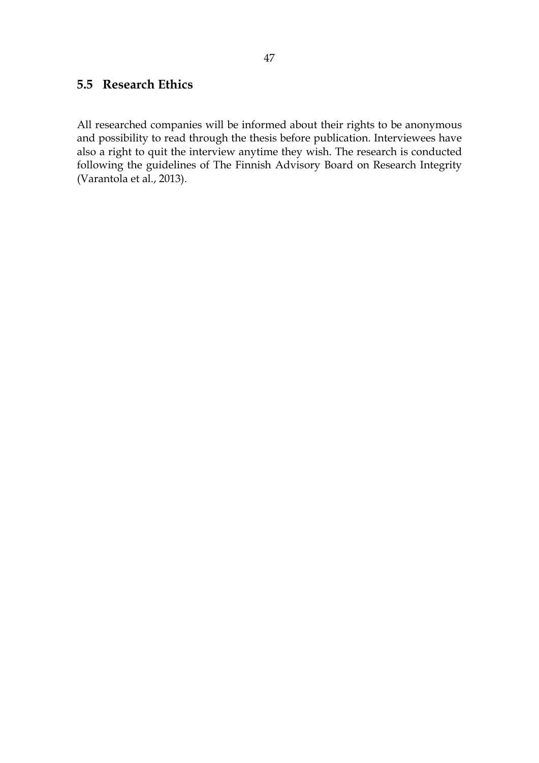## 5.5 Research Ethics

All researched companies will be informed about their rights to be anonymous and possibility to read through the thesis before publication. Interviewees have also a right to quit the interview anytime they wish. The research is conducted following the guidelines of The Finnish Advisory Board on Research Integrity (Varantola et al., 2013).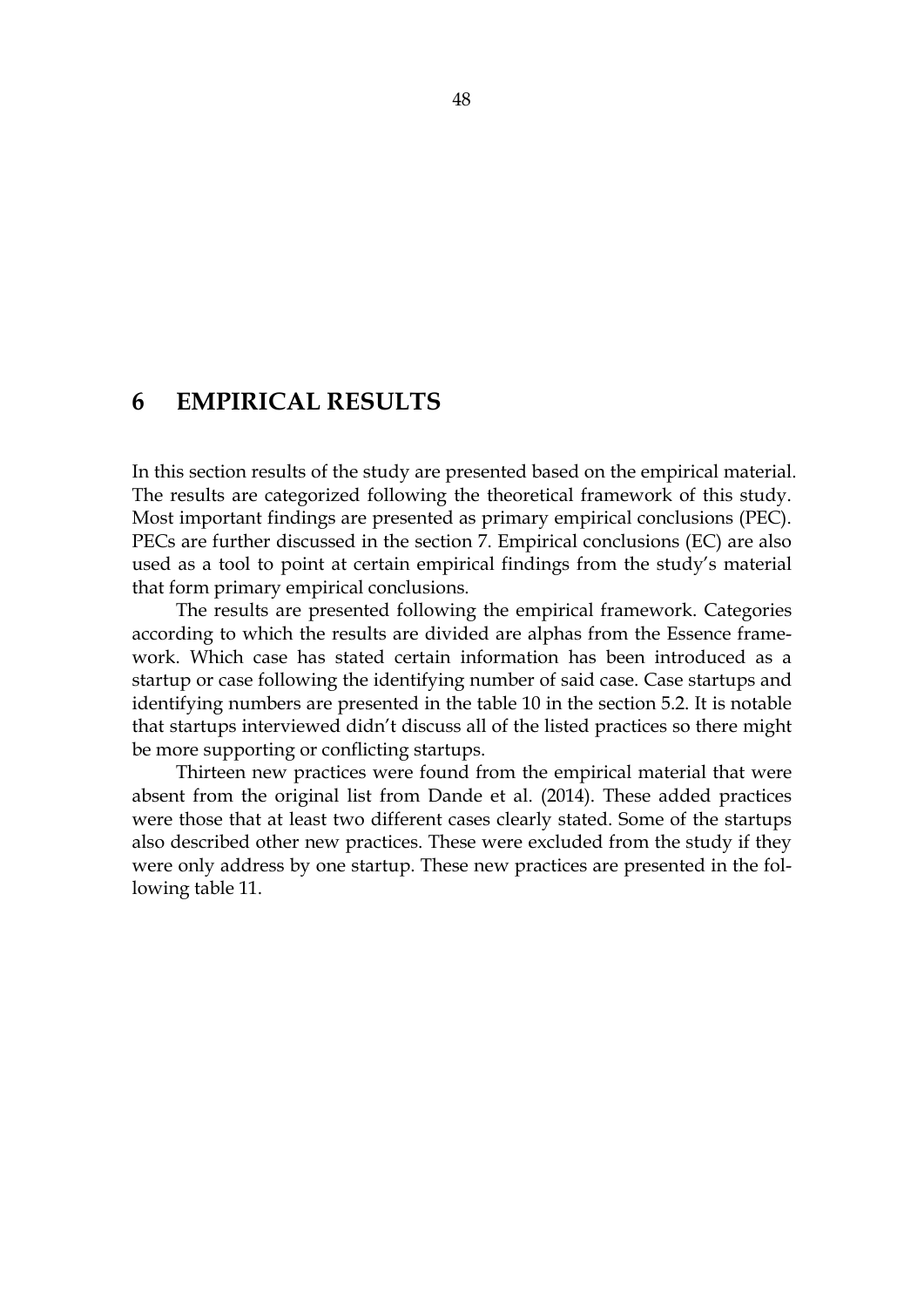# 6 EMPIRICAL RESULTS

In this section results of the study are presented based on the empirical material. The results are categorized following the theoretical framework of this study. Most important findings are presented as primary empirical conclusions (PEC). PECs are further discussed in the section 7. Empirical conclusions (EC) are also used as a tool to point at certain empirical findings from the study's material that form primary empirical conclusions.

The results are presented following the empirical framework. Categories according to which the results are divided are alphas from the Essence framework. Which case has stated certain information has been introduced as a startup or case following the identifying number of said case. Case startups and identifying numbers are presented in the table 10 in the section 5.2. It is notable that startups interviewed didn't discuss all of the listed practices so there might be more supporting or conflicting startups.

Thirteen new practices were found from the empirical material that were absent from the original list from Dande et al. (2014). These added practices were those that at least two different cases clearly stated. Some of the startups also described other new practices. These were excluded from the study if they were only address by one startup. These new practices are presented in the following table 11.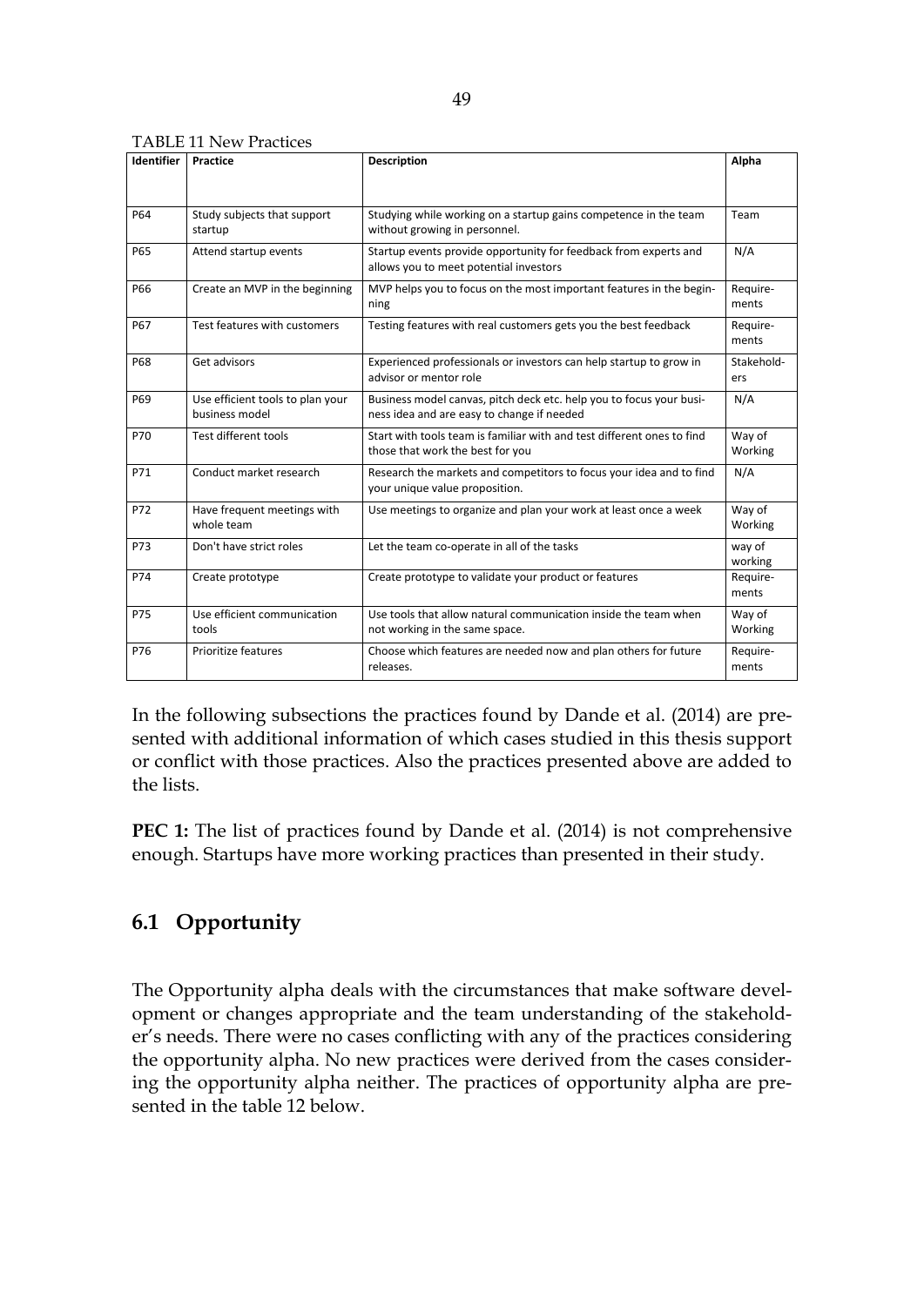TABLE 11 New Practices

| Identifier | Practice | Description | Alpha |
|---|---|---|---|
| P64 | Study subjects that support startup | Studying while working on a startup gains competence in the team without growing in personnel. | Team |
| P65 | Attend startup events | Startup events provide opportunity for feedback from experts and allows you to meet potential investors | N/A |
| P66 | Create an MVP in the beginning | MVP helps you to focus on the most important features in the beginning | Requirements |
| P67 | Test features with customers | Testing features with real customers gets you the best feedback | Requirements |
| P68 | Get advisors | Experienced professionals or investors can help startup to grow in advisor or mentor role | Stakeholders |
| P69 | Use efficient tools to plan your business model | Business model canvas, pitch deck etc. help you to focus your business idea and are easy to change if needed | N/A |
| P70 | Test different tools | Start with tools team is familiar with and test different ones to find those that work the best for you | Way of Working |
| P71 | Conduct market research | Research the markets and competitors to focus your idea and to find your unique value proposition. | N/A |
| P72 | Have frequent meetings with whole team | Use meetings to organize and plan your work at least once a week | Way of Working |
| P73 | Don't have strict roles | Let the team co-operate in all of the tasks | way of working |
| P74 | Create prototype | Create prototype to validate your product or features | Requirements |
| P75 | Use efficient communication tools | Use tools that allow natural communication inside the team when not working in the same space. | Way of Working |
| P76 | Prioritize features | Choose which features are needed now and plan others for future releases. | Requirements |

In the following subsections the practices found by Dande et al. (2014) are presented with additional information of which cases studied in this thesis support or conflict with those practices. Also the practices presented above are added to the lists.

**PEC 1:** The list of practices found by Dande et al. (2014) is not comprehensive enough. Startups have more working practices than presented in their study.

## 6.1 Opportunity

The Opportunity alpha deals with the circumstances that make software development or changes appropriate and the team understanding of the stakeholder's needs. There were no cases conflicting with any of the practices considering the opportunity alpha. No new practices were derived from the cases considering the opportunity alpha neither. The practices of opportunity alpha are presented in the table 12 below.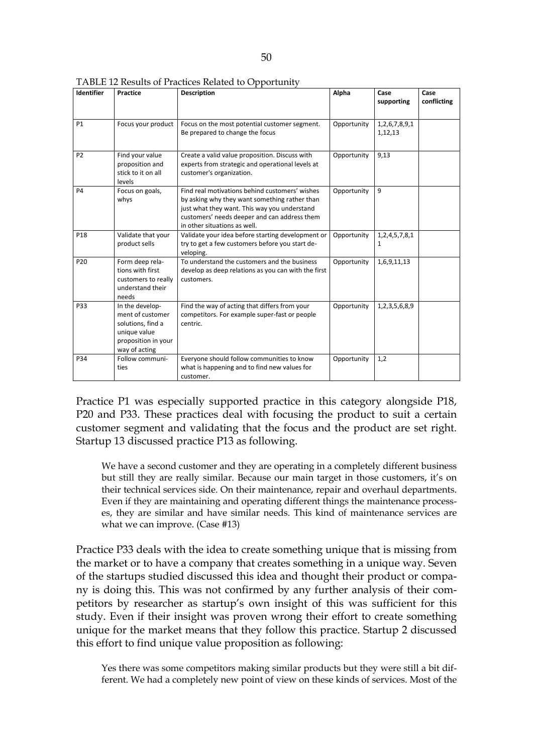TABLE 12 Results of Practices Related to Opportunity

| Identifier | Practice | Description | Alpha | Case supporting | Case conflicting |
|---|---|---|---|---|---|
| P1 | Focus your product | Focus on the most potential customer segment. Be prepared to change the focus | Opportunity | 1,2,6,7,8,9,11,12,13 | |
| P2 | Find your value proposition and stick to it on all levels | Create a valid value proposition. Discuss with experts from strategic and operational levels at customer's organization. | Opportunity | 9,13 | |
| P4 | Focus on goals, whys | Find real motivations behind customers' wishes by asking why they want something rather than just what they want. This way you understand customers' needs deeper and can address them in other situations as well. | Opportunity | 9 | |
| P18 | Validate that your product sells | Validate your idea before starting development or try to get a few customers before you start developing. | Opportunity | 1,2,4,5,7,8,11 | |
| P20 | Form deep relations with first customers to really understand their needs | To understand the customers and the business develop as deep relations as you can with the first customers. | Opportunity | 1,6,9,11,13 | |
| P33 | In the development of customer solutions, find a unique value proposition in your way of acting | Find the way of acting that differs from your competitors. For example super-fast or people centric. | Opportunity | 1,2,3,5,6,8,9 | |
| P34 | Follow communities | Everyone should follow communities to know what is happening and to find new values for customer. | Opportunity | 1,2 | |

Practice P1 was especially supported practice in this category alongside P18, P20 and P33. These practices deal with focusing the product to suit a certain customer segment and validating that the focus and the product are set right. Startup 13 discussed practice P13 as following.

> We have a second customer and they are operating in a completely different business but still they are really similar. Because our main target in those customers, it's on their technical services side. On their maintenance, repair and overhaul departments. Even if they are maintaining and operating different things the maintenance processes, they are similar and have similar needs. This kind of maintenance services are what we can improve. (Case #13)

Practice P33 deals with the idea to create something unique that is missing from the market or to have a company that creates something in a unique way. Seven of the startups studied discussed this idea and thought their product or company is doing this. This was not confirmed by any further analysis of their competitors by researcher as startup's own insight of this was sufficient for this study. Even if their insight was proven wrong their effort to create something unique for the market means that they follow this practice. Startup 2 discussed this effort to find unique value proposition as following:

> Yes there was some competitors making similar products but they were still a bit different. We had a completely new point of view on these kinds of services. Most of the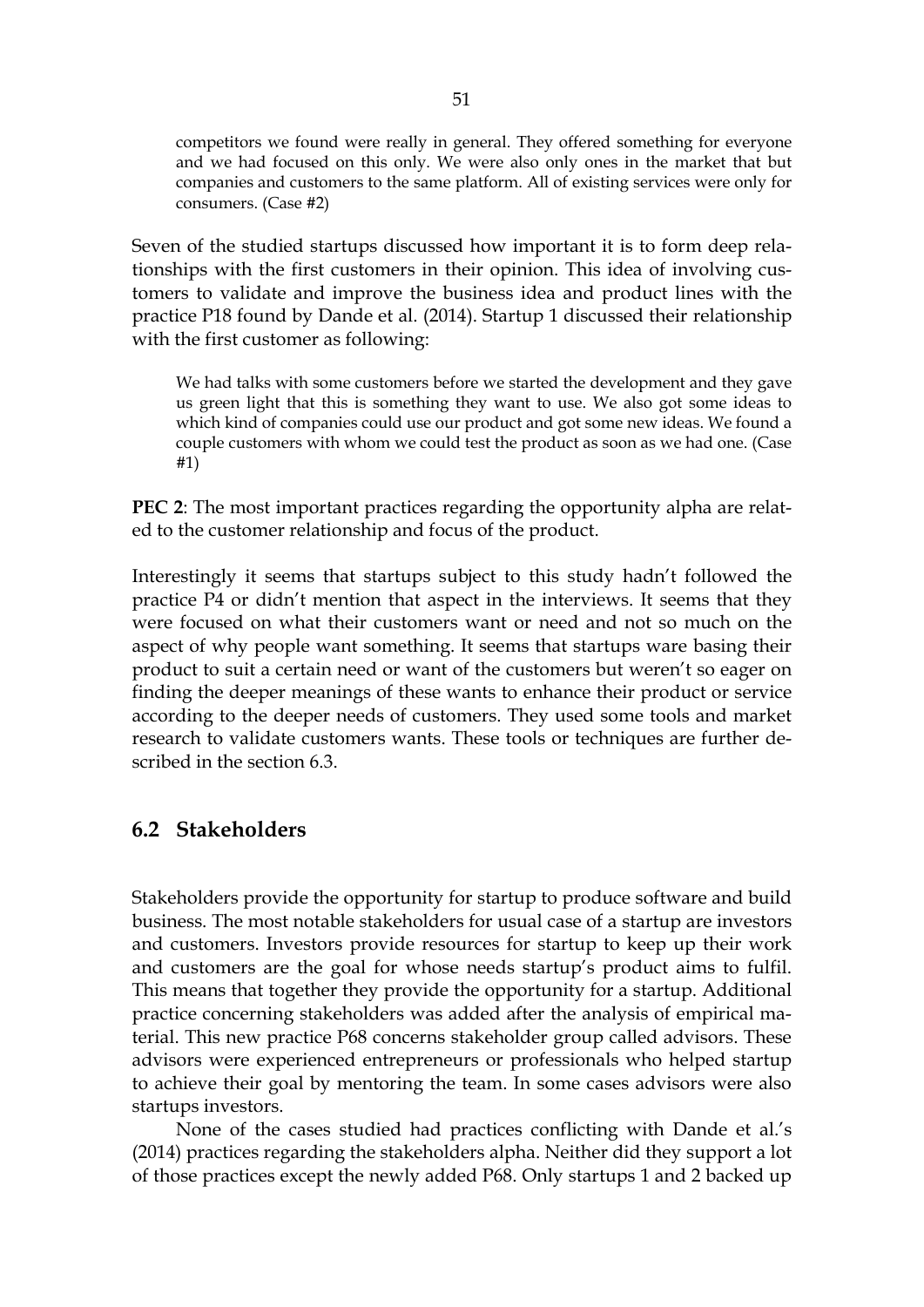> competitors we found were really in general. They offered something for everyone and we had focused on this only. We were also only ones in the market that but companies and customers to the same platform. All of existing services were only for consumers. (Case #2)

Seven of the studied startups discussed how important it is to form deep relationships with the first customers in their opinion. This idea of involving customers to validate and improve the business idea and product lines with the practice P18 found by Dande et al. (2014). Startup 1 discussed their relationship with the first customer as following:

> We had talks with some customers before we started the development and they gave us green light that this is something they want to use. We also got some ideas to which kind of companies could use our product and got some new ideas. We found a couple customers with whom we could test the product as soon as we had one. (Case #1)

**PEC 2**: The most important practices regarding the opportunity alpha are related to the customer relationship and focus of the product.

Interestingly it seems that startups subject to this study hadn't followed the practice P4 or didn't mention that aspect in the interviews. It seems that they were focused on what their customers want or need and not so much on the aspect of why people want something. It seems that startups ware basing their product to suit a certain need or want of the customers but weren't so eager on finding the deeper meanings of these wants to enhance their product or service according to the deeper needs of customers. They used some tools and market research to validate customers wants. These tools or techniques are further described in the section 6.3.

## 6.2 Stakeholders

Stakeholders provide the opportunity for startup to produce software and build business. The most notable stakeholders for usual case of a startup are investors and customers. Investors provide resources for startup to keep up their work and customers are the goal for whose needs startup's product aims to fulfil. This means that together they provide the opportunity for a startup. Additional practice concerning stakeholders was added after the analysis of empirical material. This new practice P68 concerns stakeholder group called advisors. These advisors were experienced entrepreneurs or professionals who helped startup to achieve their goal by mentoring the team. In some cases advisors were also startups investors.

None of the cases studied had practices conflicting with Dande et al.'s (2014) practices regarding the stakeholders alpha. Neither did they support a lot of those practices except the newly added P68. Only startups 1 and 2 backed up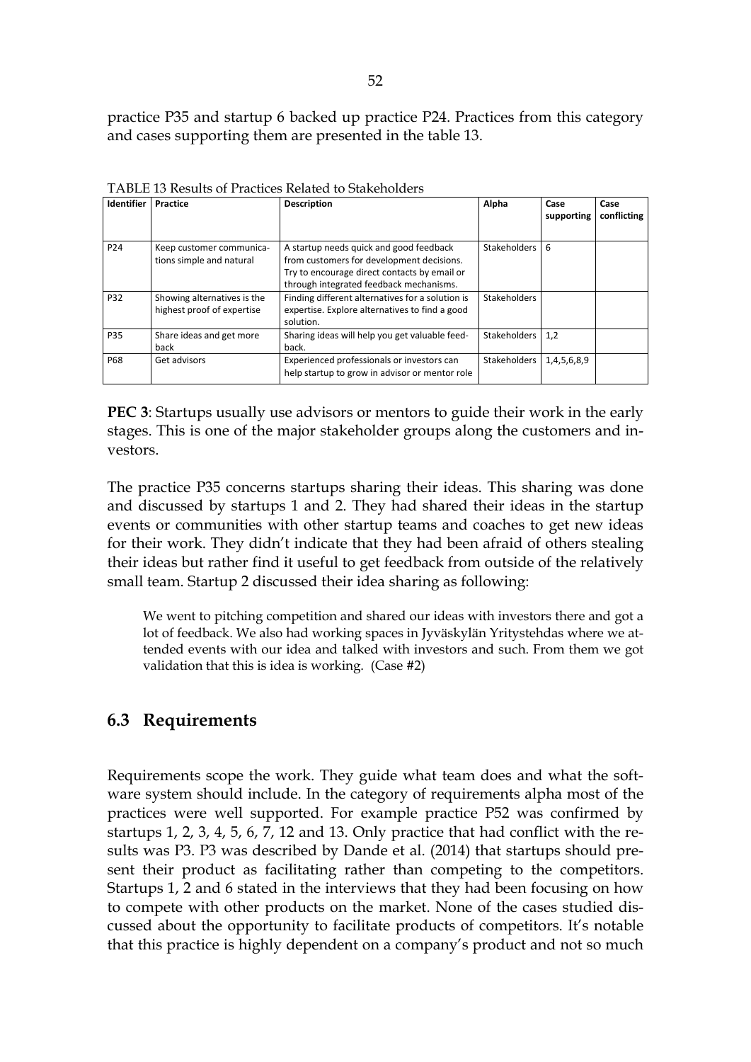practice P35 and startup 6 backed up practice P24. Practices from this category and cases supporting them are presented in the table 13.

TABLE 13 Results of Practices Related to Stakeholders

| Identifier | Practice | Description | Alpha | Case supporting | Case conflicting |
|---|---|---|---|---|---|
| P24 | Keep customer communications simple and natural | A startup needs quick and good feedback from customers for development decisions. Try to encourage direct contacts by email or through integrated feedback mechanisms. | Stakeholders | 6 | |
| P32 | Showing alternatives is the highest proof of expertise | Finding different alternatives for a solution is expertise. Explore alternatives to find a good solution. | Stakeholders | | |
| P35 | Share ideas and get more back | Sharing ideas will help you get valuable feedback. | Stakeholders | 1,2 | |
| P68 | Get advisors | Experienced professionals or investors can help startup to grow in advisor or mentor role | Stakeholders | 1,4,5,6,8,9 | |

**PEC 3**: Startups usually use advisors or mentors to guide their work in the early stages. This is one of the major stakeholder groups along the customers and investors.

The practice P35 concerns startups sharing their ideas. This sharing was done and discussed by startups 1 and 2. They had shared their ideas in the startup events or communities with other startup teams and coaches to get new ideas for their work. They didn't indicate that they had been afraid of others stealing their ideas but rather find it useful to get feedback from outside of the relatively small team. Startup 2 discussed their idea sharing as following:

> We went to pitching competition and shared our ideas with investors there and got a lot of feedback. We also had working spaces in Jyväskylän Yritystehdas where we attended events with our idea and talked with investors and such. From them we got validation that this is idea is working. (Case #2)

## 6.3 Requirements

Requirements scope the work. They guide what team does and what the software system should include. In the category of requirements alpha most of the practices were well supported. For example practice P52 was confirmed by startups 1, 2, 3, 4, 5, 6, 7, 12 and 13. Only practice that had conflict with the results was P3. P3 was described by Dande et al. (2014) that startups should present their product as facilitating rather than competing to the competitors. Startups 1, 2 and 6 stated in the interviews that they had been focusing on how to compete with other products on the market. None of the cases studied discussed about the opportunity to facilitate products of competitors. It's notable that this practice is highly dependent on a company's product and not so much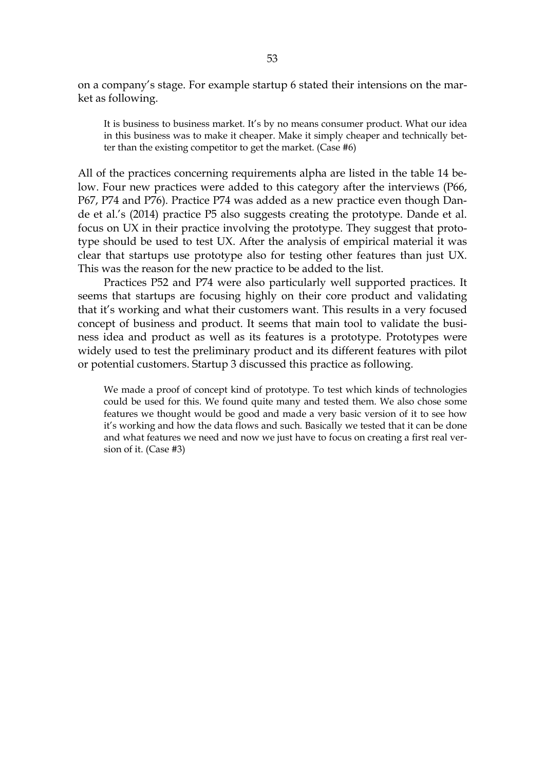on a company's stage. For example startup 6 stated their intensions on the market as following.

> It is business to business market. It's by no means consumer product. What our idea in this business was to make it cheaper. Make it simply cheaper and technically better than the existing competitor to get the market. (Case #6)

All of the practices concerning requirements alpha are listed in the table 14 below. Four new practices were added to this category after the interviews (P66, P67, P74 and P76). Practice P74 was added as a new practice even though Dande et al.'s (2014) practice P5 also suggests creating the prototype. Dande et al. focus on UX in their practice involving the prototype. They suggest that prototype should be used to test UX. After the analysis of empirical material it was clear that startups use prototype also for testing other features than just UX. This was the reason for the new practice to be added to the list.

Practices P52 and P74 were also particularly well supported practices. It seems that startups are focusing highly on their core product and validating that it's working and what their customers want. This results in a very focused concept of business and product. It seems that main tool to validate the business idea and product as well as its features is a prototype. Prototypes were widely used to test the preliminary product and its different features with pilot or potential customers. Startup 3 discussed this practice as following.

> We made a proof of concept kind of prototype. To test which kinds of technologies could be used for this. We found quite many and tested them. We also chose some features we thought would be good and made a very basic version of it to see how it's working and how the data flows and such. Basically we tested that it can be done and what features we need and now we just have to focus on creating a first real version of it. (Case #3)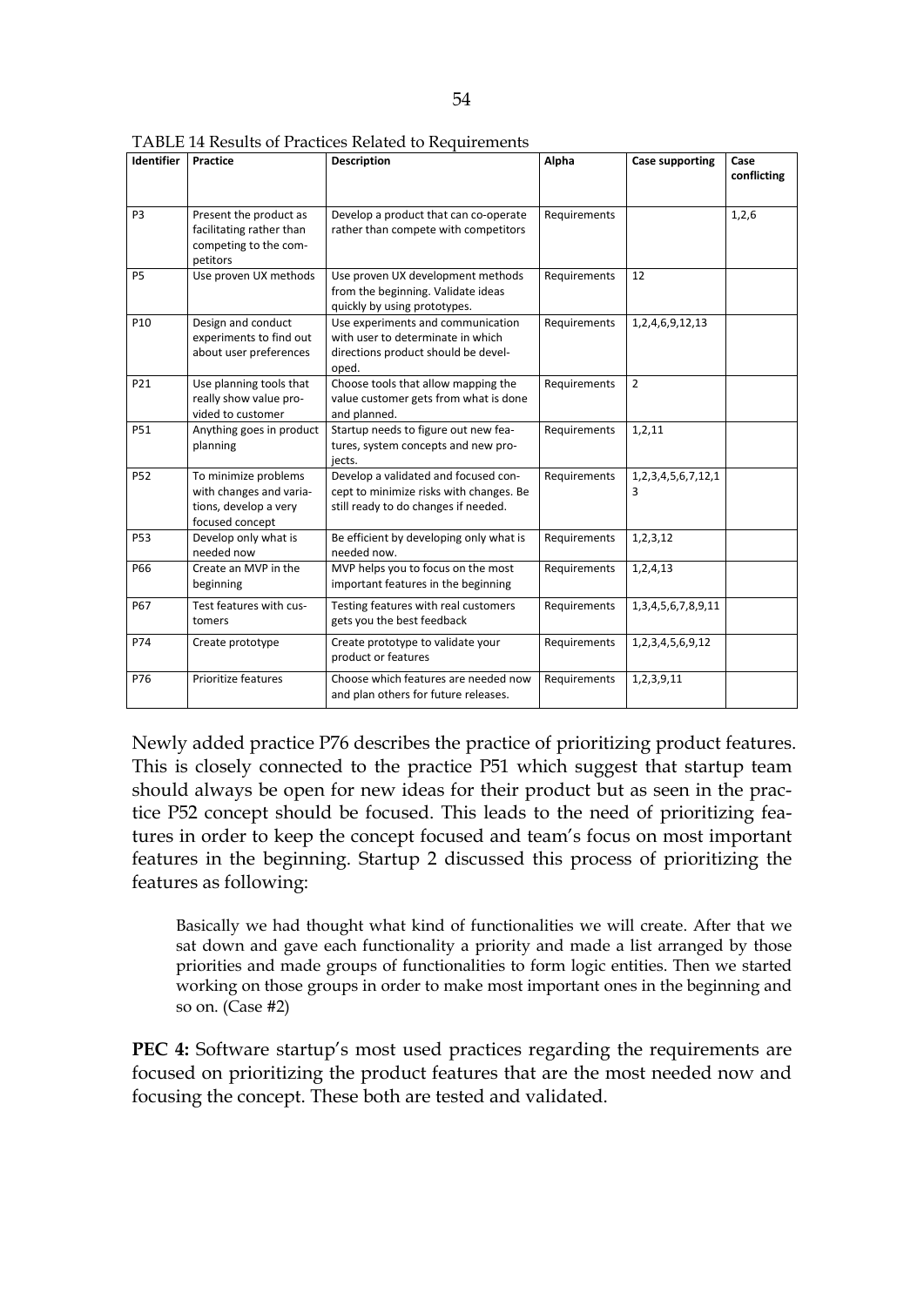TABLE 14 Results of Practices Related to Requirements

| Identifier | Practice | Description | Alpha | Case supporting | Case conflicting |
|---|---|---|---|---|---|
| P3 | Present the product as facilitating rather than competing to the competitors | Develop a product that can co-operate rather than compete with competitors | Requirements | | 1,2,6 |
| P5 | Use proven UX methods | Use proven UX development methods from the beginning. Validate ideas quickly by using prototypes. | Requirements | 12 | |
| P10 | Design and conduct experiments to find out about user preferences | Use experiments and communication with user to determinate in which directions product should be developed. | Requirements | 1,2,4,6,9,12,13 | |
| P21 | Use planning tools that really show value provided to customer | Choose tools that allow mapping the value customer gets from what is done and planned. | Requirements | 2 | |
| P51 | Anything goes in product planning | Startup needs to figure out new features, system concepts and new projects. | Requirements | 1,2,11 | |
| P52 | To minimize problems with changes and variations, develop a very focused concept | Develop a validated and focused concept to minimize risks with changes. Be still ready to do changes if needed. | Requirements | 1,2,3,4,5,6,7,12,13 | |
| P53 | Develop only what is needed now | Be efficient by developing only what is needed now. | Requirements | 1,2,3,12 | |
| P66 | Create an MVP in the beginning | MVP helps you to focus on the most important features in the beginning | Requirements | 1,2,4,13 | |
| P67 | Test features with customers | Testing features with real customers gets you the best feedback | Requirements | 1,3,4,5,6,7,8,9,11 | |
| P74 | Create prototype | Create prototype to validate your product or features | Requirements | 1,2,3,4,5,6,9,12 | |
| P76 | Prioritize features | Choose which features are needed now and plan others for future releases. | Requirements | 1,2,3,9,11 | |

Newly added practice P76 describes the practice of prioritizing product features. This is closely connected to the practice P51 which suggest that startup team should always be open for new ideas for their product but as seen in the practice P52 concept should be focused. This leads to the need of prioritizing features in order to keep the concept focused and team's focus on most important features in the beginning. Startup 2 discussed this process of prioritizing the features as following:

> Basically we had thought what kind of functionalities we will create. After that we sat down and gave each functionality a priority and made a list arranged by those priorities and made groups of functionalities to form logic entities. Then we started working on those groups in order to make most important ones in the beginning and so on. (Case #2)

**PEC 4:** Software startup's most used practices regarding the requirements are focused on prioritizing the product features that are the most needed now and focusing the concept. These both are tested and validated.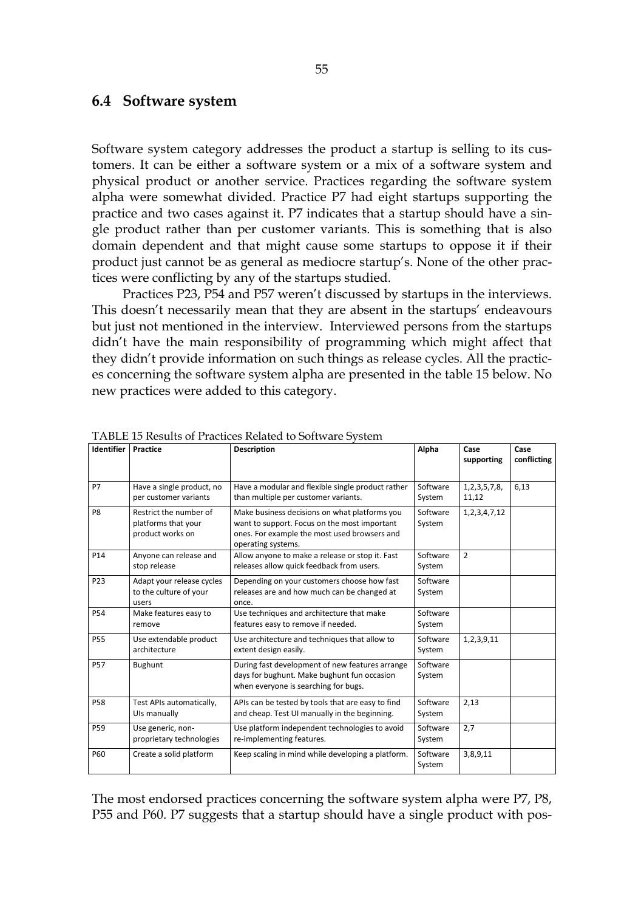## 6.4 Software system

Software system category addresses the product a startup is selling to its customers. It can be either a software system or a mix of a software system and physical product or another service. Practices regarding the software system alpha were somewhat divided. Practice P7 had eight startups supporting the practice and two cases against it. P7 indicates that a startup should have a single product rather than per customer variants. This is something that is also domain dependent and that might cause some startups to oppose it if their product just cannot be as general as mediocre startup's. None of the other practices were conflicting by any of the startups studied.

Practices P23, P54 and P57 weren't discussed by startups in the interviews. This doesn't necessarily mean that they are absent in the startups' endeavours but just not mentioned in the interview. Interviewed persons from the startups didn't have the main responsibility of programming which might affect that they didn't provide information on such things as release cycles. All the practices concerning the software system alpha are presented in the table 15 below. No new practices were added to this category.

TABLE 15 Results of Practices Related to Software System

| Identifier | Practice | Description | Alpha | Case supporting | Case conflicting |
|---|---|---|---|---|---|
| P7 | Have a single product, no per customer variants | Have a modular and flexible single product rather than multiple per customer variants. | Software System | 1,2,3,5,7,8, 11,12 | 6,13 |
| P8 | Restrict the number of platforms that your product works on | Make business decisions on what platforms you want to support. Focus on the most important ones. For example the most used browsers and operating systems. | Software System | 1,2,3,4,7,12 | |
| P14 | Anyone can release and stop release | Allow anyone to make a release or stop it. Fast releases allow quick feedback from users. | Software System | 2 | |
| P23 | Adapt your release cycles to the culture of your users | Depending on your customers choose how fast releases are and how much can be changed at once. | Software System | | |
| P54 | Make features easy to remove | Use techniques and architecture that make features easy to remove if needed. | Software System | | |
| P55 | Use extendable product architecture | Use architecture and techniques that allow to extent design easily. | Software System | 1,2,3,9,11 | |
| P57 | Bughunt | During fast development of new features arrange days for bughunt. Make bughunt fun occasion when everyone is searching for bugs. | Software System | | |
| P58 | Test APIs automatically, UIs manually | APIs can be tested by tools that are easy to find and cheap. Test UI manually in the beginning. | Software System | 2,13 | |
| P59 | Use generic, non-proprietary technologies | Use platform independent technologies to avoid re-implementing features. | Software System | 2,7 | |
| P60 | Create a solid platform | Keep scaling in mind while developing a platform. | Software System | 3,8,9,11 | |

The most endorsed practices concerning the software system alpha were P7, P8, P55 and P60. P7 suggests that a startup should have a single product with pos-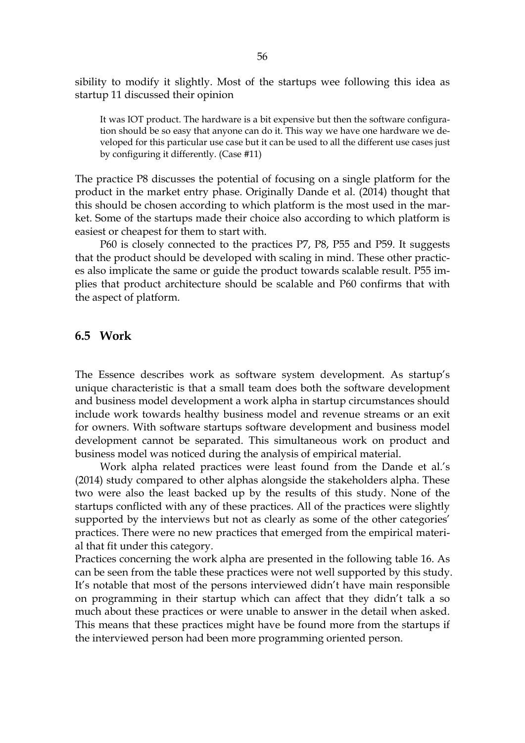sibility to modify it slightly. Most of the startups wee following this idea as startup 11 discussed their opinion

> It was IOT product. The hardware is a bit expensive but then the software configuration should be so easy that anyone can do it. This way we have one hardware we developed for this particular use case but it can be used to all the different use cases just by configuring it differently. (Case #11)

The practice P8 discusses the potential of focusing on a single platform for the product in the market entry phase. Originally Dande et al. (2014) thought that this should be chosen according to which platform is the most used in the market. Some of the startups made their choice also according to which platform is easiest or cheapest for them to start with.

P60 is closely connected to the practices P7, P8, P55 and P59. It suggests that the product should be developed with scaling in mind. These other practices also implicate the same or guide the product towards scalable result. P55 implies that product architecture should be scalable and P60 confirms that with the aspect of platform.

## 6.5 Work

The Essence describes work as software system development. As startup's unique characteristic is that a small team does both the software development and business model development a work alpha in startup circumstances should include work towards healthy business model and revenue streams or an exit for owners. With software startups software development and business model development cannot be separated. This simultaneous work on product and business model was noticed during the analysis of empirical material.

Work alpha related practices were least found from the Dande et al.'s (2014) study compared to other alphas alongside the stakeholders alpha. These two were also the least backed up by the results of this study. None of the startups conflicted with any of these practices. All of the practices were slightly supported by the interviews but not as clearly as some of the other categories' practices. There were no new practices that emerged from the empirical material that fit under this category.

Practices concerning the work alpha are presented in the following table 16. As can be seen from the table these practices were not well supported by this study. It's notable that most of the persons interviewed didn't have main responsible on programming in their startup which can affect that they didn't talk a so much about these practices or were unable to answer in the detail when asked. This means that these practices might have be found more from the startups if the interviewed person had been more programming oriented person.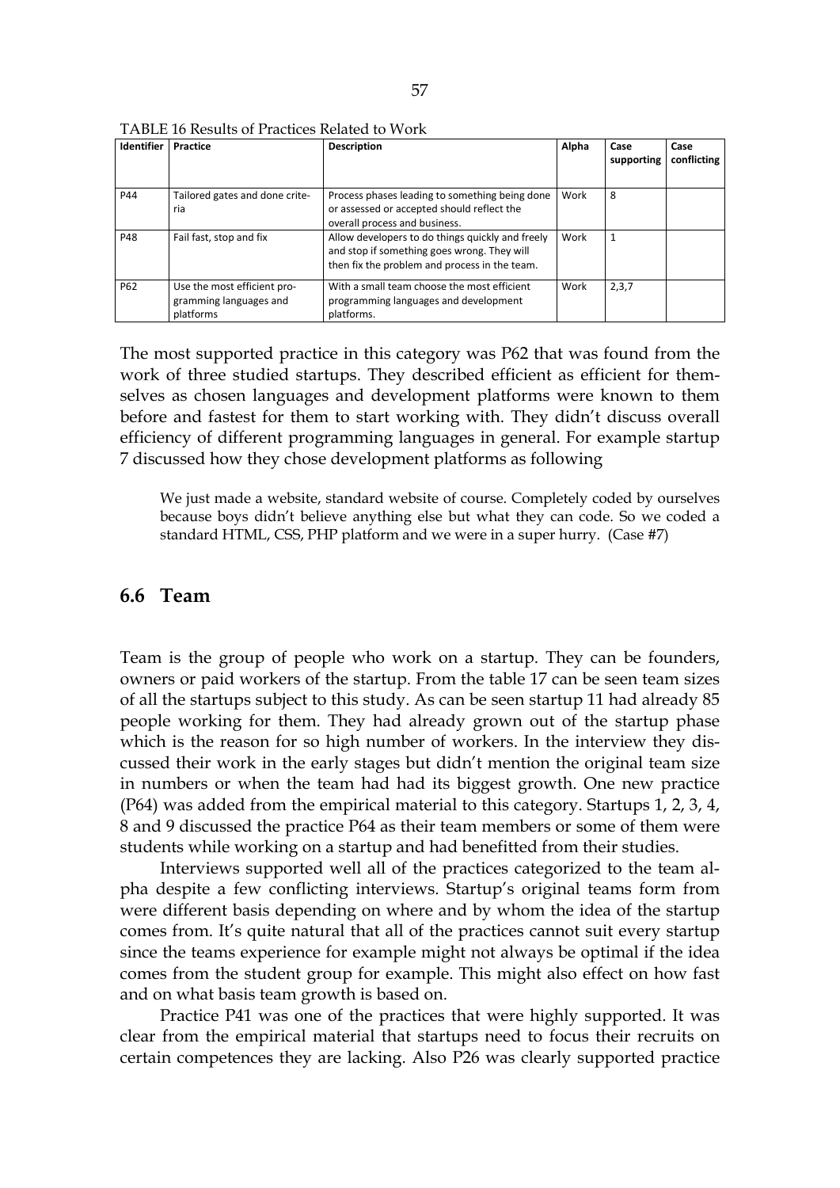TABLE 16 Results of Practices Related to Work

| Identifier | Practice | Description | Alpha | Case supporting | Case conflicting |
|---|---|---|---|---|---|
| P44 | Tailored gates and done criteria | Process phases leading to something being done or assessed or accepted should reflect the overall process and business. | Work | 8 | |
| P48 | Fail fast, stop and fix | Allow developers to do things quickly and freely and stop if something goes wrong. They will then fix the problem and process in the team. | Work | 1 | |
| P62 | Use the most efficient programming languages and platforms | With a small team choose the most efficient programming languages and development platforms. | Work | 2,3,7 | |

The most supported practice in this category was P62 that was found from the work of three studied startups. They described efficient as efficient for themselves as chosen languages and development platforms were known to them before and fastest for them to start working with. They didn't discuss overall efficiency of different programming languages in general. For example startup 7 discussed how they chose development platforms as following

> We just made a website, standard website of course. Completely coded by ourselves because boys didn't believe anything else but what they can code. So we coded a standard HTML, CSS, PHP platform and we were in a super hurry. (Case #7)

## 6.6 Team

Team is the group of people who work on a startup. They can be founders, owners or paid workers of the startup. From the table 17 can be seen team sizes of all the startups subject to this study. As can be seen startup 11 had already 85 people working for them. They had already grown out of the startup phase which is the reason for so high number of workers. In the interview they discussed their work in the early stages but didn't mention the original team size in numbers or when the team had had its biggest growth. One new practice (P64) was added from the empirical material to this category. Startups 1, 2, 3, 4, 8 and 9 discussed the practice P64 as their team members or some of them were students while working on a startup and had benefitted from their studies.

Interviews supported well all of the practices categorized to the team alpha despite a few conflicting interviews. Startup's original teams form from were different basis depending on where and by whom the idea of the startup comes from. It's quite natural that all of the practices cannot suit every startup since the teams experience for example might not always be optimal if the idea comes from the student group for example. This might also effect on how fast and on what basis team growth is based on.

Practice P41 was one of the practices that were highly supported. It was clear from the empirical material that startups need to focus their recruits on certain competences they are lacking. Also P26 was clearly supported practice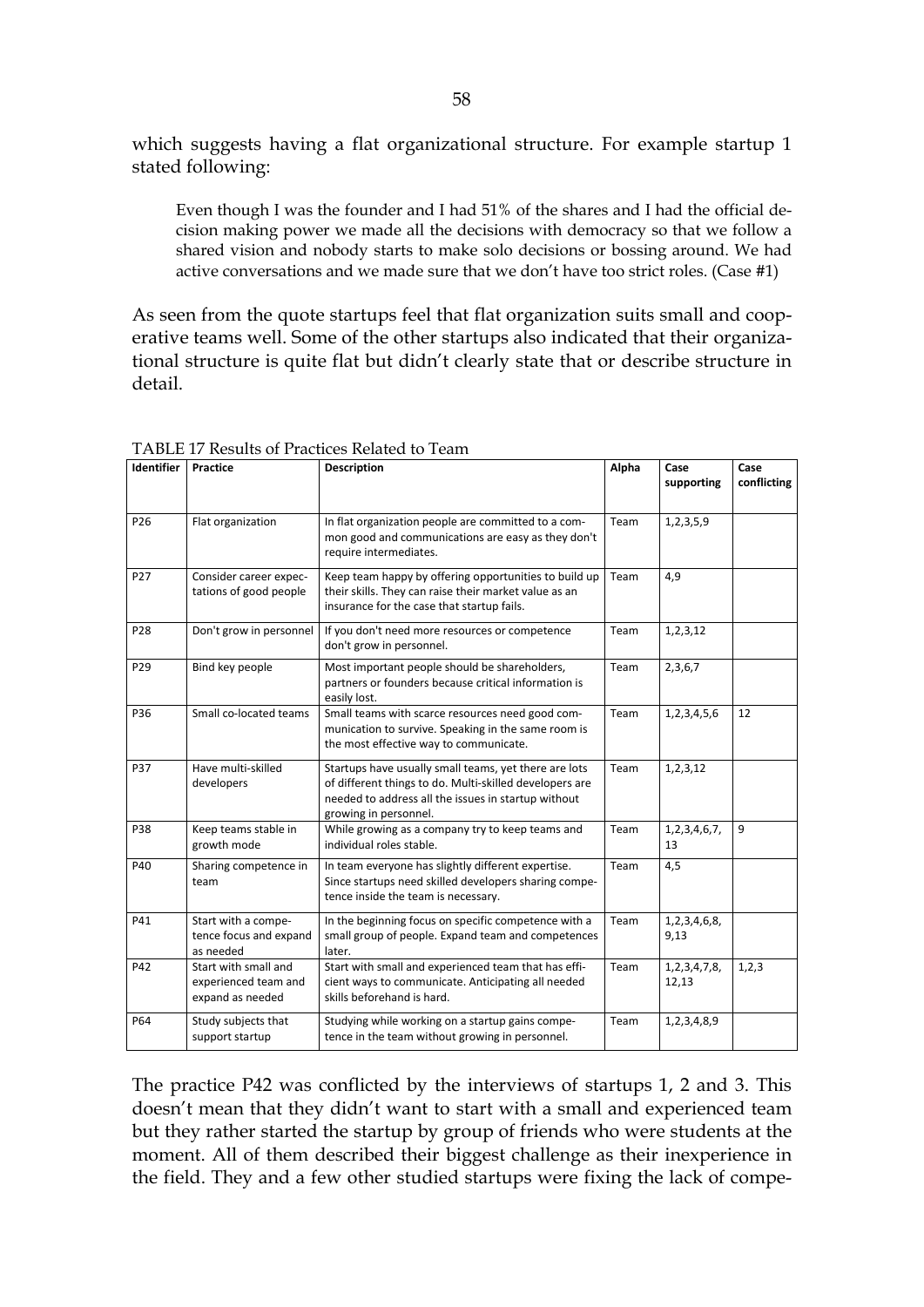which suggests having a flat organizational structure. For example startup 1 stated following:

> Even though I was the founder and I had 51% of the shares and I had the official decision making power we made all the decisions with democracy so that we follow a shared vision and nobody starts to make solo decisions or bossing around. We had active conversations and we made sure that we don't have too strict roles. (Case #1)

As seen from the quote startups feel that flat organization suits small and cooperative teams well. Some of the other startups also indicated that their organizational structure is quite flat but didn't clearly state that or describe structure in detail.

TABLE 17 Results of Practices Related to Team

| Identifier | Practice | Description | Alpha | Case supporting | Case conflicting |
|---|---|---|---|---|---|
| P26 | Flat organization | In flat organization people are committed to a common good and communications are easy as they don't require intermediates. | Team | 1,2,3,5,9 | |
| P27 | Consider career expectations of good people | Keep team happy by offering opportunities to build up their skills. They can raise their market value as an insurance for the case that startup fails. | Team | 4,9 | |
| P28 | Don't grow in personnel | If you don't need more resources or competence don't grow in personnel. | Team | 1,2,3,12 | |
| P29 | Bind key people | Most important people should be shareholders, partners or founders because critical information is easily lost. | Team | 2,3,6,7 | |
| P36 | Small co-located teams | Small teams with scarce resources need good communication to survive. Speaking in the same room is the most effective way to communicate. | Team | 1,2,3,4,5,6 | 12 |
| P37 | Have multi-skilled developers | Startups have usually small teams, yet there are lots of different things to do. Multi-skilled developers are needed to address all the issues in startup without growing in personnel. | Team | 1,2,3,12 | |
| P38 | Keep teams stable in growth mode | While growing as a company try to keep teams and individual roles stable. | Team | 1,2,3,4,6,7,13 | 9 |
| P40 | Sharing competence in team | In team everyone has slightly different expertise. Since startups need skilled developers sharing competence inside the team is necessary. | Team | 4,5 | |
| P41 | Start with a competence focus and expand as needed | In the beginning focus on specific competence with a small group of people. Expand team and competences later. | Team | 1,2,3,4,6,8,9,13 | |
| P42 | Start with small and experienced team and expand as needed | Start with small and experienced team that has efficient ways to communicate. Anticipating all needed skills beforehand is hard. | Team | 1,2,3,4,7,8,12,13 | 1,2,3 |
| P64 | Study subjects that support startup | Studying while working on a startup gains competence in the team without growing in personnel. | Team | 1,2,3,4,8,9 | |

The practice P42 was conflicted by the interviews of startups 1, 2 and 3. This doesn't mean that they didn't want to start with a small and experienced team but they rather started the startup by group of friends who were students at the moment. All of them described their biggest challenge as their inexperience in the field. They and a few other studied startups were fixing the lack of compe-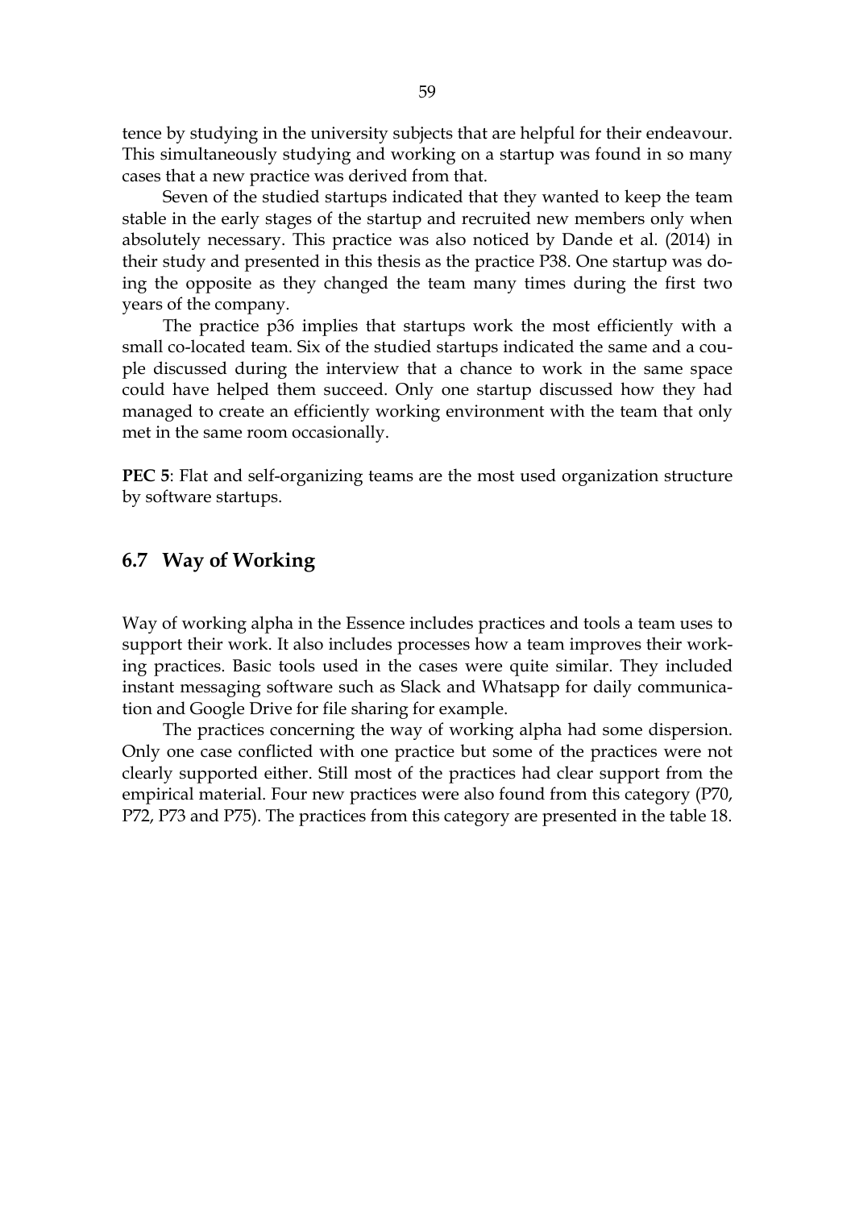tence by studying in the university subjects that are helpful for their endeavour. This simultaneously studying and working on a startup was found in so many cases that a new practice was derived from that.

Seven of the studied startups indicated that they wanted to keep the team stable in the early stages of the startup and recruited new members only when absolutely necessary. This practice was also noticed by Dande et al. (2014) in their study and presented in this thesis as the practice P38. One startup was doing the opposite as they changed the team many times during the first two years of the company.

The practice p36 implies that startups work the most efficiently with a small co-located team. Six of the studied startups indicated the same and a couple discussed during the interview that a chance to work in the same space could have helped them succeed. Only one startup discussed how they had managed to create an efficiently working environment with the team that only met in the same room occasionally.

**PEC 5**: Flat and self-organizing teams are the most used organization structure by software startups.

## 6.7 Way of Working

Way of working alpha in the Essence includes practices and tools a team uses to support their work. It also includes processes how a team improves their working practices. Basic tools used in the cases were quite similar. They included instant messaging software such as Slack and Whatsapp for daily communication and Google Drive for file sharing for example.

The practices concerning the way of working alpha had some dispersion. Only one case conflicted with one practice but some of the practices were not clearly supported either. Still most of the practices had clear support from the empirical material. Four new practices were also found from this category (P70, P72, P73 and P75). The practices from this category are presented in the table 18.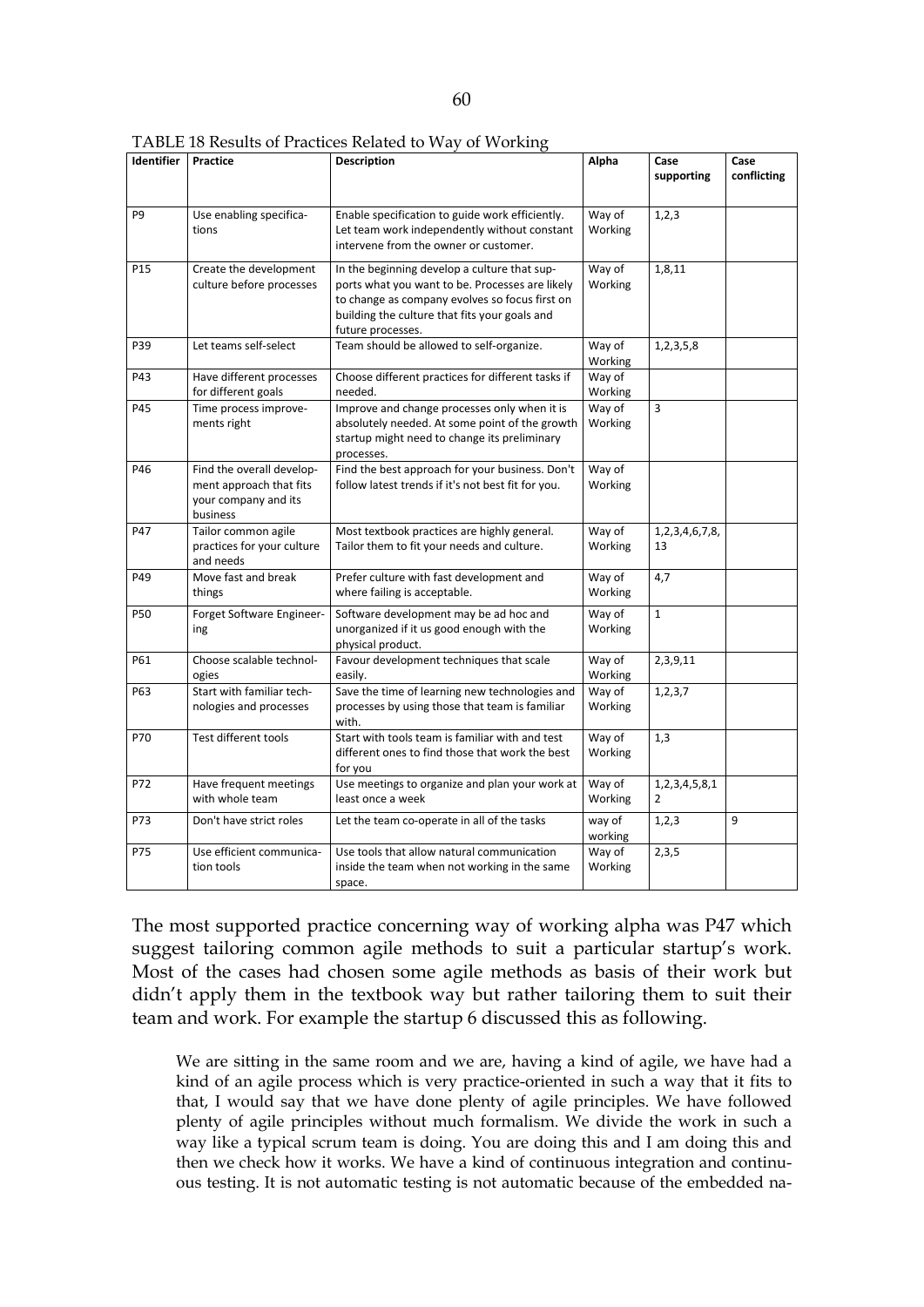TABLE 18 Results of Practices Related to Way of Working

| Identifier | Practice | Description | Alpha | Case supporting | Case conflicting |
|---|---|---|---|---|---|
| P9 | Use enabling specifications | Enable specification to guide work efficiently. Let team work independently without constant intervene from the owner or customer. | Way of Working | 1,2,3 | |
| P15 | Create the development culture before processes | In the beginning develop a culture that supports what you want to be. Processes are likely to change as company evolves so focus first on building the culture that fits your goals and future processes. | Way of Working | 1,8,11 | |
| P39 | Let teams self-select | Team should be allowed to self-organize. | Way of Working | 1,2,3,5,8 | |
| P43 | Have different processes for different goals | Choose different practices for different tasks if needed. | Way of Working | | |
| P45 | Time process improvements right | Improve and change processes only when it is absolutely needed. At some point of the growth startup might need to change its preliminary processes. | Way of Working | 3 | |
| P46 | Find the overall development approach that fits your company and its business | Find the best approach for your business. Don't follow latest trends if it's not best fit for you. | Way of Working | | |
| P47 | Tailor common agile practices for your culture and needs | Most textbook practices are highly general. Tailor them to fit your needs and culture. | Way of Working | 1,2,3,4,6,7,8,13 | |
| P49 | Move fast and break things | Prefer culture with fast development and where failing is acceptable. | Way of Working | 4,7 | |
| P50 | Forget Software Engineering | Software development may be ad hoc and unorganized if it us good enough with the physical product. | Way of Working | 1 | |
| P61 | Choose scalable technologies | Favour development techniques that scale easily. | Way of Working | 2,3,9,11 | |
| P63 | Start with familiar technologies and processes | Save the time of learning new technologies and processes by using those that team is familiar with. | Way of Working | 1,2,3,7 | |
| P70 | Test different tools | Start with tools team is familiar with and test different ones to find those that work the best for you | Way of Working | 1,3 | |
| P72 | Have frequent meetings with whole team | Use meetings to organize and plan your work at least once a week | Way of Working | 1,2,3,4,5,8,12 | |
| P73 | Don't have strict roles | Let the team co-operate in all of the tasks | way of working | 1,2,3 | 9 |
| P75 | Use efficient communication tools | Use tools that allow natural communication inside the team when not working in the same space. | Way of Working | 2,3,5 | |

The most supported practice concerning way of working alpha was P47 which suggest tailoring common agile methods to suit a particular startup's work. Most of the cases had chosen some agile methods as basis of their work but didn't apply them in the textbook way but rather tailoring them to suit their team and work. For example the startup 6 discussed this as following.

> We are sitting in the same room and we are, having a kind of agile, we have had a kind of an agile process which is very practice-oriented in such a way that it fits to that, I would say that we have done plenty of agile principles. We have followed plenty of agile principles without much formalism. We divide the work in such a way like a typical scrum team is doing. You are doing this and I am doing this and then we check how it works. We have a kind of continuous integration and continuous testing. It is not automatic testing is not automatic because of the embedded na-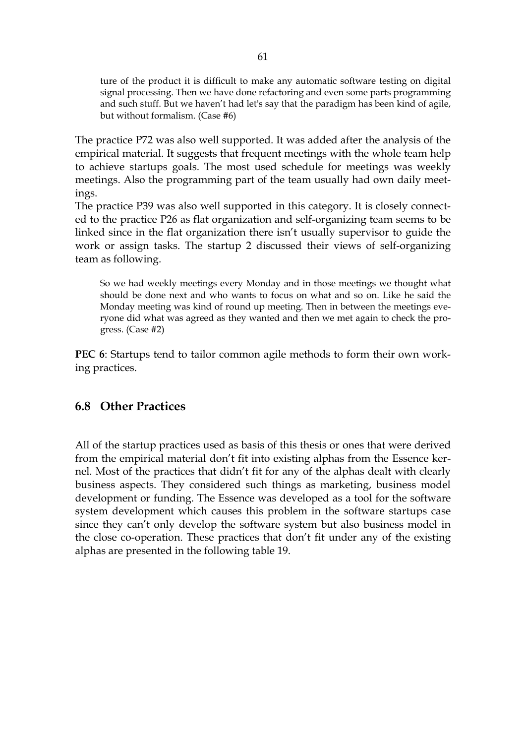> ture of the product it is difficult to make any automatic software testing on digital signal processing. Then we have done refactoring and even some parts programming and such stuff. But we haven't had let's say that the paradigm has been kind of agile, but without formalism. (Case #6)

The practice P72 was also well supported. It was added after the analysis of the empirical material. It suggests that frequent meetings with the whole team help to achieve startups goals. The most used schedule for meetings was weekly meetings. Also the programming part of the team usually had own daily meetings.

The practice P39 was also well supported in this category. It is closely connected to the practice P26 as flat organization and self-organizing team seems to be linked since in the flat organization there isn't usually supervisor to guide the work or assign tasks. The startup 2 discussed their views of self-organizing team as following.

> So we had weekly meetings every Monday and in those meetings we thought what should be done next and who wants to focus on what and so on. Like he said the Monday meeting was kind of round up meeting. Then in between the meetings everyone did what was agreed as they wanted and then we met again to check the progress. (Case #2)

**PEC 6**: Startups tend to tailor common agile methods to form their own working practices.

## 6.8 Other Practices

All of the startup practices used as basis of this thesis or ones that were derived from the empirical material don't fit into existing alphas from the Essence kernel. Most of the practices that didn't fit for any of the alphas dealt with clearly business aspects. They considered such things as marketing, business model development or funding. The Essence was developed as a tool for the software system development which causes this problem in the software startups case since they can't only develop the software system but also business model in the close co-operation. These practices that don't fit under any of the existing alphas are presented in the following table 19.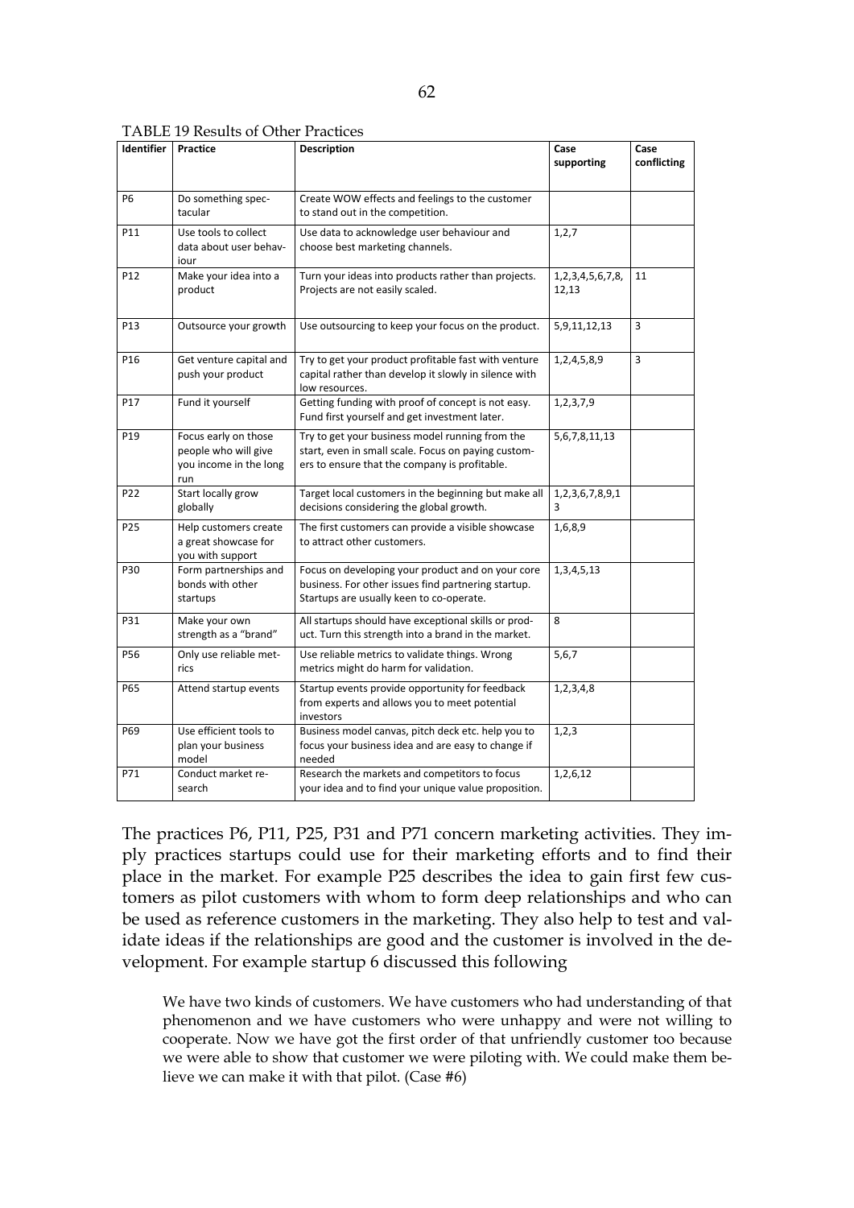TABLE 19 Results of Other Practices

| Identifier | Practice | Description | Case supporting | Case conflicting |
|---|---|---|---|---|
| P6 | Do something spectacular | Create WOW effects and feelings to the customer to stand out in the competition. | | |
| P11 | Use tools to collect data about user behaviour | Use data to acknowledge user behaviour and choose best marketing channels. | 1,2,7 | |
| P12 | Make your idea into a product | Turn your ideas into products rather than projects. Projects are not easily scaled. | 1,2,3,4,5,6,7,8,12,13 | 11 |
| P13 | Outsource your growth | Use outsourcing to keep your focus on the product. | 5,9,11,12,13 | 3 |
| P16 | Get venture capital and push your product | Try to get your product profitable fast with venture capital rather than develop it slowly in silence with low resources. | 1,2,4,5,8,9 | 3 |
| P17 | Fund it yourself | Getting funding with proof of concept is not easy. Fund first yourself and get investment later. | 1,2,3,7,9 | |
| P19 | Focus early on those people who will give you income in the long run | Try to get your business model running from the start, even in small scale. Focus on paying customers to ensure that the company is profitable. | 5,6,7,8,11,13 | |
| P22 | Start locally grow globally | Target local customers in the beginning but make all decisions considering the global growth. | 1,2,3,6,7,8,9,13 | |
| P25 | Help customers create a great showcase for you with support | The first customers can provide a visible showcase to attract other customers. | 1,6,8,9 | |
| P30 | Form partnerships and bonds with other startups | Focus on developing your product and on your core business. For other issues find partnering startup. Startups are usually keen to co-operate. | 1,3,4,5,13 | |
| P31 | Make your own strength as a "brand" | All startups should have exceptional skills or product. Turn this strength into a brand in the market. | 8 | |
| P56 | Only use reliable metrics | Use reliable metrics to validate things. Wrong metrics might do harm for validation. | 5,6,7 | |
| P65 | Attend startup events | Startup events provide opportunity for feedback from experts and allows you to meet potential investors | 1,2,3,4,8 | |
| P69 | Use efficient tools to plan your business model | Business model canvas, pitch deck etc. help you to focus your business idea and are easy to change if needed | 1,2,3 | |
| P71 | Conduct market research | Research the markets and competitors to focus your idea and to find your unique value proposition. | 1,2,6,12 | |

The practices P6, P11, P25, P31 and P71 concern marketing activities. They imply practices startups could use for their marketing efforts and to find their place in the market. For example P25 describes the idea to gain first few customers as pilot customers with whom to form deep relationships and who can be used as reference customers in the marketing. They also help to test and validate ideas if the relationships are good and the customer is involved in the development. For example startup 6 discussed this following

> We have two kinds of customers. We have customers who had understanding of that phenomenon and we have customers who were unhappy and were not willing to cooperate. Now we have got the first order of that unfriendly customer too because we were able to show that customer we were piloting with. We could make them believe we can make it with that pilot. (Case #6)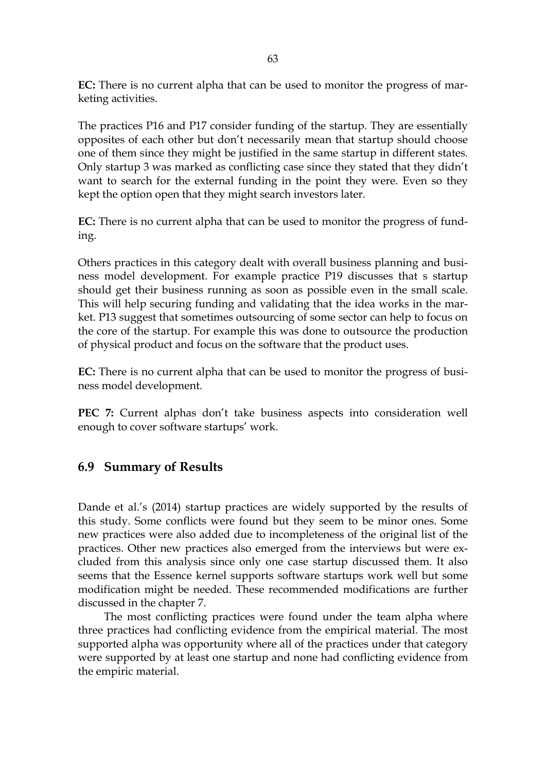**EC:** There is no current alpha that can be used to monitor the progress of marketing activities.

The practices P16 and P17 consider funding of the startup. They are essentially opposites of each other but don't necessarily mean that startup should choose one of them since they might be justified in the same startup in different states. Only startup 3 was marked as conflicting case since they stated that they didn't want to search for the external funding in the point they were. Even so they kept the option open that they might search investors later.

**EC:** There is no current alpha that can be used to monitor the progress of funding.

Others practices in this category dealt with overall business planning and business model development. For example practice P19 discusses that s startup should get their business running as soon as possible even in the small scale. This will help securing funding and validating that the idea works in the market. P13 suggest that sometimes outsourcing of some sector can help to focus on the core of the startup. For example this was done to outsource the production of physical product and focus on the software that the product uses.

**EC:** There is no current alpha that can be used to monitor the progress of business model development.

**PEC 7:** Current alphas don't take business aspects into consideration well enough to cover software startups' work.

## 6.9 Summary of Results

Dande et al.'s (2014) startup practices are widely supported by the results of this study. Some conflicts were found but they seem to be minor ones. Some new practices were also added due to incompleteness of the original list of the practices. Other new practices also emerged from the interviews but were excluded from this analysis since only one case startup discussed them. It also seems that the Essence kernel supports software startups work well but some modification might be needed. These recommended modifications are further discussed in the chapter 7.

The most conflicting practices were found under the team alpha where three practices had conflicting evidence from the empirical material. The most supported alpha was opportunity where all of the practices under that category were supported by at least one startup and none had conflicting evidence from the empiric material.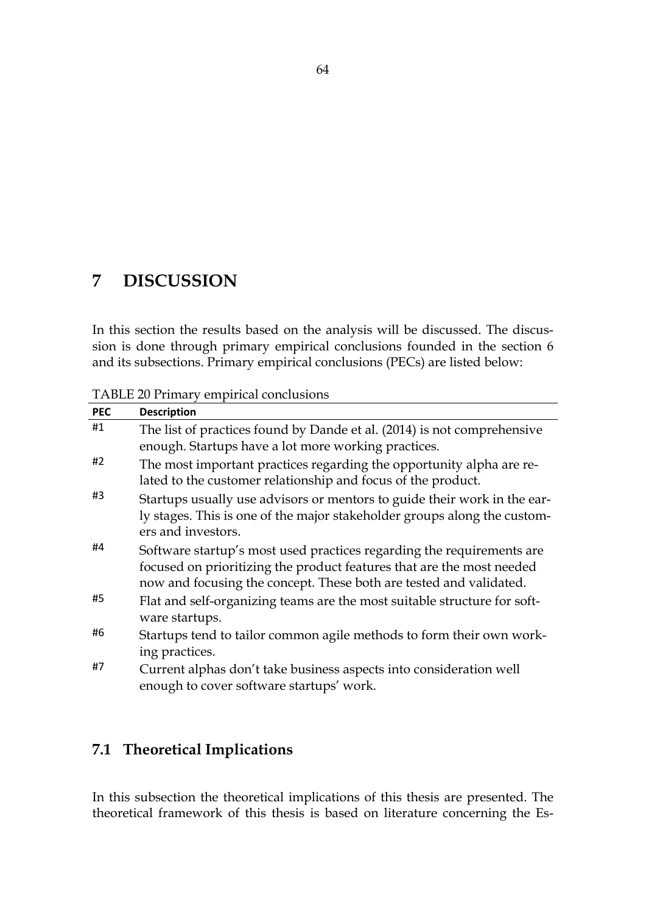# 7 DISCUSSION

In this section the results based on the analysis will be discussed. The discussion is done through primary empirical conclusions founded in the section 6 and its subsections. Primary empirical conclusions (PECs) are listed below:

TABLE 20 Primary empirical conclusions

| PEC | Description |
|---|---|
| #1 | The list of practices found by Dande et al. (2014) is not comprehensive enough. Startups have a lot more working practices. |
| #2 | The most important practices regarding the opportunity alpha are related to the customer relationship and focus of the product. |
| #3 | Startups usually use advisors or mentors to guide their work in the early stages. This is one of the major stakeholder groups along the customers and investors. |
| #4 | Software startup's most used practices regarding the requirements are focused on prioritizing the product features that are the most needed now and focusing the concept. These both are tested and validated. |
| #5 | Flat and self-organizing teams are the most suitable structure for software startups. |
| #6 | Startups tend to tailor common agile methods to form their own working practices. |
| #7 | Current alphas don't take business aspects into consideration well enough to cover software startups' work. |

## 7.1 Theoretical Implications

In this subsection the theoretical implications of this thesis are presented. The theoretical framework of this thesis is based on literature concerning the Es-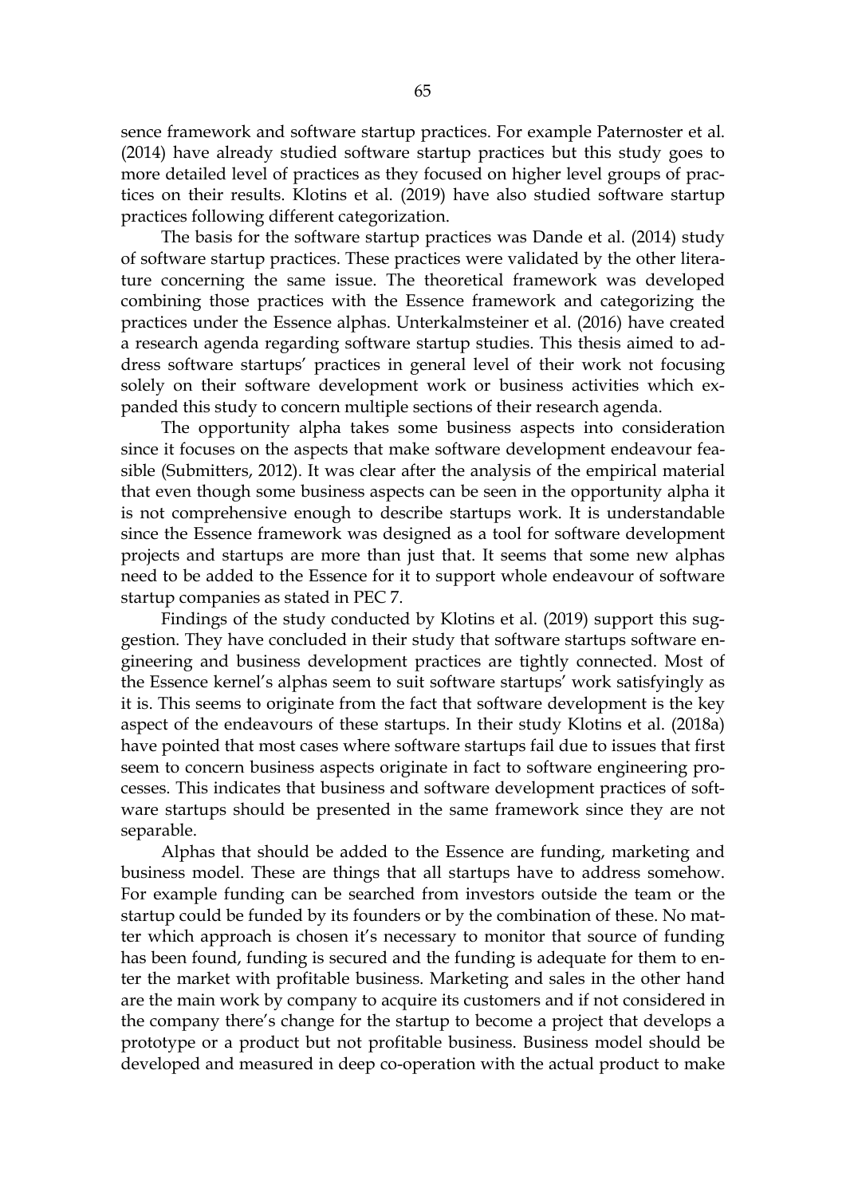sence framework and software startup practices. For example Paternoster et al. (2014) have already studied software startup practices but this study goes to more detailed level of practices as they focused on higher level groups of practices on their results. Klotins et al. (2019) have also studied software startup practices following different categorization.

The basis for the software startup practices was Dande et al. (2014) study of software startup practices. These practices were validated by the other literature concerning the same issue. The theoretical framework was developed combining those practices with the Essence framework and categorizing the practices under the Essence alphas. Unterkalmsteiner et al. (2016) have created a research agenda regarding software startup studies. This thesis aimed to address software startups' practices in general level of their work not focusing solely on their software development work or business activities which expanded this study to concern multiple sections of their research agenda.

The opportunity alpha takes some business aspects into consideration since it focuses on the aspects that make software development endeavour feasible (Submitters, 2012). It was clear after the analysis of the empirical material that even though some business aspects can be seen in the opportunity alpha it is not comprehensive enough to describe startups work. It is understandable since the Essence framework was designed as a tool for software development projects and startups are more than just that. It seems that some new alphas need to be added to the Essence for it to support whole endeavour of software startup companies as stated in PEC 7.

Findings of the study conducted by Klotins et al. (2019) support this suggestion. They have concluded in their study that software startups software engineering and business development practices are tightly connected. Most of the Essence kernel's alphas seem to suit software startups' work satisfyingly as it is. This seems to originate from the fact that software development is the key aspect of the endeavours of these startups. In their study Klotins et al. (2018a) have pointed that most cases where software startups fail due to issues that first seem to concern business aspects originate in fact to software engineering processes. This indicates that business and software development practices of software startups should be presented in the same framework since they are not separable.

Alphas that should be added to the Essence are funding, marketing and business model. These are things that all startups have to address somehow. For example funding can be searched from investors outside the team or the startup could be funded by its founders or by the combination of these. No matter which approach is chosen it's necessary to monitor that source of funding has been found, funding is secured and the funding is adequate for them to enter the market with profitable business. Marketing and sales in the other hand are the main work by company to acquire its customers and if not considered in the company there's change for the startup to become a project that develops a prototype or a product but not profitable business. Business model should be developed and measured in deep co-operation with the actual product to make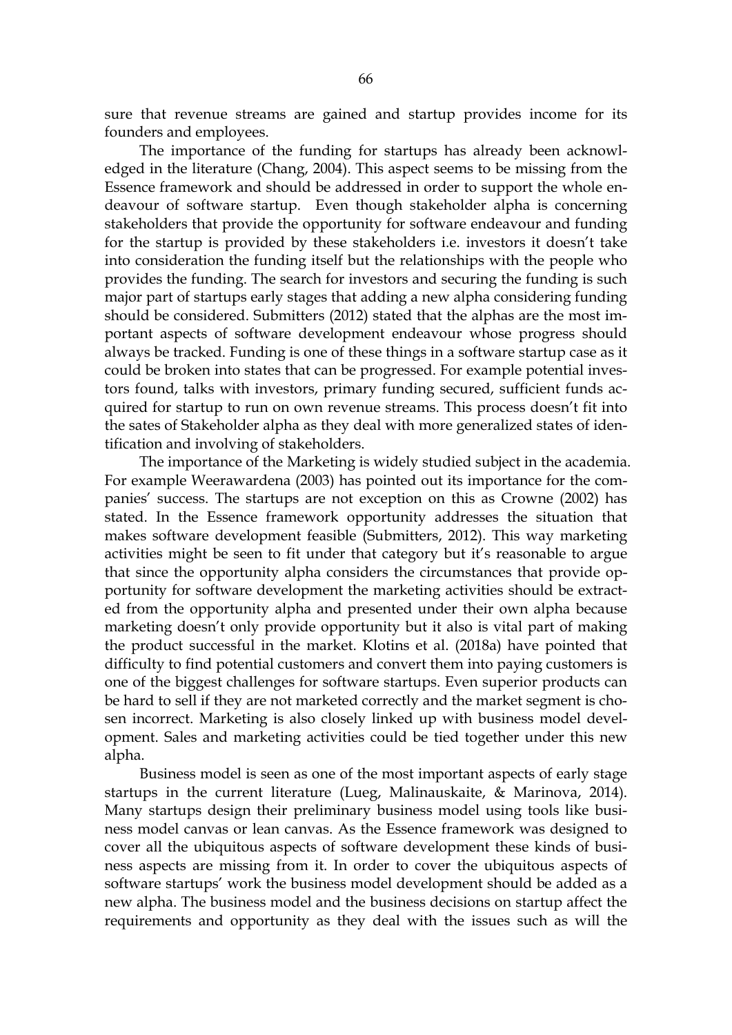sure that revenue streams are gained and startup provides income for its founders and employees.

The importance of the funding for startups has already been acknowledged in the literature (Chang, 2004). This aspect seems to be missing from the Essence framework and should be addressed in order to support the whole endeavour of software startup. Even though stakeholder alpha is concerning stakeholders that provide the opportunity for software endeavour and funding for the startup is provided by these stakeholders i.e. investors it doesn't take into consideration the funding itself but the relationships with the people who provides the funding. The search for investors and securing the funding is such major part of startups early stages that adding a new alpha considering funding should be considered. Submitters (2012) stated that the alphas are the most important aspects of software development endeavour whose progress should always be tracked. Funding is one of these things in a software startup case as it could be broken into states that can be progressed. For example potential investors found, talks with investors, primary funding secured, sufficient funds acquired for startup to run on own revenue streams. This process doesn't fit into the sates of Stakeholder alpha as they deal with more generalized states of identification and involving of stakeholders.

The importance of the Marketing is widely studied subject in the academia. For example Weerawardena (2003) has pointed out its importance for the companies' success. The startups are not exception on this as Crowne (2002) has stated. In the Essence framework opportunity addresses the situation that makes software development feasible (Submitters, 2012). This way marketing activities might be seen to fit under that category but it's reasonable to argue that since the opportunity alpha considers the circumstances that provide opportunity for software development the marketing activities should be extracted from the opportunity alpha and presented under their own alpha because marketing doesn't only provide opportunity but it also is vital part of making the product successful in the market. Klotins et al. (2018a) have pointed that difficulty to find potential customers and convert them into paying customers is one of the biggest challenges for software startups. Even superior products can be hard to sell if they are not marketed correctly and the market segment is chosen incorrect. Marketing is also closely linked up with business model development. Sales and marketing activities could be tied together under this new alpha.

Business model is seen as one of the most important aspects of early stage startups in the current literature (Lueg, Malinauskaite, & Marinova, 2014). Many startups design their preliminary business model using tools like business model canvas or lean canvas. As the Essence framework was designed to cover all the ubiquitous aspects of software development these kinds of business aspects are missing from it. In order to cover the ubiquitous aspects of software startups' work the business model development should be added as a new alpha. The business model and the business decisions on startup affect the requirements and opportunity as they deal with the issues such as will the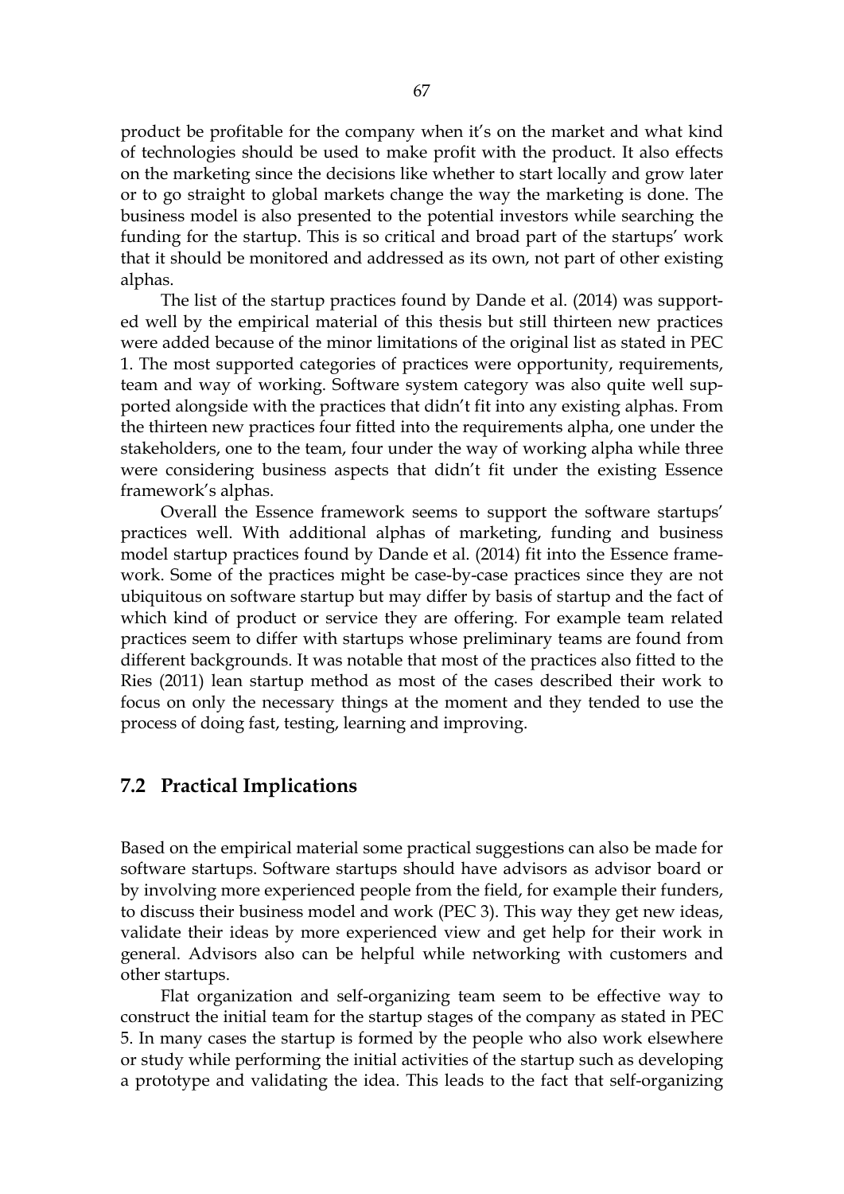product be profitable for the company when it's on the market and what kind of technologies should be used to make profit with the product. It also effects on the marketing since the decisions like whether to start locally and grow later or to go straight to global markets change the way the marketing is done. The business model is also presented to the potential investors while searching the funding for the startup. This is so critical and broad part of the startups' work that it should be monitored and addressed as its own, not part of other existing alphas.

The list of the startup practices found by Dande et al. (2014) was supported well by the empirical material of this thesis but still thirteen new practices were added because of the minor limitations of the original list as stated in PEC 1. The most supported categories of practices were opportunity, requirements, team and way of working. Software system category was also quite well supported alongside with the practices that didn't fit into any existing alphas. From the thirteen new practices four fitted into the requirements alpha, one under the stakeholders, one to the team, four under the way of working alpha while three were considering business aspects that didn't fit under the existing Essence framework's alphas.

Overall the Essence framework seems to support the software startups' practices well. With additional alphas of marketing, funding and business model startup practices found by Dande et al. (2014) fit into the Essence framework. Some of the practices might be case-by-case practices since they are not ubiquitous on software startup but may differ by basis of startup and the fact of which kind of product or service they are offering. For example team related practices seem to differ with startups whose preliminary teams are found from different backgrounds. It was notable that most of the practices also fitted to the Ries (2011) lean startup method as most of the cases described their work to focus on only the necessary things at the moment and they tended to use the process of doing fast, testing, learning and improving.

## 7.2 Practical Implications

Based on the empirical material some practical suggestions can also be made for software startups. Software startups should have advisors as advisor board or by involving more experienced people from the field, for example their funders, to discuss their business model and work (PEC 3). This way they get new ideas, validate their ideas by more experienced view and get help for their work in general. Advisors also can be helpful while networking with customers and other startups.

Flat organization and self-organizing team seem to be effective way to construct the initial team for the startup stages of the company as stated in PEC 5. In many cases the startup is formed by the people who also work elsewhere or study while performing the initial activities of the startup such as developing a prototype and validating the idea. This leads to the fact that self-organizing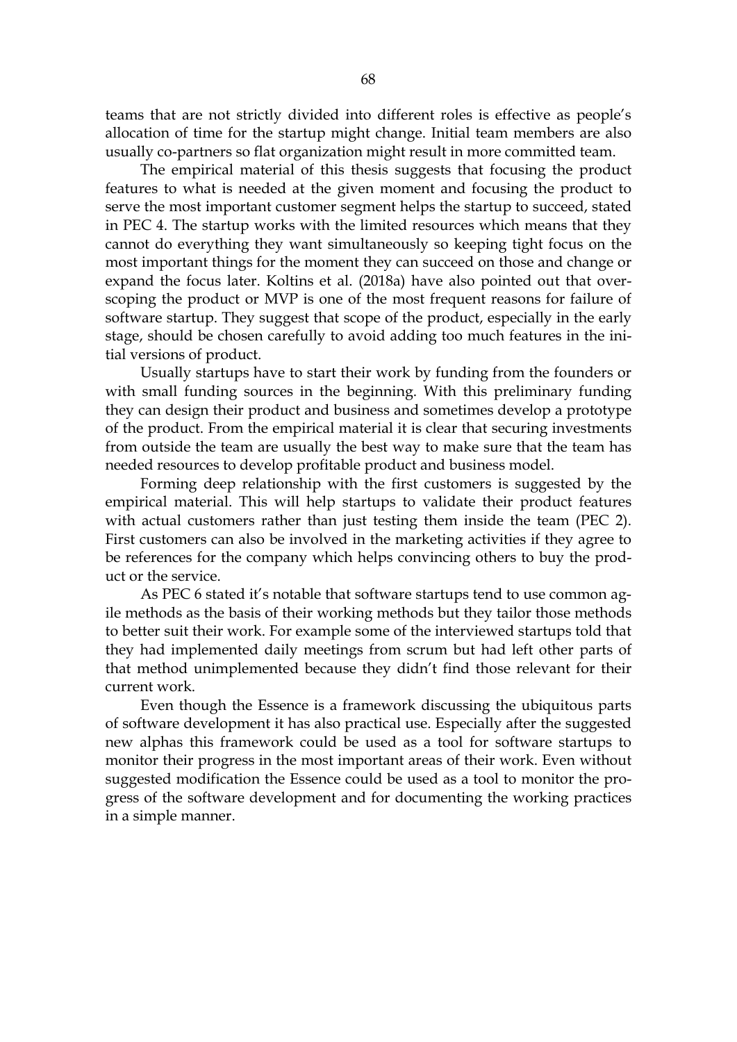teams that are not strictly divided into different roles is effective as people's allocation of time for the startup might change. Initial team members are also usually co-partners so flat organization might result in more committed team.

The empirical material of this thesis suggests that focusing the product features to what is needed at the given moment and focusing the product to serve the most important customer segment helps the startup to succeed, stated in PEC 4. The startup works with the limited resources which means that they cannot do everything they want simultaneously so keeping tight focus on the most important things for the moment they can succeed on those and change or expand the focus later. Koltins et al. (2018a) have also pointed out that over-scoping the product or MVP is one of the most frequent reasons for failure of software startup. They suggest that scope of the product, especially in the early stage, should be chosen carefully to avoid adding too much features in the initial versions of product.

Usually startups have to start their work by funding from the founders or with small funding sources in the beginning. With this preliminary funding they can design their product and business and sometimes develop a prototype of the product. From the empirical material it is clear that securing investments from outside the team are usually the best way to make sure that the team has needed resources to develop profitable product and business model.

Forming deep relationship with the first customers is suggested by the empirical material. This will help startups to validate their product features with actual customers rather than just testing them inside the team (PEC 2). First customers can also be involved in the marketing activities if they agree to be references for the company which helps convincing others to buy the product or the service.

As PEC 6 stated it's notable that software startups tend to use common agile methods as the basis of their working methods but they tailor those methods to better suit their work. For example some of the interviewed startups told that they had implemented daily meetings from scrum but had left other parts of that method unimplemented because they didn't find those relevant for their current work.

Even though the Essence is a framework discussing the ubiquitous parts of software development it has also practical use. Especially after the suggested new alphas this framework could be used as a tool for software startups to monitor their progress in the most important areas of their work. Even without suggested modification the Essence could be used as a tool to monitor the progress of the software development and for documenting the working practices in a simple manner.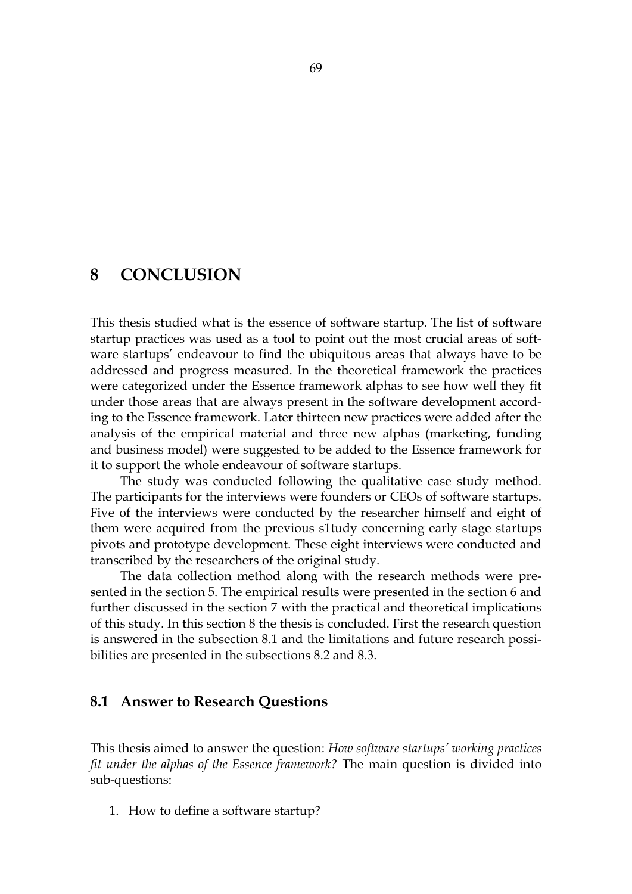# 8 CONCLUSION

This thesis studied what is the essence of software startup. The list of software startup practices was used as a tool to point out the most crucial areas of software startups' endeavour to find the ubiquitous areas that always have to be addressed and progress measured. In the theoretical framework the practices were categorized under the Essence framework alphas to see how well they fit under those areas that are always present in the software development according to the Essence framework. Later thirteen new practices were added after the analysis of the empirical material and three new alphas (marketing, funding and business model) were suggested to be added to the Essence framework for it to support the whole endeavour of software startups.

The study was conducted following the qualitative case study method. The participants for the interviews were founders or CEOs of software startups. Five of the interviews were conducted by the researcher himself and eight of them were acquired from the previous s1tudy concerning early stage startups pivots and prototype development. These eight interviews were conducted and transcribed by the researchers of the original study.

The data collection method along with the research methods were presented in the section 5. The empirical results were presented in the section 6 and further discussed in the section 7 with the practical and theoretical implications of this study. In this section 8 the thesis is concluded. First the research question is answered in the subsection 8.1 and the limitations and future research possibilities are presented in the subsections 8.2 and 8.3.

## 8.1 Answer to Research Questions

This thesis aimed to answer the question: *How software startups' working practices fit under the alphas of the Essence framework?* The main question is divided into sub-questions:

1. How to define a software startup?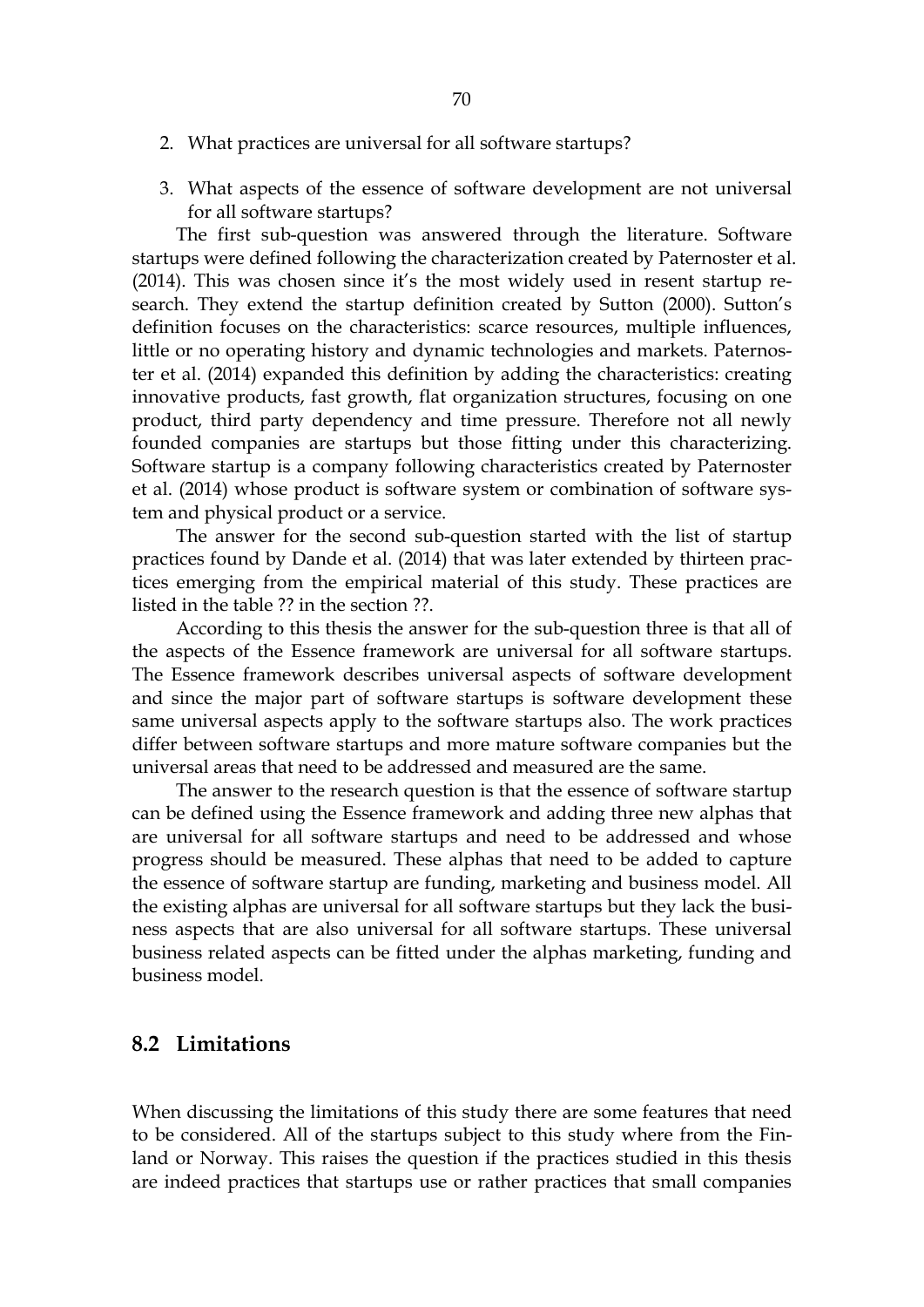2. What practices are universal for all software startups?

3. What aspects of the essence of software development are not universal for all software startups?

The first sub-question was answered through the literature. Software startups were defined following the characterization created by Paternoster et al. (2014). This was chosen since it's the most widely used in resent startup research. They extend the startup definition created by Sutton (2000). Sutton's definition focuses on the characteristics: scarce resources, multiple influences, little or no operating history and dynamic technologies and markets. Paternoster et al. (2014) expanded this definition by adding the characteristics: creating innovative products, fast growth, flat organization structures, focusing on one product, third party dependency and time pressure. Therefore not all newly founded companies are startups but those fitting under this characterizing. Software startup is a company following characteristics created by Paternoster et al. (2014) whose product is software system or combination of software system and physical product or a service.

The answer for the second sub-question started with the list of startup practices found by Dande et al. (2014) that was later extended by thirteen practices emerging from the empirical material of this study. These practices are listed in the table ?? in the section ??.

According to this thesis the answer for the sub-question three is that all of the aspects of the Essence framework are universal for all software startups. The Essence framework describes universal aspects of software development and since the major part of software startups is software development these same universal aspects apply to the software startups also. The work practices differ between software startups and more mature software companies but the universal areas that need to be addressed and measured are the same.

The answer to the research question is that the essence of software startup can be defined using the Essence framework and adding three new alphas that are universal for all software startups and need to be addressed and whose progress should be measured. These alphas that need to be added to capture the essence of software startup are funding, marketing and business model. All the existing alphas are universal for all software startups but they lack the business aspects that are also universal for all software startups. These universal business related aspects can be fitted under the alphas marketing, funding and business model.

## 8.2 Limitations

When discussing the limitations of this study there are some features that need to be considered. All of the startups subject to this study where from the Finland or Norway. This raises the question if the practices studied in this thesis are indeed practices that startups use or rather practices that small companies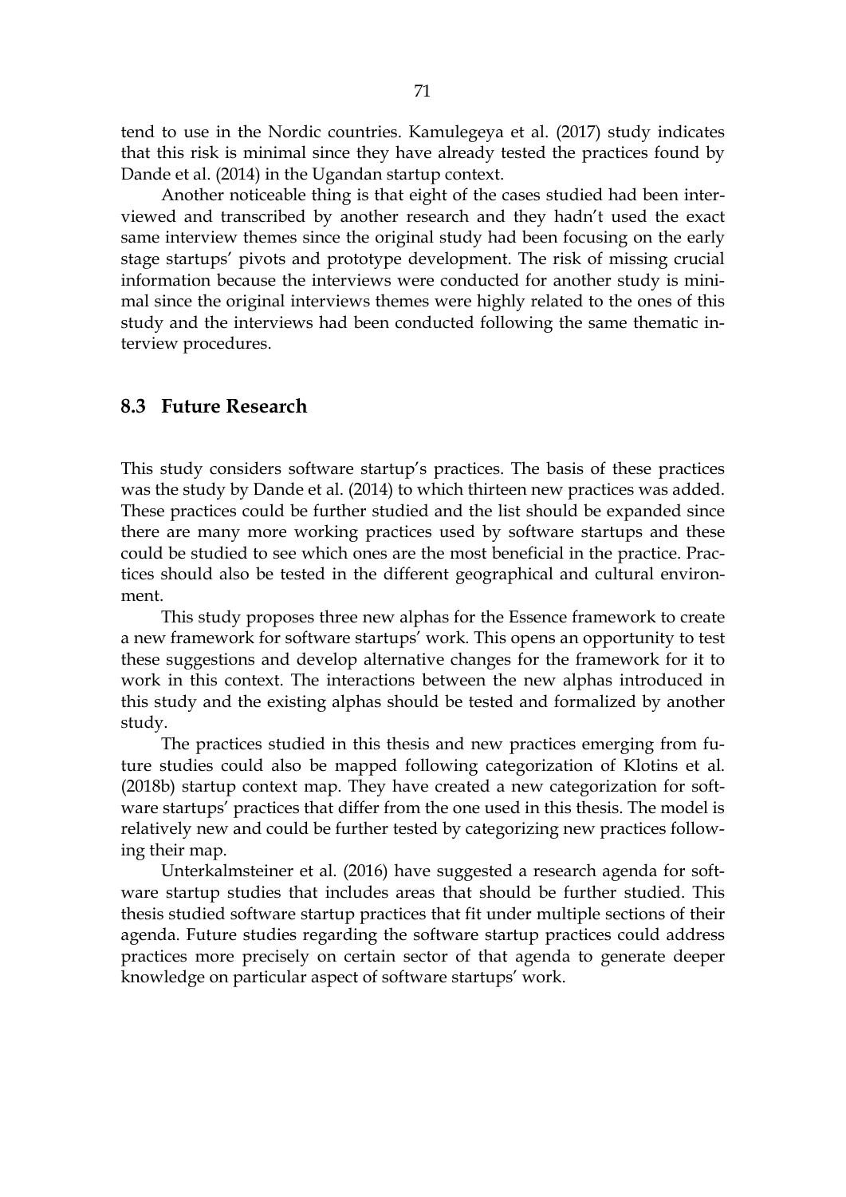tend to use in the Nordic countries. Kamulegeya et al. (2017) study indicates that this risk is minimal since they have already tested the practices found by Dande et al. (2014) in the Ugandan startup context.

Another noticeable thing is that eight of the cases studied had been interviewed and transcribed by another research and they hadn't used the exact same interview themes since the original study had been focusing on the early stage startups' pivots and prototype development. The risk of missing crucial information because the interviews were conducted for another study is minimal since the original interviews themes were highly related to the ones of this study and the interviews had been conducted following the same thematic interview procedures.

## 8.3 Future Research

This study considers software startup's practices. The basis of these practices was the study by Dande et al. (2014) to which thirteen new practices was added. These practices could be further studied and the list should be expanded since there are many more working practices used by software startups and these could be studied to see which ones are the most beneficial in the practice. Practices should also be tested in the different geographical and cultural environment.

This study proposes three new alphas for the Essence framework to create a new framework for software startups' work. This opens an opportunity to test these suggestions and develop alternative changes for the framework for it to work in this context. The interactions between the new alphas introduced in this study and the existing alphas should be tested and formalized by another study.

The practices studied in this thesis and new practices emerging from future studies could also be mapped following categorization of Klotins et al. (2018b) startup context map. They have created a new categorization for software startups' practices that differ from the one used in this thesis. The model is relatively new and could be further tested by categorizing new practices following their map.

Unterkalmsteiner et al. (2016) have suggested a research agenda for software startup studies that includes areas that should be further studied. This thesis studied software startup practices that fit under multiple sections of their agenda. Future studies regarding the software startup practices could address practices more precisely on certain sector of that agenda to generate deeper knowledge on particular aspect of software startups' work.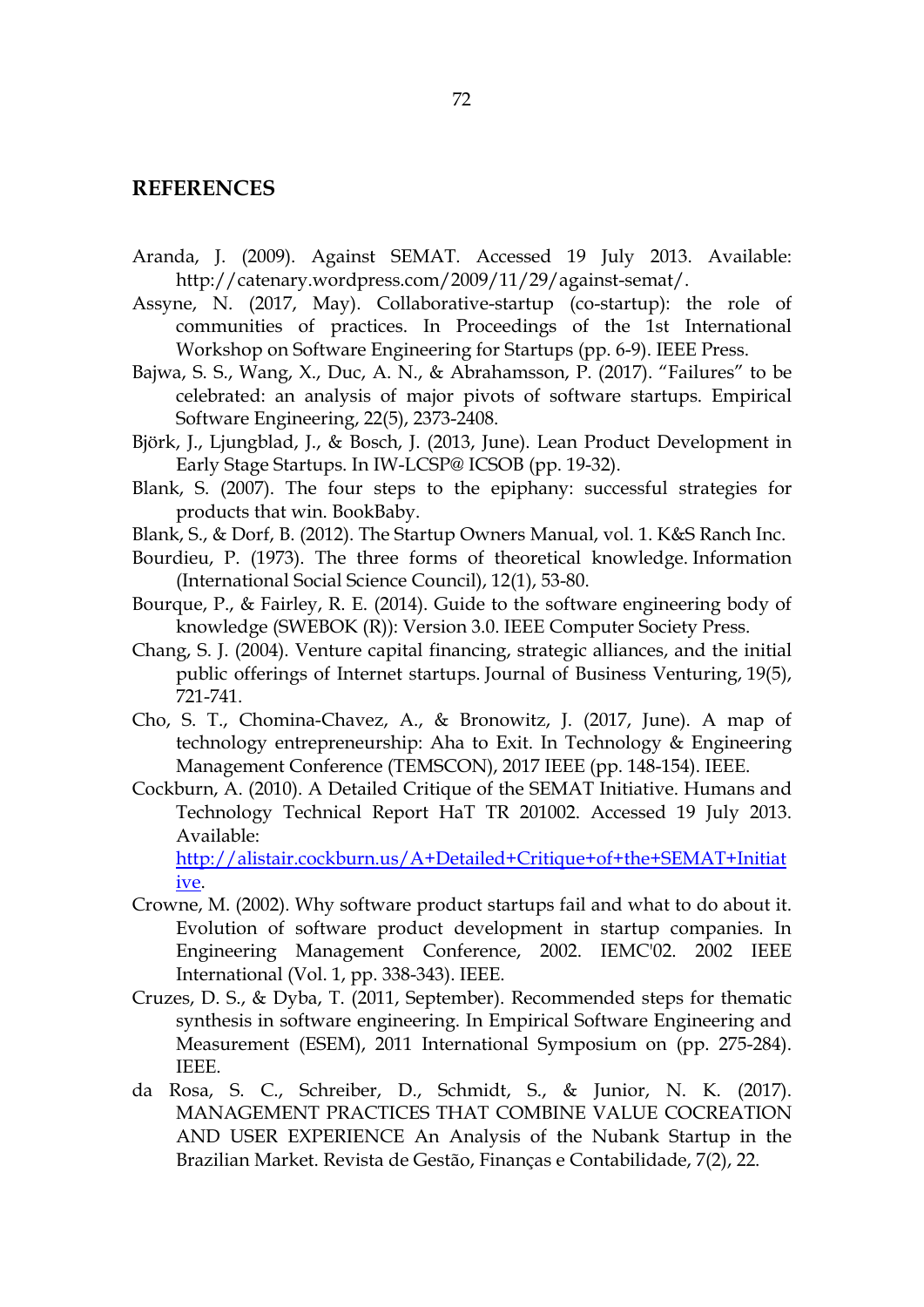## REFERENCES

Aranda, J. (2009). Against SEMAT. Accessed 19 July 2013. Available: http://catenary.wordpress.com/2009/11/29/against-semat/.

Assyne, N. (2017, May). Collaborative-startup (co-startup): the role of communities of practices. In Proceedings of the 1st International Workshop on Software Engineering for Startups (pp. 6-9). IEEE Press.

Bajwa, S. S., Wang, X., Duc, A. N., & Abrahamsson, P. (2017). "Failures" to be celebrated: an analysis of major pivots of software startups. Empirical Software Engineering, 22(5), 2373-2408.

Björk, J., Ljungblad, J., & Bosch, J. (2013, June). Lean Product Development in Early Stage Startups. In IW-LCSP@ ICSOB (pp. 19-32).

Blank, S. (2007). The four steps to the epiphany: successful strategies for products that win. BookBaby.

Blank, S., & Dorf, B. (2012). The Startup Owners Manual, vol. 1. K&S Ranch Inc.

Bourdieu, P. (1973). The three forms of theoretical knowledge. Information (International Social Science Council), 12(1), 53-80.

Bourque, P., & Fairley, R. E. (2014). Guide to the software engineering body of knowledge (SWEBOK (R)): Version 3.0. IEEE Computer Society Press.

Chang, S. J. (2004). Venture capital financing, strategic alliances, and the initial public offerings of Internet startups. Journal of Business Venturing, 19(5), 721-741.

Cho, S. T., Chomina-Chavez, A., & Bronowitz, J. (2017, June). A map of technology entrepreneurship: Aha to Exit. In Technology & Engineering Management Conference (TEMSCON), 2017 IEEE (pp. 148-154). IEEE.

Cockburn, A. (2010). A Detailed Critique of the SEMAT Initiative. Humans and Technology Technical Report HaT TR 201002. Accessed 19 July 2013. Available: http://alistair.cockburn.us/A+Detailed+Critique+of+the+SEMAT+Initiative.

Crowne, M. (2002). Why software product startups fail and what to do about it. Evolution of software product development in startup companies. In Engineering Management Conference, 2002. IEMC'02. 2002 IEEE International (Vol. 1, pp. 338-343). IEEE.

Cruzes, D. S., & Dyba, T. (2011, September). Recommended steps for thematic synthesis in software engineering. In Empirical Software Engineering and Measurement (ESEM), 2011 International Symposium on (pp. 275-284). IEEE.

da Rosa, S. C., Schreiber, D., Schmidt, S., & Junior, N. K. (2017). MANAGEMENT PRACTICES THAT COMBINE VALUE COCREATION AND USER EXPERIENCE An Analysis of the Nubank Startup in the Brazilian Market. Revista de Gestão, Finanças e Contabilidade, 7(2), 22.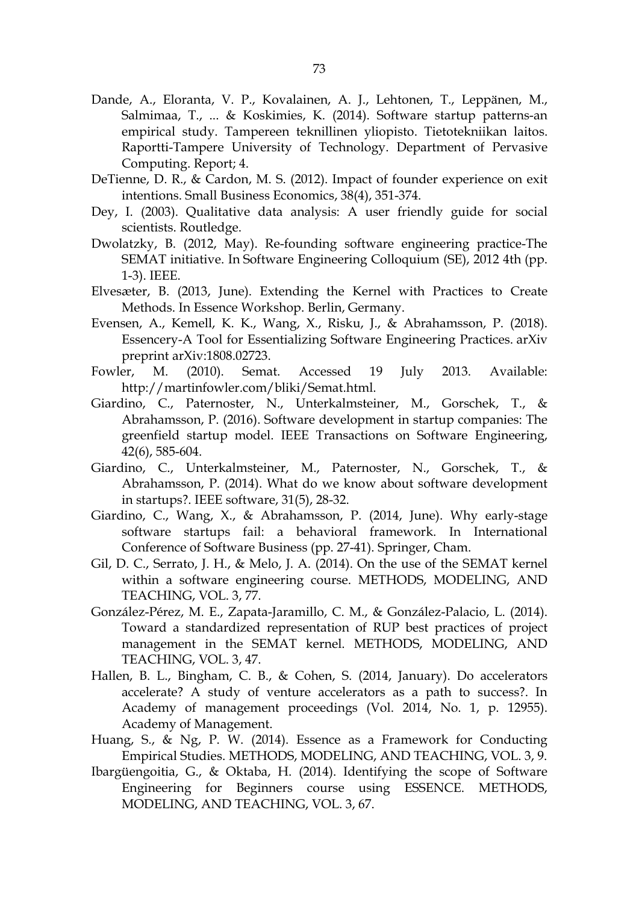Dande, A., Eloranta, V. P., Kovalainen, A. J., Lehtonen, T., Leppänen, M., Salmimaa, T., ... & Koskimies, K. (2014). Software startup patterns-an empirical study. Tampereen teknillinen yliopisto. Tietotekniikan laitos. Raportti-Tampere University of Technology. Department of Pervasive Computing. Report; 4.

DeTienne, D. R., & Cardon, M. S. (2012). Impact of founder experience on exit intentions. Small Business Economics, 38(4), 351-374.

Dey, I. (2003). Qualitative data analysis: A user friendly guide for social scientists. Routledge.

Dwolatzky, B. (2012, May). Re-founding software engineering practice-The SEMAT initiative. In Software Engineering Colloquium (SE), 2012 4th (pp. 1-3). IEEE.

Elvesæter, B. (2013, June). Extending the Kernel with Practices to Create Methods. In Essence Workshop. Berlin, Germany.

Evensen, A., Kemell, K. K., Wang, X., Risku, J., & Abrahamsson, P. (2018). Essencery-A Tool for Essentializing Software Engineering Practices. arXiv preprint arXiv:1808.02723.

Fowler, M. (2010). Semat. Accessed 19 July 2013. Available: http://martinfowler.com/bliki/Semat.html.

Giardino, C., Paternoster, N., Unterkalmsteiner, M., Gorschek, T., & Abrahamsson, P. (2016). Software development in startup companies: The greenfield startup model. IEEE Transactions on Software Engineering, 42(6), 585-604.

Giardino, C., Unterkalmsteiner, M., Paternoster, N., Gorschek, T., & Abrahamsson, P. (2014). What do we know about software development in startups?. IEEE software, 31(5), 28-32.

Giardino, C., Wang, X., & Abrahamsson, P. (2014, June). Why early-stage software startups fail: a behavioral framework. In International Conference of Software Business (pp. 27-41). Springer, Cham.

Gil, D. C., Serrato, J. H., & Melo, J. A. (2014). On the use of the SEMAT kernel within a software engineering course. METHODS, MODELING, AND TEACHING, VOL. 3, 77.

González-Pérez, M. E., Zapata-Jaramillo, C. M., & González-Palacio, L. (2014). Toward a standardized representation of RUP best practices of project management in the SEMAT kernel. METHODS, MODELING, AND TEACHING, VOL. 3, 47.

Hallen, B. L., Bingham, C. B., & Cohen, S. (2014, January). Do accelerators accelerate? A study of venture accelerators as a path to success?. In Academy of management proceedings (Vol. 2014, No. 1, p. 12955). Academy of Management.

Huang, S., & Ng, P. W. (2014). Essence as a Framework for Conducting Empirical Studies. METHODS, MODELING, AND TEACHING, VOL. 3, 9.

Ibargüengoitia, G., & Oktaba, H. (2014). Identifying the scope of Software Engineering for Beginners course using ESSENCE. METHODS, MODELING, AND TEACHING, VOL. 3, 67.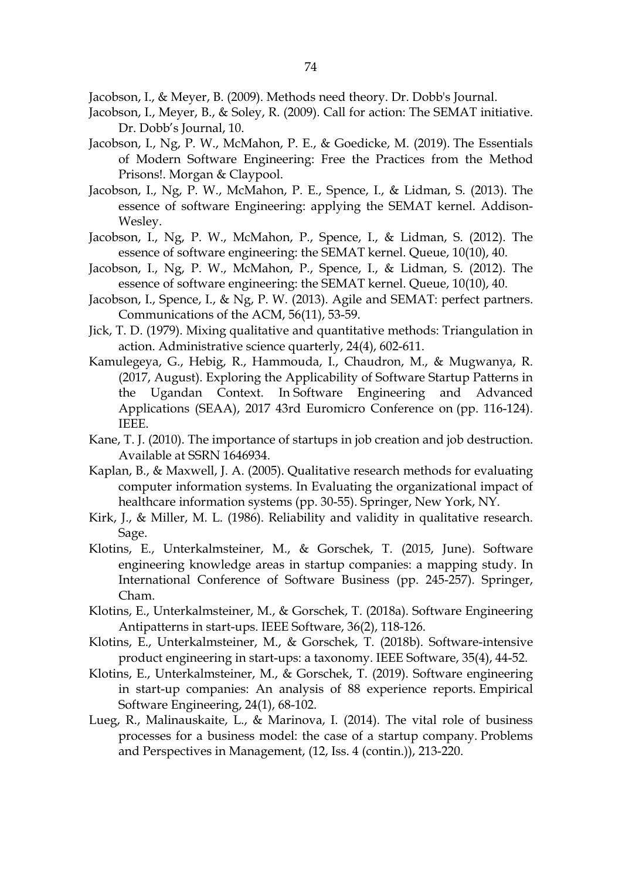Jacobson, I., & Meyer, B. (2009). Methods need theory. Dr. Dobb's Journal.

Jacobson, I., Meyer, B., & Soley, R. (2009). Call for action: The SEMAT initiative. Dr. Dobb's Journal, 10.

Jacobson, I., Ng, P. W., McMahon, P. E., & Goedicke, M. (2019). The Essentials of Modern Software Engineering: Free the Practices from the Method Prisons!. Morgan & Claypool.

Jacobson, I., Ng, P. W., McMahon, P. E., Spence, I., & Lidman, S. (2013). The essence of software Engineering: applying the SEMAT kernel. Addison-Wesley.

Jacobson, I., Ng, P. W., McMahon, P., Spence, I., & Lidman, S. (2012). The essence of software engineering: the SEMAT kernel. Queue, 10(10), 40.

Jacobson, I., Ng, P. W., McMahon, P., Spence, I., & Lidman, S. (2012). The essence of software engineering: the SEMAT kernel. Queue, 10(10), 40.

Jacobson, I., Spence, I., & Ng, P. W. (2013). Agile and SEMAT: perfect partners. Communications of the ACM, 56(11), 53-59.

Jick, T. D. (1979). Mixing qualitative and quantitative methods: Triangulation in action. Administrative science quarterly, 24(4), 602-611.

Kamulegeya, G., Hebig, R., Hammouda, I., Chaudron, M., & Mugwanya, R. (2017, August). Exploring the Applicability of Software Startup Patterns in the Ugandan Context. In Software Engineering and Advanced Applications (SEAA), 2017 43rd Euromicro Conference on (pp. 116-124). IEEE.

Kane, T. J. (2010). The importance of startups in job creation and job destruction. Available at SSRN 1646934.

Kaplan, B., & Maxwell, J. A. (2005). Qualitative research methods for evaluating computer information systems. In Evaluating the organizational impact of healthcare information systems (pp. 30-55). Springer, New York, NY.

Kirk, J., & Miller, M. L. (1986). Reliability and validity in qualitative research. Sage.

Klotins, E., Unterkalmsteiner, M., & Gorschek, T. (2015, June). Software engineering knowledge areas in startup companies: a mapping study. In International Conference of Software Business (pp. 245-257). Springer, Cham.

Klotins, E., Unterkalmsteiner, M., & Gorschek, T. (2018a). Software Engineering Antipatterns in start-ups. IEEE Software, 36(2), 118-126.

Klotins, E., Unterkalmsteiner, M., & Gorschek, T. (2018b). Software-intensive product engineering in start-ups: a taxonomy. IEEE Software, 35(4), 44-52.

Klotins, E., Unterkalmsteiner, M., & Gorschek, T. (2019). Software engineering in start-up companies: An analysis of 88 experience reports. Empirical Software Engineering, 24(1), 68-102.

Lueg, R., Malinauskaite, L., & Marinova, I. (2014). The vital role of business processes for a business model: the case of a startup company. Problems and Perspectives in Management, (12, Iss. 4 (contin.)), 213-220.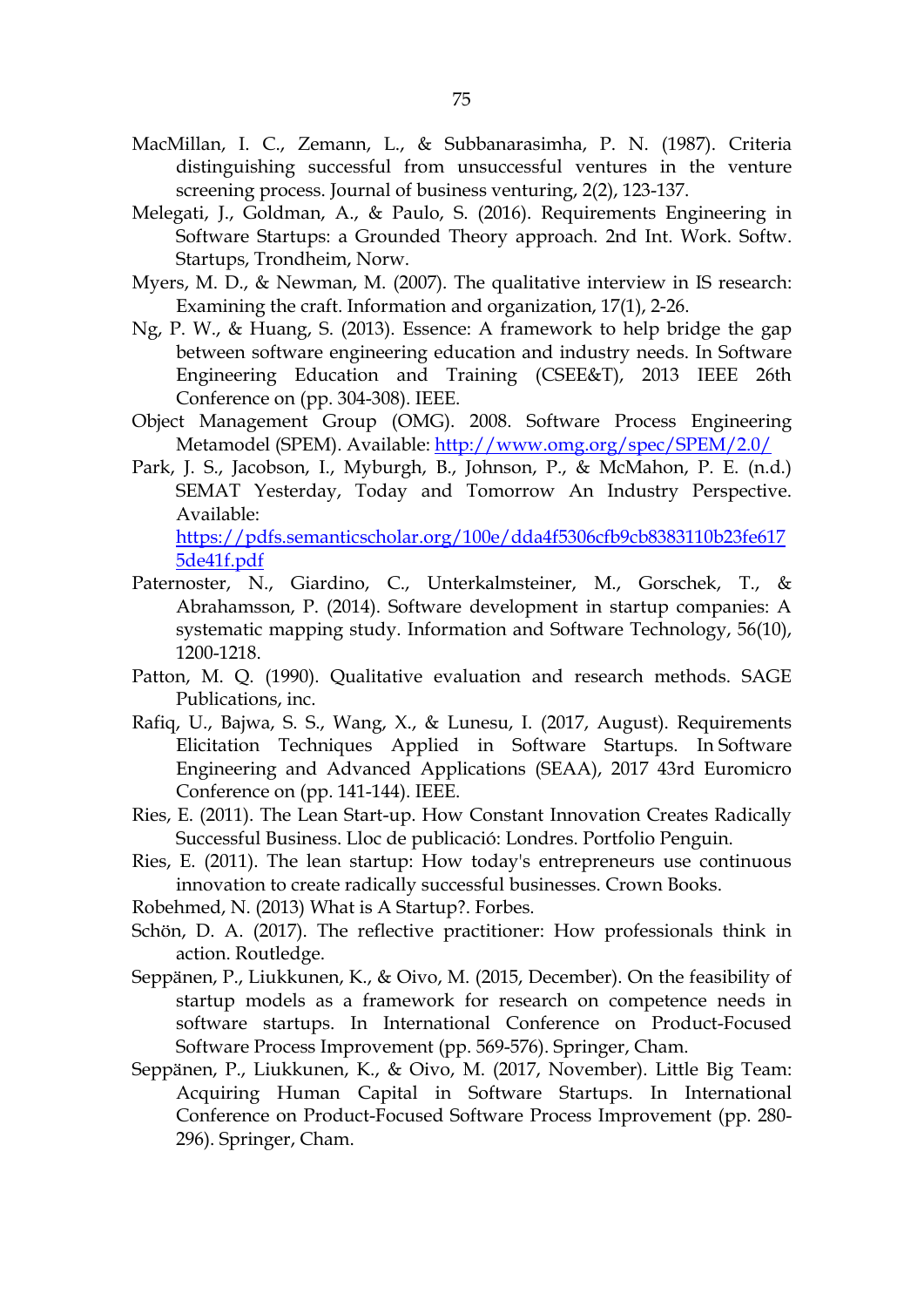MacMillan, I. C., Zemann, L., & Subbanarasimha, P. N. (1987). Criteria distinguishing successful from unsuccessful ventures in the venture screening process. Journal of business venturing, 2(2), 123-137.

Melegati, J., Goldman, A., & Paulo, S. (2016). Requirements Engineering in Software Startups: a Grounded Theory approach. 2nd Int. Work. Softw. Startups, Trondheim, Norw.

Myers, M. D., & Newman, M. (2007). The qualitative interview in IS research: Examining the craft. Information and organization, 17(1), 2-26.

Ng, P. W., & Huang, S. (2013). Essence: A framework to help bridge the gap between software engineering education and industry needs. In Software Engineering Education and Training (CSEE&T), 2013 IEEE 26th Conference on (pp. 304-308). IEEE.

Object Management Group (OMG). 2008. Software Process Engineering Metamodel (SPEM). Available: [http://www.omg.org/spec/SPEM/2.0/](http://www.omg.org/spec/SPEM/2.0/)

Park, J. S., Jacobson, I., Myburgh, B., Johnson, P., & McMahon, P. E. (n.d.) SEMAT Yesterday, Today and Tomorrow An Industry Perspective. Available: [https://pdfs.semanticscholar.org/100e/dda4f5306cfb9cb8383110b23fe6175de41f.pdf](https://pdfs.semanticscholar.org/100e/dda4f5306cfb9cb8383110b23fe6175de41f.pdf)

Paternoster, N., Giardino, C., Unterkalmsteiner, M., Gorschek, T., & Abrahamsson, P. (2014). Software development in startup companies: A systematic mapping study. Information and Software Technology, 56(10), 1200-1218.

Patton, M. Q. (1990). Qualitative evaluation and research methods. SAGE Publications, inc.

Rafiq, U., Bajwa, S. S., Wang, X., & Lunesu, I. (2017, August). Requirements Elicitation Techniques Applied in Software Startups. In Software Engineering and Advanced Applications (SEAA), 2017 43rd Euromicro Conference on (pp. 141-144). IEEE.

Ries, E. (2011). The Lean Start-up. How Constant Innovation Creates Radically Successful Business. Lloc de publicació: Londres. Portfolio Penguin.

Ries, E. (2011). The lean startup: How today's entrepreneurs use continuous innovation to create radically successful businesses. Crown Books.

Robehmed, N. (2013) What is A Startup?. Forbes.

Schön, D. A. (2017). The reflective practitioner: How professionals think in action. Routledge.

Seppänen, P., Liukkunen, K., & Oivo, M. (2015, December). On the feasibility of startup models as a framework for research on competence needs in software startups. In International Conference on Product-Focused Software Process Improvement (pp. 569-576). Springer, Cham.

Seppänen, P., Liukkunen, K., & Oivo, M. (2017, November). Little Big Team: Acquiring Human Capital in Software Startups. In International Conference on Product-Focused Software Process Improvement (pp. 280-296). Springer, Cham.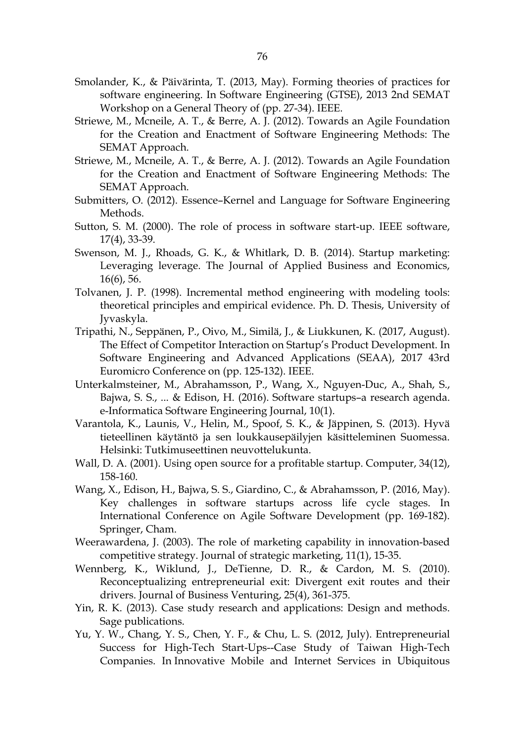Smolander, K., & Päivärinta, T. (2013, May). Forming theories of practices for software engineering. In Software Engineering (GTSE), 2013 2nd SEMAT Workshop on a General Theory of (pp. 27-34). IEEE.

Striewe, M., Mcneile, A. T., & Berre, A. J. (2012). Towards an Agile Foundation for the Creation and Enactment of Software Engineering Methods: The SEMAT Approach.

Striewe, M., Mcneile, A. T., & Berre, A. J. (2012). Towards an Agile Foundation for the Creation and Enactment of Software Engineering Methods: The SEMAT Approach.

Submitters, O. (2012). Essence–Kernel and Language for Software Engineering Methods.

Sutton, S. M. (2000). The role of process in software start-up. IEEE software, 17(4), 33-39.

Swenson, M. J., Rhoads, G. K., & Whitlark, D. B. (2014). Startup marketing: Leveraging leverage. The Journal of Applied Business and Economics, 16(6), 56.

Tolvanen, J. P. (1998). Incremental method engineering with modeling tools: theoretical principles and empirical evidence. Ph. D. Thesis, University of Jyvaskyla.

Tripathi, N., Seppänen, P., Oivo, M., Similä, J., & Liukkunen, K. (2017, August). The Effect of Competitor Interaction on Startup's Product Development. In Software Engineering and Advanced Applications (SEAA), 2017 43rd Euromicro Conference on (pp. 125-132). IEEE.

Unterkalmsteiner, M., Abrahamsson, P., Wang, X., Nguyen-Duc, A., Shah, S., Bajwa, S. S., ... & Edison, H. (2016). Software startups–a research agenda. e-Informatica Software Engineering Journal, 10(1).

Varantola, K., Launis, V., Helin, M., Spoof, S. K., & Jäppinen, S. (2013). Hyvä tieteellinen käytäntö ja sen loukkausepäilyjen käsitteleminen Suomessa. Helsinki: Tutkimuseettinen neuvottelukunta.

Wall, D. A. (2001). Using open source for a profitable startup. Computer, 34(12), 158-160.

Wang, X., Edison, H., Bajwa, S. S., Giardino, C., & Abrahamsson, P. (2016, May). Key challenges in software startups across life cycle stages. In International Conference on Agile Software Development (pp. 169-182). Springer, Cham.

Weerawardena, J. (2003). The role of marketing capability in innovation-based competitive strategy. Journal of strategic marketing, 11(1), 15-35.

Wennberg, K., Wiklund, J., DeTienne, D. R., & Cardon, M. S. (2010). Reconceptualizing entrepreneurial exit: Divergent exit routes and their drivers. Journal of Business Venturing, 25(4), 361-375.

Yin, R. K. (2013). Case study research and applications: Design and methods. Sage publications.

Yu, Y. W., Chang, Y. S., Chen, Y. F., & Chu, L. S. (2012, July). Entrepreneurial Success for High-Tech Start-Ups--Case Study of Taiwan High-Tech Companies. In Innovative Mobile and Internet Services in Ubiquitous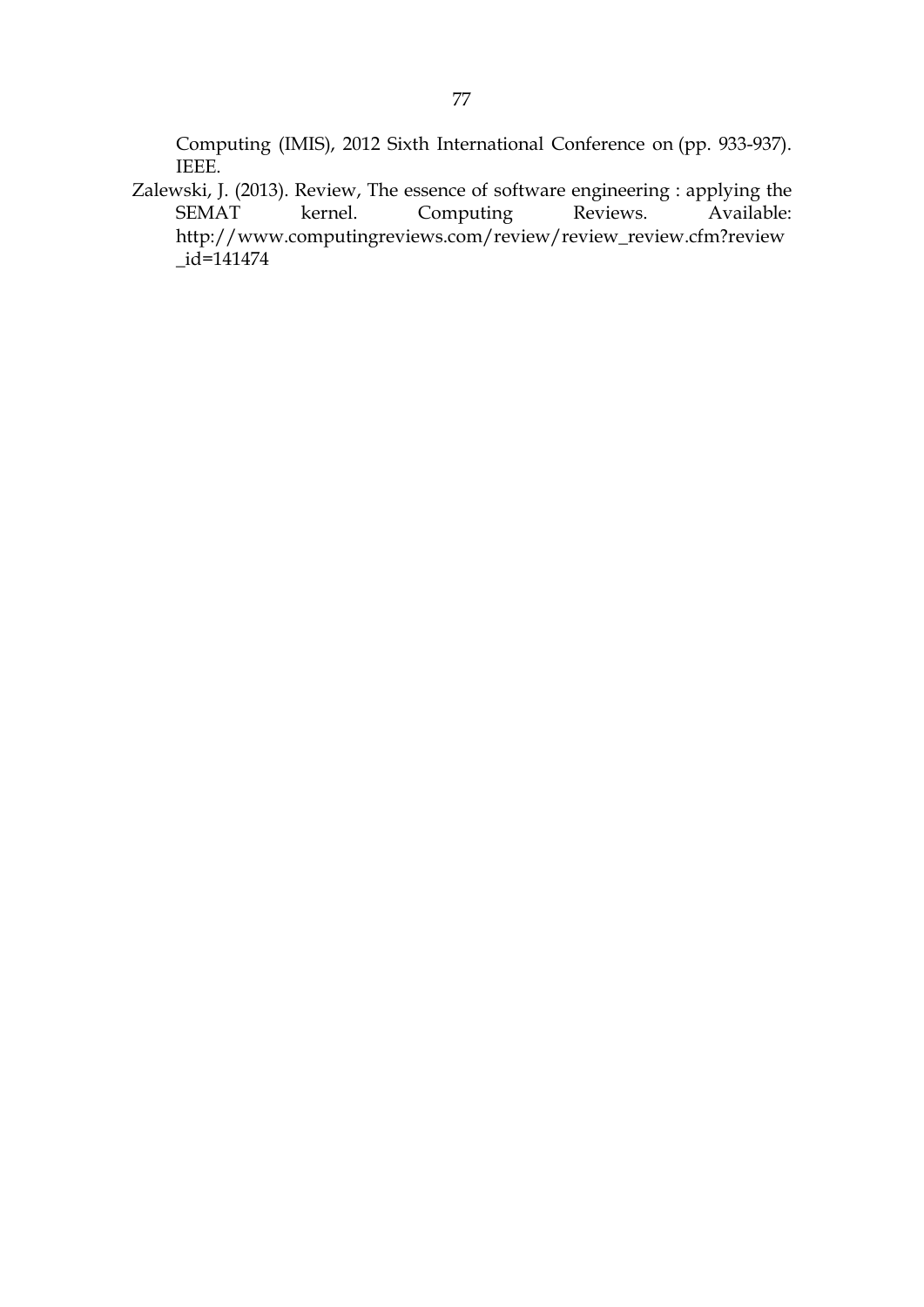Computing (IMIS), 2012 Sixth International Conference on (pp. 933-937). IEEE.

Zalewski, J. (2013). Review, The essence of software engineering : applying the SEMAT kernel. Computing Reviews. Available: http://www.computingreviews.com/review/review_review.cfm?review_id=141474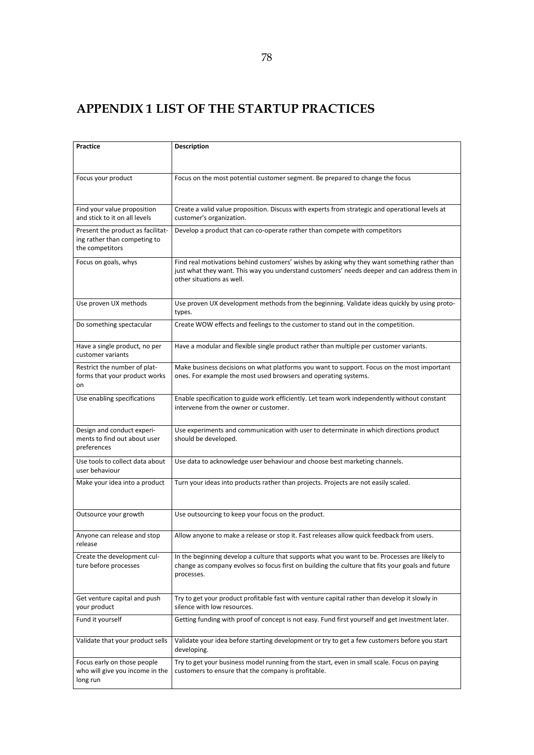# APPENDIX 1 LIST OF THE STARTUP PRACTICES

| Practice | Description |
|---|---|
| Focus your product | Focus on the most potential customer segment. Be prepared to change the focus |
| Find your value proposition and stick to it on all levels | Create a valid value proposition. Discuss with experts from strategic and operational levels at customer's organization. |
| Present the product as facilitating rather than competing to the competitors | Develop a product that can co-operate rather than compete with competitors |
| Focus on goals, whys | Find real motivations behind customers' wishes by asking why they want something rather than just what they want. This way you understand customers' needs deeper and can address them in other situations as well. |
| Use proven UX methods | Use proven UX development methods from the beginning. Validate ideas quickly by using prototypes. |
| Do something spectacular | Create WOW effects and feelings to the customer to stand out in the competition. |
| Have a single product, no per customer variants | Have a modular and flexible single product rather than multiple per customer variants. |
| Restrict the number of platforms that your product works on | Make business decisions on what platforms you want to support. Focus on the most important ones. For example the most used browsers and operating systems. |
| Use enabling specifications | Enable specification to guide work efficiently. Let team work independently without constant intervene from the owner or customer. |
| Design and conduct experiments to find out about user preferences | Use experiments and communication with user to determinate in which directions product should be developed. |
| Use tools to collect data about user behaviour | Use data to acknowledge user behaviour and choose best marketing channels. |
| Make your idea into a product | Turn your ideas into products rather than projects. Projects are not easily scaled. |
| Outsource your growth | Use outsourcing to keep your focus on the product. |
| Anyone can release and stop release | Allow anyone to make a release or stop it. Fast releases allow quick feedback from users. |
| Create the development culture before processes | In the beginning develop a culture that supports what you want to be. Processes are likely to change as company evolves so focus first on building the culture that fits your goals and future processes. |
| Get venture capital and push your product | Try to get your product profitable fast with venture capital rather than develop it slowly in silence with low resources. |
| Fund it yourself | Getting funding with proof of concept is not easy. Fund first yourself and get investment later. |
| Validate that your product sells | Validate your idea before starting development or try to get a few customers before you start developing. |
| Focus early on those people who will give you income in the long run | Try to get your business model running from the start, even in small scale. Focus on paying customers to ensure that the company is profitable. |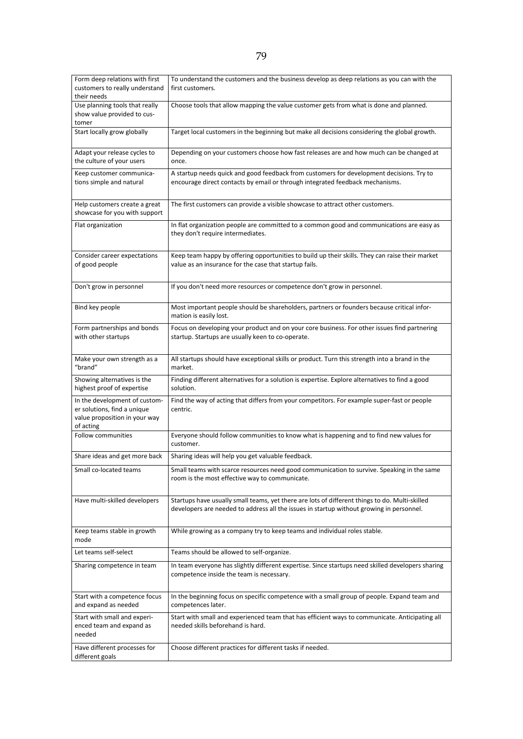| | |
|---|---|
| Form deep relations with first customers to really understand their needs | To understand the customers and the business develop as deep relations as you can with the first customers. |
| Use planning tools that really show value provided to customer | Choose tools that allow mapping the value customer gets from what is done and planned. |
| Start locally grow globally | Target local customers in the beginning but make all decisions considering the global growth. |
| Adapt your release cycles to the culture of your users | Depending on your customers choose how fast releases are and how much can be changed at once. |
| Keep customer communications simple and natural | A startup needs quick and good feedback from customers for development decisions. Try to encourage direct contacts by email or through integrated feedback mechanisms. |
| Help customers create a great showcase for you with support | The first customers can provide a visible showcase to attract other customers. |
| Flat organization | In flat organization people are committed to a common good and communications are easy as they don't require intermediates. |
| Consider career expectations of good people | Keep team happy by offering opportunities to build up their skills. They can raise their market value as an insurance for the case that startup fails. |
| Don't grow in personnel | If you don't need more resources or competence don't grow in personnel. |
| Bind key people | Most important people should be shareholders, partners or founders because critical information is easily lost. |
| Form partnerships and bonds with other startups | Focus on developing your product and on your core business. For other issues find partnering startup. Startups are usually keen to co-operate. |
| Make your own strength as a "brand" | All startups should have exceptional skills or product. Turn this strength into a brand in the market. |
| Showing alternatives is the highest proof of expertise | Finding different alternatives for a solution is expertise. Explore alternatives to find a good solution. |
| In the development of customer solutions, find a unique value proposition in your way of acting | Find the way of acting that differs from your competitors. For example super-fast or people centric. |
| Follow communities | Everyone should follow communities to know what is happening and to find new values for customer. |
| Share ideas and get more back | Sharing ideas will help you get valuable feedback. |
| Small co-located teams | Small teams with scarce resources need good communication to survive. Speaking in the same room is the most effective way to communicate. |
| Have multi-skilled developers | Startups have usually small teams, yet there are lots of different things to do. Multi-skilled developers are needed to address all the issues in startup without growing in personnel. |
| Keep teams stable in growth mode | While growing as a company try to keep teams and individual roles stable. |
| Let teams self-select | Teams should be allowed to self-organize. |
| Sharing competence in team | In team everyone has slightly different expertise. Since startups need skilled developers sharing competence inside the team is necessary. |
| Start with a competence focus and expand as needed | In the beginning focus on specific competence with a small group of people. Expand team and competences later. |
| Start with small and experienced team and expand as needed | Start with small and experienced team that has efficient ways to communicate. Anticipating all needed skills beforehand is hard. |
| Have different processes for different goals | Choose different practices for different tasks if needed. |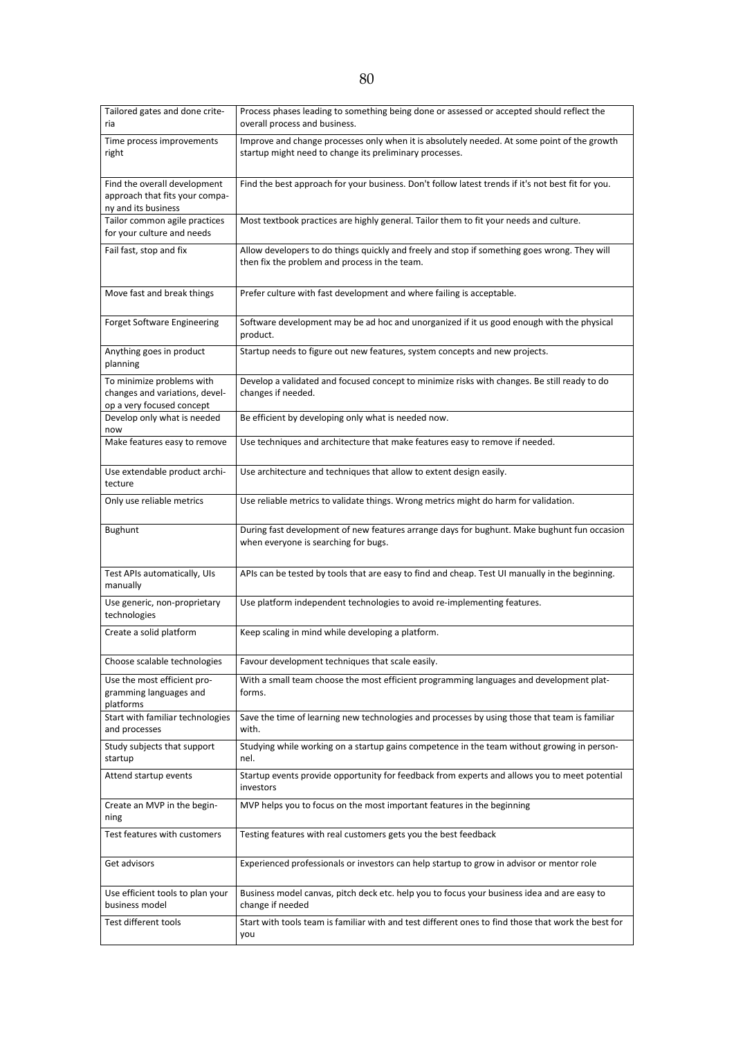| | |
|---|---|
| Tailored gates and done criteria | Process phases leading to something being done or assessed or accepted should reflect the overall process and business. |
| Time process improvements right | Improve and change processes only when it is absolutely needed. At some point of the growth startup might need to change its preliminary processes. |
| Find the overall development approach that fits your company and its business | Find the best approach for your business. Don't follow latest trends if it's not best fit for you. |
| Tailor common agile practices for your culture and needs | Most textbook practices are highly general. Tailor them to fit your needs and culture. |
| Fail fast, stop and fix | Allow developers to do things quickly and freely and stop if something goes wrong. They will then fix the problem and process in the team. |
| Move fast and break things | Prefer culture with fast development and where failing is acceptable. |
| Forget Software Engineering | Software development may be ad hoc and unorganized if it us good enough with the physical product. |
| Anything goes in product planning | Startup needs to figure out new features, system concepts and new projects. |
| To minimize problems with changes and variations, develop a very focused concept | Develop a validated and focused concept to minimize risks with changes. Be still ready to do changes if needed. |
| Develop only what is needed now | Be efficient by developing only what is needed now. |
| Make features easy to remove | Use techniques and architecture that make features easy to remove if needed. |
| Use extendable product architecture | Use architecture and techniques that allow to extent design easily. |
| Only use reliable metrics | Use reliable metrics to validate things. Wrong metrics might do harm for validation. |
| Bughunt | During fast development of new features arrange days for bughunt. Make bughunt fun occasion when everyone is searching for bugs. |
| Test APIs automatically, UIs manually | APIs can be tested by tools that are easy to find and cheap. Test UI manually in the beginning. |
| Use generic, non-proprietary technologies | Use platform independent technologies to avoid re-implementing features. |
| Create a solid platform | Keep scaling in mind while developing a platform. |
| Choose scalable technologies | Favour development techniques that scale easily. |
| Use the most efficient programming languages and platforms | With a small team choose the most efficient programming languages and development platforms. |
| Start with familiar technologies and processes | Save the time of learning new technologies and processes by using those that team is familiar with. |
| Study subjects that support startup | Studying while working on a startup gains competence in the team without growing in personnel. |
| Attend startup events | Startup events provide opportunity for feedback from experts and allows you to meet potential investors |
| Create an MVP in the beginning | MVP helps you to focus on the most important features in the beginning |
| Test features with customers | Testing features with real customers gets you the best feedback |
| Get advisors | Experienced professionals or investors can help startup to grow in advisor or mentor role |
| Use efficient tools to plan your business model | Business model canvas, pitch deck etc. help you to focus your business idea and are easy to change if needed |
| Test different tools | Start with tools team is familiar with and test different ones to find those that work the best for you |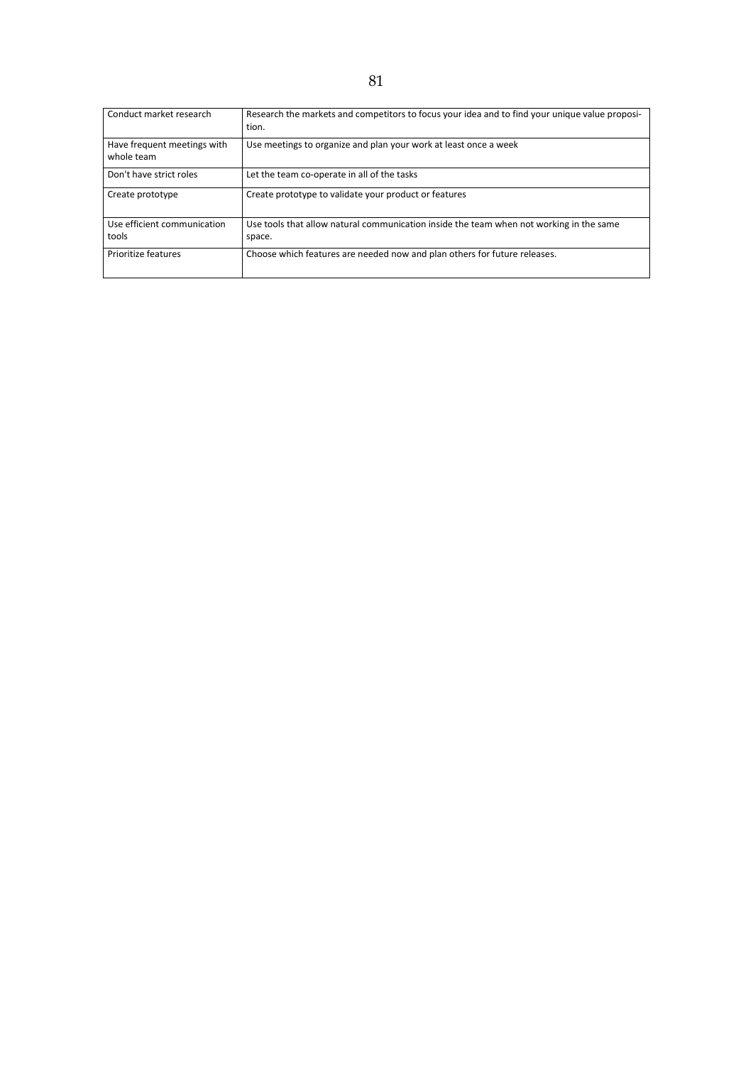| | |
|---|---|
| Conduct market research | Research the markets and competitors to focus your idea and to find your unique value proposition. |
| Have frequent meetings with whole team | Use meetings to organize and plan your work at least once a week |
| Don't have strict roles | Let the team co-operate in all of the tasks |
| Create prototype | Create prototype to validate your product or features |
| Use efficient communication tools | Use tools that allow natural communication inside the team when not working in the same space. |
| Prioritize features | Choose which features are needed now and plan others for future releases. |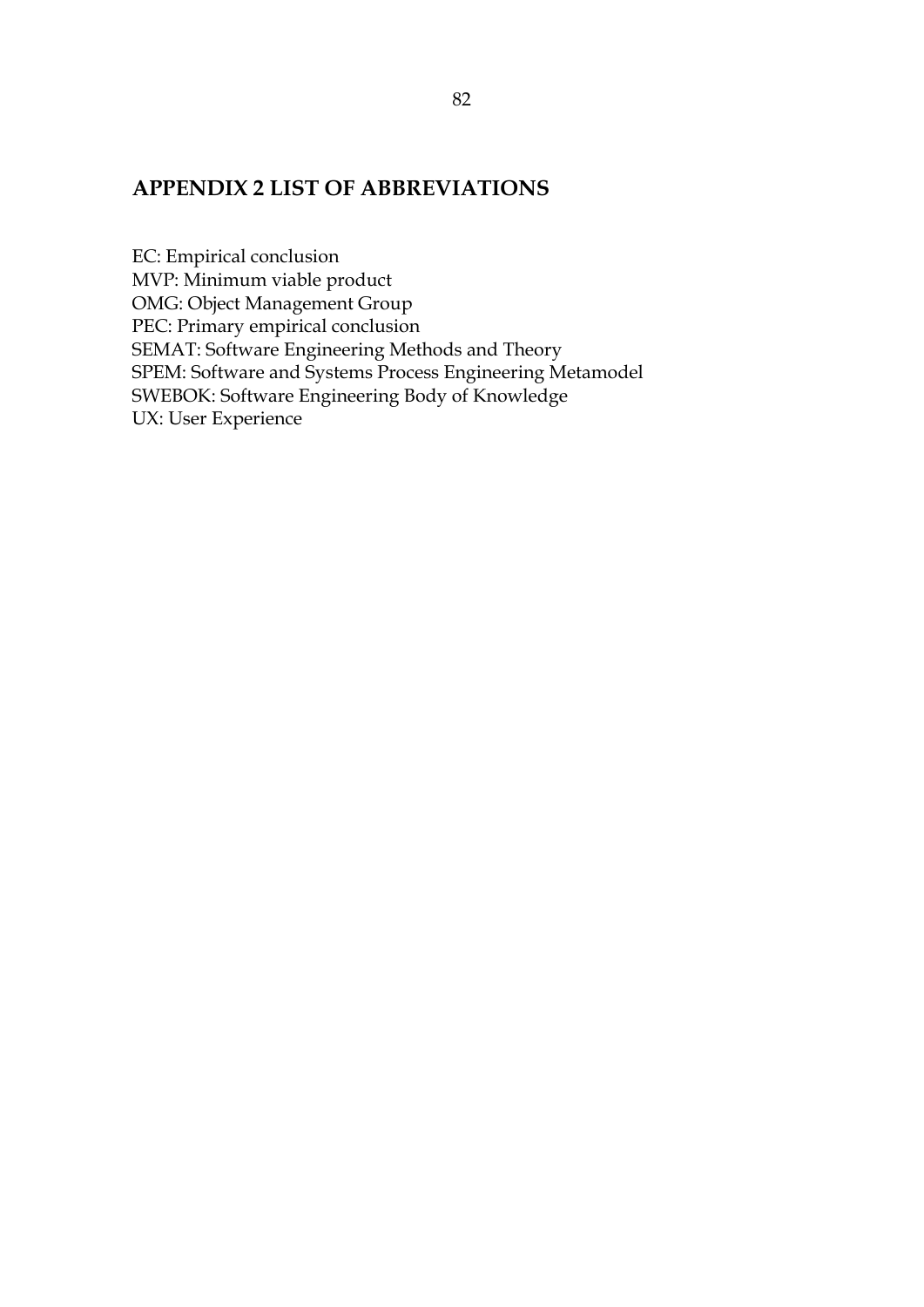# APPENDIX 2 LIST OF ABBREVIATIONS

EC: Empirical conclusion
MVP: Minimum viable product
OMG: Object Management Group
PEC: Primary empirical conclusion
SEMAT: Software Engineering Methods and Theory
SPEM: Software and Systems Process Engineering Metamodel
SWEBOK: Software Engineering Body of Knowledge
UX: User Experience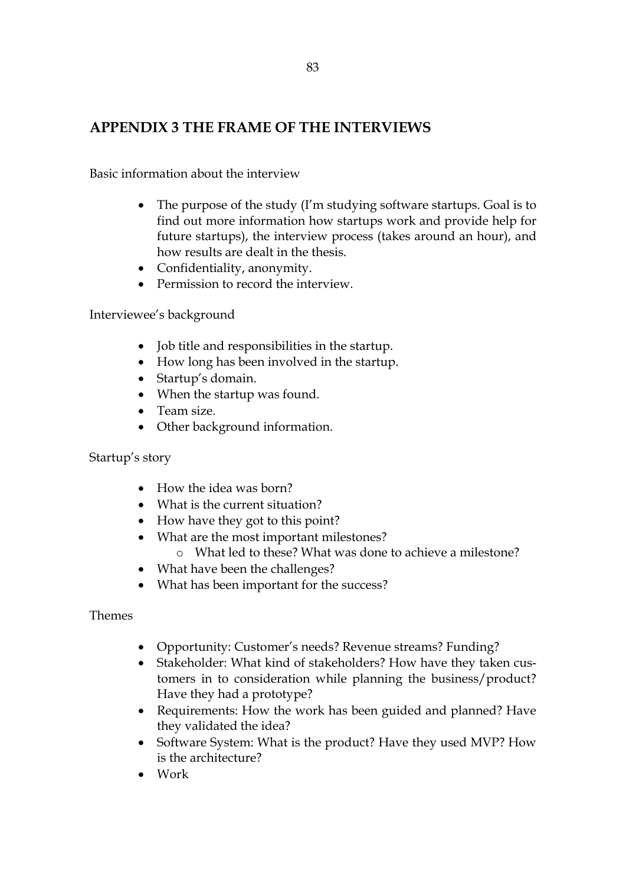## APPENDIX 3 THE FRAME OF THE INTERVIEWS

Basic information about the interview

- The purpose of the study (I'm studying software startups. Goal is to find out more information how startups work and provide help for future startups), the interview process (takes around an hour), and how results are dealt in the thesis.
- Confidentiality, anonymity.
- Permission to record the interview.

Interviewee's background

- Job title and responsibilities in the startup.
- How long has been involved in the startup.
- Startup's domain.
- When the startup was found.
- Team size.
- Other background information.

Startup's story

- How the idea was born?
- What is the current situation?
- How have they got to this point?
- What are the most important milestones?
  - What led to these? What was done to achieve a milestone?
- What have been the challenges?
- What has been important for the success?

Themes

- Opportunity: Customer's needs? Revenue streams? Funding?
- Stakeholder: What kind of stakeholders? How have they taken customers in to consideration while planning the business/product? Have they had a prototype?
- Requirements: How the work has been guided and planned? Have they validated the idea?
- Software System: What is the product? Have they used MVP? How is the architecture?
- Work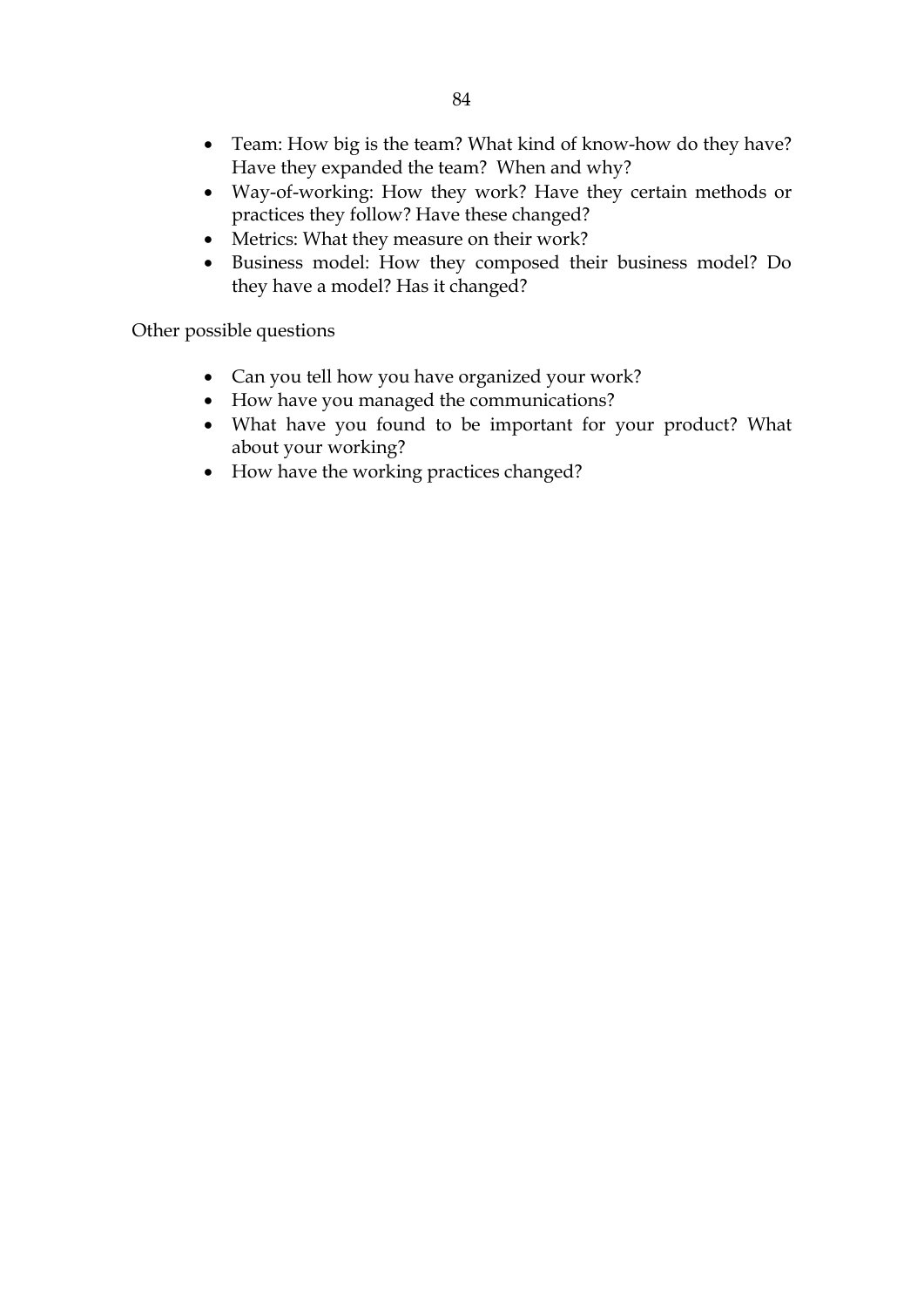- Team: How big is the team? What kind of know-how do they have? Have they expanded the team? When and why?
- Way-of-working: How they work? Have they certain methods or practices they follow? Have these changed?
- Metrics: What they measure on their work?
- Business model: How they composed their business model? Do they have a model? Has it changed?

Other possible questions

- Can you tell how you have organized your work?
- How have you managed the communications?
- What have you found to be important for your product? What about your working?
- How have the working practices changed?